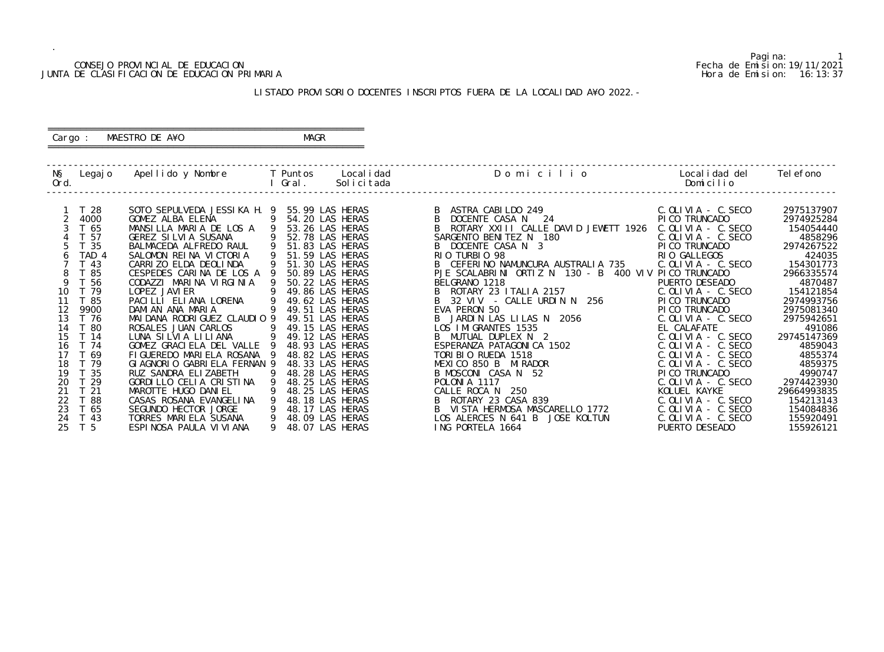CONSEJO PROVINCIAL DE EDUCACION
JUNTA DE CLASIFICACION DE EDUCACION PRIMARIA

Fecha de Emision:19/11/2021
Hora de Emision: 16:13:37

LISTADO PROVISORIO DOCENTES INSCRIPTOS FUERA DE LA LOCALIDAD A¥O 2022.-

Cargo : MAESTRO DE A¥O MAGR

| N§ Ord. | Legajo | Apellido y Nombre | T I | Puntos Gral. | Localidad Solicitada | Domicilio | Localidad del Domicilio | Telefono |
|---|---|---|---|---|---|---|---|---|
| 1 | T 28 | SOTO SEPULVEDA JESSIKA H. | 9 | 55.99 | LAS HERAS | B ASTRA CABILDO 249 | C.OLIVIA - C.SECO | 2975137907 |
| 2 | 4000 | GOMEZ ALBA ELENA | 9 | 54.20 | LAS HERAS | B DOCENTE CASA N 24 | PICO TRUNCADO | 2974925284 |
| 3 | T 65 | MANSILLA MARIA DE LOS A | 9 | 53.26 | LAS HERAS | B ROTARY XXIII CALLE DAVID JEWETT 1926 | C.OLIVIA - C.SECO | 154054440 |
| 4 | T 57 | GEREZ SILVIA SUSANA | 9 | 52.78 | LAS HERAS | SARGENTO BENITEZ N 180 | C.OLIVIA - C.SECO | 4858296 |
| 5 | T 35 | BALMACEDA ALFREDO RAUL | 9 | 51.83 | LAS HERAS | B DOCENTE CASA N 3 | PICO TRUNCADO | 2974267522 |
| 6 | TAD 4 | SALOMON REINA VICTORIA | 9 | 51.59 | LAS HERAS | RIO TURBIO 98 | RIO GALLEGOS | 424035 |
| 7 | T 43 | CARRIZO ELDA DEOLINDA | 9 | 51.30 | LAS HERAS | B CEFERINO NAMUNCURA AUSTRALIA 735 | C.OLIVIA - C.SECO | 154301773 |
| 8 | T 85 | CESPEDES CARINA DE LOS A | 9 | 50.89 | LAS HERAS | PJE SCALABRINI ORTIZ N 130 - B 400 VIV | PICO TRUNCADO | 2966335574 |
| 9 | T 56 | CODAZZI MARINA VIRGINIA | 9 | 50.22 | LAS HERAS | BELGRANO 1218 | PUERTO DESEADO | 4870487 |
| 10 | T 79 | LOPEZ JAVIER | 9 | 49.86 | LAS HERAS | B ROTARY 23 ITALIA 2157 | C.OLIVIA - C.SECO | 154121854 |
| 11 | T 85 | PACILLI ELIANA LORENA | 9 | 49.62 | LAS HERAS | B 32 VIV - CALLE URDIN N 256 | PICO TRUNCADO | 2974993756 |
| 12 | 9900 | DAMIAN ANA MARIA | 9 | 49.51 | LAS HERAS | EVA PERON 50 | PICO TRUNCADO | 2975081340 |
| 13 | T 76 | MAIDANA RODRIGUEZ CLAUDIO | 9 | 49.51 | LAS HERAS | B JARDIN LAS LILAS N 2056 | C.OLIVIA - C.SECO | 2975942651 |
| 14 | T 80 | ROSALES JUAN CARLOS | 9 | 49.15 | LAS HERAS | LOS IMIGRANTES 1535 | EL CALAFATE | 491086 |
| 15 | T 14 | LUNA SILVIA LILIANA | 9 | 49.12 | LAS HERAS | B MUTUAL DUPLEX N 2 | C.OLIVIA - C.SECO | 29745147369 |
| 16 | T 74 | GOMEZ GRACIELA DEL VALLE | 9 | 48.93 | LAS HERAS | ESPERANZA PATAGONICA 1502 | C.OLIVIA - C.SECO | 4859043 |
| 17 | T 69 | FIGUEREDO MARIELA ROSANA | 9 | 48.82 | LAS HERAS | TORIBIO RUEDA 1518 | C.OLIVIA - C.SECO | 4855374 |
| 18 | T 79 | GIAGNORIO GABRIELA FERNAN | 9 | 48.33 | LAS HERAS | MEXICO 850 B MIRADOR | C.OLIVIA - C.SECO | 4859375 |
| 19 | T 35 | RUZ SANDRA ELIZABETH | 9 | 48.28 | LAS HERAS | B MOSCONI CASA N 52 | PICO TRUNCADO | 4990747 |
| 20 | T 29 | GORDILLO CELIA CRISTINA | 9 | 48.25 | LAS HERAS | POLONIA 1117 | C.OLIVIA - C.SECO | 2974423930 |
| 21 | T 21 | MAROTTE HUGO DANIEL | 9 | 48.25 | LAS HERAS | CALLE ROCA N 250 | KOLUEL KAYKE | 29664993835 |
| 22 | T 88 | CASAS ROSANA EVANGELINA | 9 | 48.18 | LAS HERAS | B ROTARY 23 CASA 839 | C.OLIVIA - C.SECO | 154213143 |
| 23 | T 65 | SEGUNDO HECTOR JORGE | 9 | 48.17 | LAS HERAS | B VISTA HERMOSA MASCARELLO 1772 | C.OLIVIA - C.SECO | 154084836 |
| 24 | T 43 | TORRES MARIELA SUSANA | 9 | 48.09 | LAS HERAS | LOS ALERCES N 641 B JOSE KOLTUN | C.OLIVIA - C.SECO | 155920491 |
| 25 | T 5 | ESPINOSA PAULA VIVIANA | 9 | 48.07 | LAS HERAS | ING PORTELA 1664 | PUERTO DESEADO | 155926121 |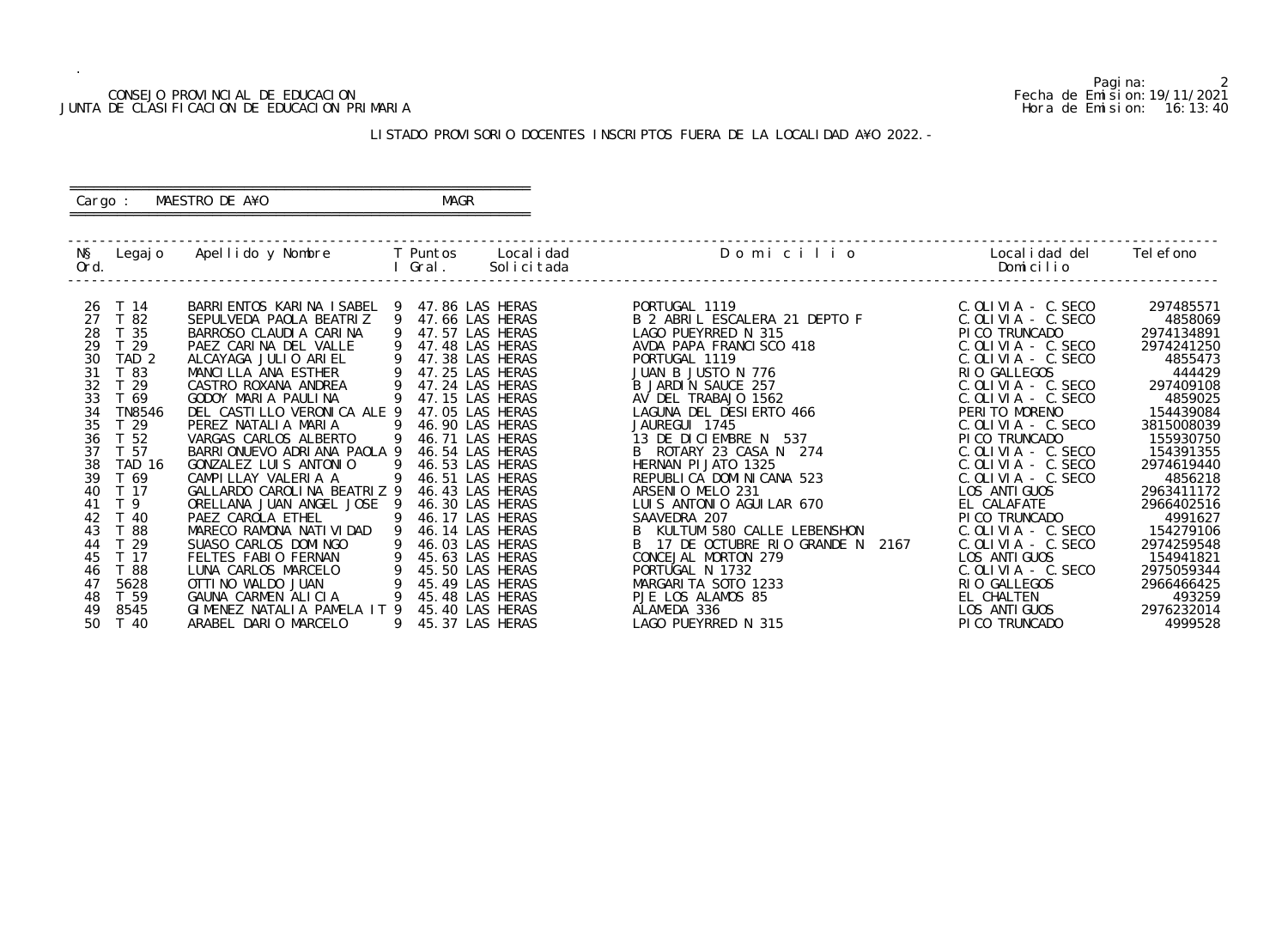CONSEJO PROVINCIAL DE EDUCACION
JUNTA DE CLASIFICACION DE EDUCACION PRIMARIA

Pagina: 2
Fecha de Emision: 19/11/2021
Hora de Emision: 16:13:40

LISTADO PROVISORIO DOCENTES INSCRIPTOS FUERA DE LA LOCALIDAD A¥O 2022.-

Cargo : MAESTRO DE A¥O    MAGR

| N§ Ord. | Legajo | Apellido y Nombre | T I | Puntos Gral. | Localidad Solicitada | Domicilio | Localidad del Domicilio | Telefono |
|---|---|---|---|---|---|---|---|---|
| 26 | T 14 | BARRIENTOS KARINA ISABEL | 9 | 47.86 | LAS HERAS | PORTUGAL 1119 | C.OLIVIA - C.SECO | 297485571 |
| 27 | T 82 | SEPULVEDA PAOLA BEATRIZ | 9 | 47.66 | LAS HERAS | B 2 ABRIL ESCALERA 21 DEPTO F | C.OLIVIA - C.SECO | 4858069 |
| 28 | T 35 | BARROSO CLAUDIA CARINA | 9 | 47.57 | LAS HERAS | LAGO PUEYRRED N 315 | PICO TRUNCADO | 2974134891 |
| 29 | T 29 | PAEZ CARINA DEL VALLE | 9 | 47.48 | LAS HERAS | AVDA PAPA FRANCISCO 418 | C.OLIVIA - C.SECO | 2974241250 |
| 30 | TAD 2 | ALCAYAGA JULIO ARIEL | 9 | 47.38 | LAS HERAS | PORTUGAL 1119 | C.OLIVIA - C.SECO | 4855473 |
| 31 | T 83 | MANCILLA ANA ESTHER | 9 | 47.25 | LAS HERAS | JUAN B JUSTO N 776 | RIO GALLEGOS | 444429 |
| 32 | T 29 | CASTRO ROXANA ANDREA | 9 | 47.24 | LAS HERAS | B JARDIN SAUCE 257 | C.OLIVIA - C.SECO | 297409108 |
| 33 | T 69 | GODOY MARIA PAULINA | 9 | 47.15 | LAS HERAS | AV DEL TRABAJO 1562 | C.OLIVIA - C.SECO | 4859025 |
| 34 | TN8546 | DEL CASTILLO VERONICA ALE | 9 | 47.05 | LAS HERAS | LAGUNA DEL DESIERTO 466 | PERITO MORENO | 154439084 |
| 35 | T 29 | PEREZ NATALIA MARIA | 9 | 46.90 | LAS HERAS | JAUREGUI 1745 | C.OLIVIA - C.SECO | 3815008039 |
| 36 | T 52 | VARGAS CARLOS ALBERTO | 9 | 46.71 | LAS HERAS | 13 DE DICIEMBRE N 537 | PICO TRUNCADO | 155930750 |
| 37 | T 57 | BARRIONUEVO ADRIANA PAOLA | 9 | 46.54 | LAS HERAS | B ROTARY 23 CASA N 274 | C.OLIVIA - C.SECO | 154391355 |
| 38 | TAD 16 | GONZALEZ LUIS ANTONIO | 9 | 46.53 | LAS HERAS | HERNAN PIJATO 1325 | C.OLIVIA - C.SECO | 2974619440 |
| 39 | T 69 | CAMPILLAY VALERIA A | 9 | 46.51 | LAS HERAS | REPUBLICA DOMINICANA 523 | C.OLIVIA - C.SECO | 4856218 |
| 40 | T 17 | GALLARDO CAROLINA BEATRIZ | 9 | 46.43 | LAS HERAS | ARSENIO MELO 231 | LOS ANTIGUOS | 2963411172 |
| 41 | T 9 | ORELLANA JUAN ANGEL JOSE | 9 | 46.30 | LAS HERAS | LUIS ANTONIO AGUILAR 670 | EL CALAFATE | 2966402516 |
| 42 | T 40 | PAEZ CAROLA ETHEL | 9 | 46.17 | LAS HERAS | SAAVEDRA 207 | PICO TRUNCADO | 4991627 |
| 43 | T 88 | MARECO RAMONA NATIVIDAD | 9 | 46.14 | LAS HERAS | B KULTUM 580 CALLE LEBENSHON | C.OLIVIA - C.SECO | 154279106 |
| 44 | T 29 | SUASO CARLOS DOMINGO | 9 | 46.03 | LAS HERAS | B 17 DE OCTUBRE RIO GRANDE N 2167 | C.OLIVIA - C.SECO | 2974259548 |
| 45 | T 17 | FELTES FABIO FERNAN | 9 | 45.63 | LAS HERAS | CONCEJAL MORTON 279 | LOS ANTIGUOS | 154941821 |
| 46 | T 88 | LUNA CARLOS MARCELO | 9 | 45.50 | LAS HERAS | PORTUGAL N 1732 | C.OLIVIA - C.SECO | 2975059344 |
| 47 | 5628 | OTTINO WALDO JUAN | 9 | 45.49 | LAS HERAS | MARGARITA SOTO 1233 | RIO GALLEGOS | 2966466425 |
| 48 | T 59 | GAUNA CARMEN ALICIA | 9 | 45.48 | LAS HERAS | PJE LOS ALAMOS 85 | EL CHALTEN | 493259 |
| 49 | 8545 | GIMENEZ NATALIA PAMELA IT | 9 | 45.40 | LAS HERAS | ALAMEDA 336 | LOS ANTIGUOS | 2976232014 |
| 50 | T 40 | ARABEL DARIO MARCELO | 9 | 45.37 | LAS HERAS | LAGO PUEYRRED N 315 | PICO TRUNCADO | 4999528 |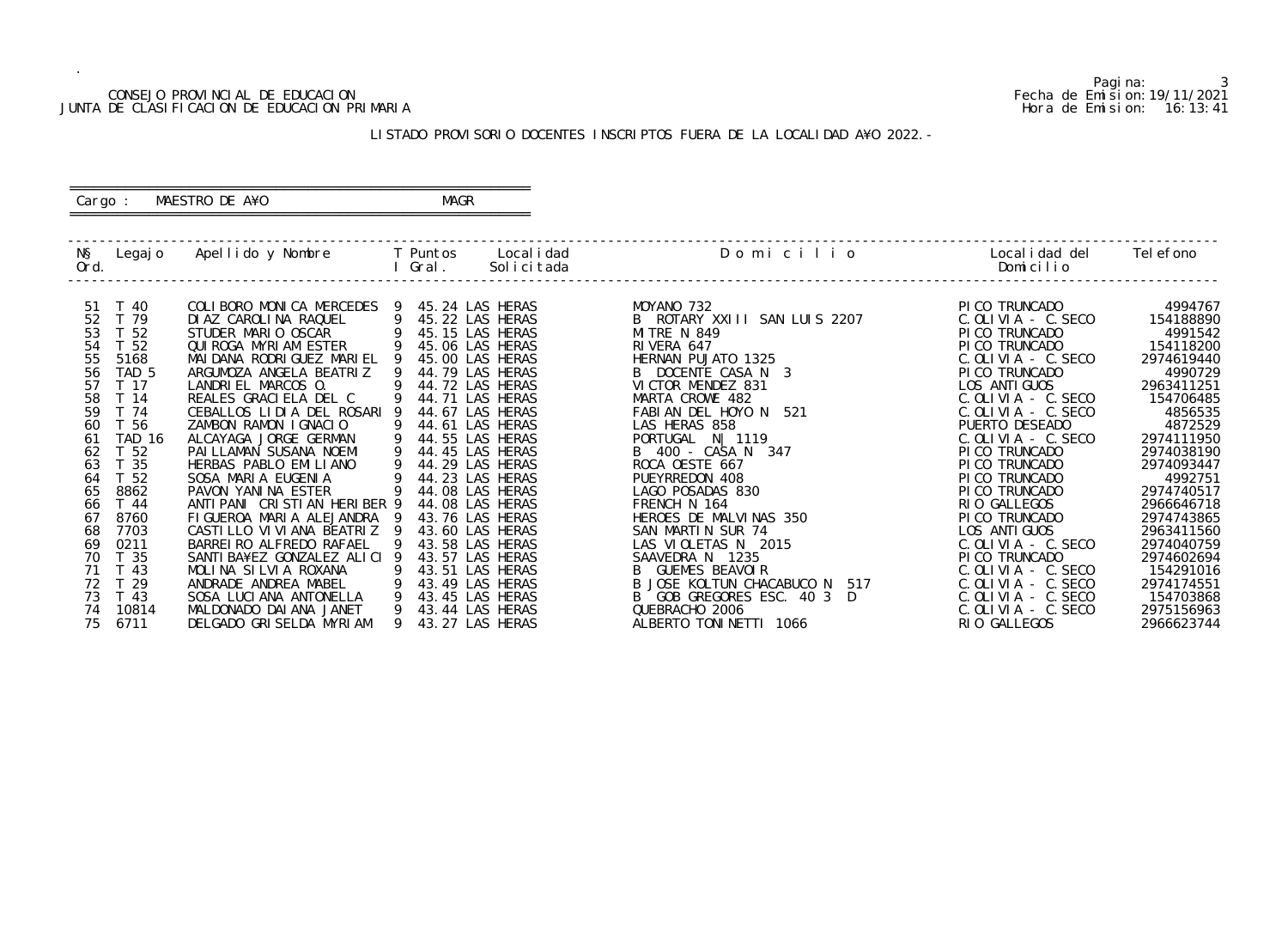CONSEJO PROVINCIAL DE EDUCACION
JUNTA DE CLASIFICACION DE EDUCACION PRIMARIA

Pagina: 3
Fecha de Emision: 19/11/2021
Hora de Emision: 16:13:41

LISTADO PROVISORIO DOCENTES INSCRIPTOS FUERA DE LA LOCALIDAD A¥O 2022.-

Cargo : MAESTRO DE A¥O MAGR

| N§ Ord. | Legajo | Apellido y Nombre | T I | Puntos Gral. | Localidad Solicitada | Domicilio | Localidad del Domicilio | Telefono |
|---|---|---|---|---|---|---|---|---|
| 51 | T 40 | COLIBORO MONICA MERCEDES | 9 | 45.24 | LAS HERAS | MOYANO 732 | PICO TRUNCADO | 4994767 |
| 52 | T 79 | DIAZ CAROLINA RAQUEL | 9 | 45.22 | LAS HERAS | B ROTARY XXIII SAN LUIS 2207 | C.OLIVIA - C.SECO | 154188890 |
| 53 | T 52 | STUDER MARIO OSCAR | 9 | 45.15 | LAS HERAS | MITRE N 849 | PICO TRUNCADO | 4991542 |
| 54 | T 52 | QUIROGA MYRIAM ESTER | 9 | 45.06 | LAS HERAS | RIVERA 647 | PICO TRUNCADO | 154118200 |
| 55 | 5168 | MAIDANA RODRIGUEZ MARIEL | 9 | 45.00 | LAS HERAS | HERNAN PUJATO 1325 | C.OLIVIA - C.SECO | 2974619440 |
| 56 | TAD 5 | ARGUMOZA ANGELA BEATRIZ | 9 | 44.79 | LAS HERAS | B DOCENTE CASA N 3 | PICO TRUNCADO | 4990729 |
| 57 | T 17 | LANDRIEL MARCOS O. | 9 | 44.72 | LAS HERAS | VICTOR MENDEZ 831 | LOS ANTIGUOS | 2963411251 |
| 58 | T 14 | REALES GRACIELA DEL C | 9 | 44.71 | LAS HERAS | MARTA CROWE 482 | C.OLIVIA - C.SECO | 154706485 |
| 59 | T 74 | CEBALLOS LIDIA DEL ROSARI | 9 | 44.67 | LAS HERAS | FABIAN DEL HOYO N 521 | C.OLIVIA - C.SECO | 4856535 |
| 60 | T 56 | ZAMBON RAMON IGNACIO | 9 | 44.61 | LAS HERAS | LAS HERAS 858 | PUERTO DESEADO | 4872529 |
| 61 | TAD 16 | ALCAYAGA JORGE GERMAN | 9 | 44.55 | LAS HERAS | PORTUGAL N| 1119 | C.OLIVIA - C.SECO | 2974111950 |
| 62 | T 52 | PAILLAMAN SUSANA NOEMI | 9 | 44.45 | LAS HERAS | B 400 - CASA N 347 | PICO TRUNCADO | 2974038190 |
| 63 | T 35 | HERBAS PABLO EMILIANO | 9 | 44.29 | LAS HERAS | ROCA OESTE 667 | PICO TRUNCADO | 2974093447 |
| 64 | T 52 | SOSA MARIA EUGENIA | 9 | 44.23 | LAS HERAS | PUEYRREDON 408 | PICO TRUNCADO | 4992751 |
| 65 | 8862 | PAVON YANINA ESTER | 9 | 44.08 | LAS HERAS | LAGO POSADAS 830 | PICO TRUNCADO | 2974740517 |
| 66 | T 44 | ANTIPANI CRISTIAN HERIBER | 9 | 44.08 | LAS HERAS | FRENCH N 164 | RIO GALLEGOS | 2966646718 |
| 67 | 8760 | FIGUEROA MARIA ALEJANDRA | 9 | 43.76 | LAS HERAS | HEROES DE MALVINAS 350 | PICO TRUNCADO | 2974743865 |
| 68 | 7703 | CASTILLO VIVIANA BEATRIZ | 9 | 43.60 | LAS HERAS | SAN MARTIN SUR 74 | LOS ANTIGUOS | 2963411560 |
| 69 | 0211 | BARREIRO ALFREDO RAFAEL | 9 | 43.58 | LAS HERAS | LAS VIOLETAS N 2015 | C.OLIVIA - C.SECO | 2974040759 |
| 70 | T 35 | SANTIBA¥EZ GONZALEZ ALICI | 9 | 43.57 | LAS HERAS | SAAVEDRA N 1235 | PICO TRUNCADO | 2974602694 |
| 71 | T 43 | MOLINA SILVIA ROXANA | 9 | 43.51 | LAS HERAS | B GUEMES BEAVOIR | C.OLIVIA - C.SECO | 154291016 |
| 72 | T 29 | ANDRADE ANDREA MABEL | 9 | 43.49 | LAS HERAS | B JOSE KOLTUN CHACABUCO N 517 | C.OLIVIA - C.SECO | 2974174551 |
| 73 | T 43 | SOSA LUCIANA ANTONELLA | 9 | 43.45 | LAS HERAS | B GOB GREGORES ESC. 40 3 D | C.OLIVIA - C.SECO | 154703868 |
| 74 | 10814 | MALDONADO DAIANA JANET | 9 | 43.44 | LAS HERAS | QUEBRACHO 2006 | C.OLIVIA - C.SECO | 2975156963 |
| 75 | 6711 | DELGADO GRISELDA MYRIAM | 9 | 43.27 | LAS HERAS | ALBERTO TONINETTI 1066 | RIO GALLEGOS | 2966623744 |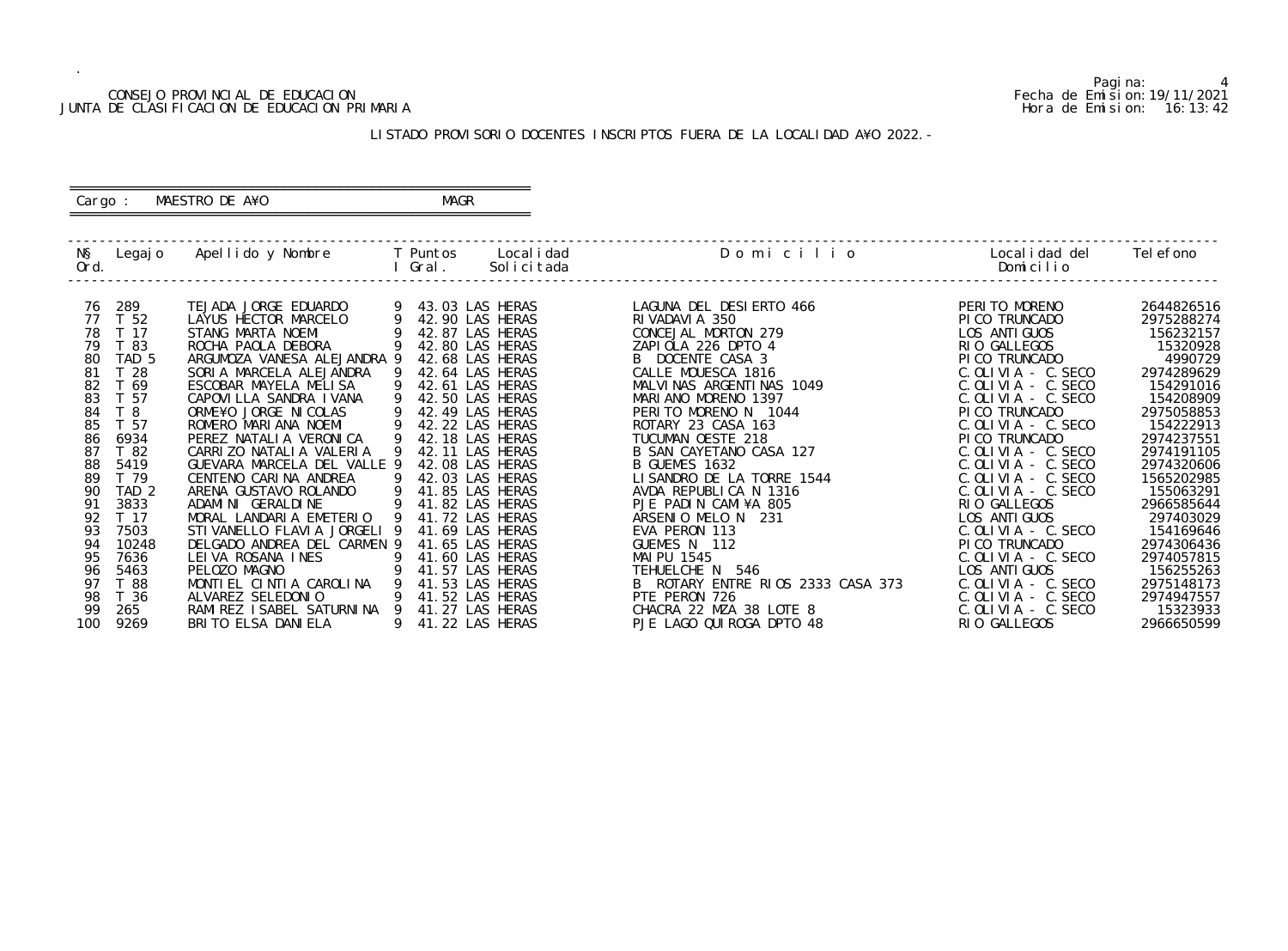CONSEJO PROVINCIAL DE EDUCACION
JUNTA DE CLASIFICACION DE EDUCACION PRIMARIA

Fecha de Emision:19/11/2021
Hora de Emision: 16:13:42

LISTADO PROVISORIO DOCENTES INSCRIPTOS FUERA DE LA LOCALIDAD A¥O 2022.-

Cargo : MAESTRO DE A¥O    MAGR

| N§ Ord. | Legajo | Apellido y Nombre | T I | Puntos Gral. | Localidad Solicitada | D o m i c i l i o | Localidad del Domicilio | Telefono |
|---|---|---|---|---|---|---|---|---|
| 76 | 289 | TEJADA JORGE EDUARDO | 9 | 43.03 | LAS HERAS | LAGUNA DEL DESIERTO 466 | PERITO MORENO | 2644826516 |
| 77 | T 52 | LAYUS HECTOR MARCELO | 9 | 42.90 | LAS HERAS | RIVADAVIA 350 | PICO TRUNCADO | 2975288274 |
| 78 | T 17 | STANG MARTA NOEMI | 9 | 42.87 | LAS HERAS | CONCEJAL MORTON 279 | LOS ANTIGUOS | 156232157 |
| 79 | T 83 | ROCHA PAOLA DEBORA | 9 | 42.80 | LAS HERAS | ZAPIOLA 226 DPTO 4 | RIO GALLEGOS | 15320928 |
| 80 | TAD 5 | ARGUMOZA VANESA ALEJANDRA | 9 | 42.68 | LAS HERAS | B DOCENTE CASA 3 | PICO TRUNCADO | 4990729 |
| 81 | T 28 | SORIA MARCELA ALEJANDRA | 9 | 42.64 | LAS HERAS | CALLE MOUESCA 1816 | C.OLIVIA - C.SECO | 2974289629 |
| 82 | T 69 | ESCOBAR MAYELA MELISA | 9 | 42.61 | LAS HERAS | MALVINAS ARGENTINAS 1049 | C.OLIVIA - C.SECO | 154291016 |
| 83 | T 57 | CAPOVILLA SANDRA IVANA | 9 | 42.50 | LAS HERAS | MARIANO MORENO 1397 | C.OLIVIA - C.SECO | 154208909 |
| 84 | T 8 | ORME¥O JORGE NICOLAS | 9 | 42.49 | LAS HERAS | PERITO MORENO N 1044 | PICO TRUNCADO | 2975058853 |
| 85 | T 57 | ROMERO MARIANA NOEMI | 9 | 42.22 | LAS HERAS | ROTARY 23 CASA 163 | C.OLIVIA - C.SECO | 154222913 |
| 86 | 6934 | PEREZ NATALIA VERONICA | 9 | 42.18 | LAS HERAS | TUCUMAN OESTE 218 | PICO TRUNCADO | 2974237551 |
| 87 | T 82 | CARRIZO NATALIA VALERIA | 9 | 42.11 | LAS HERAS | B SAN CAYETANO CASA 127 | C.OLIVIA - C.SECO | 2974191105 |
| 88 | 5419 | GUEVARA MARCELA DEL VALLE | 9 | 42.08 | LAS HERAS | B GUEMES 1632 | C.OLIVIA - C.SECO | 2974320606 |
| 89 | T 79 | CENTENO CARINA ANDREA | 9 | 42.03 | LAS HERAS | LISANDRO DE LA TORRE 1544 | C.OLIVIA - C.SECO | 1565202985 |
| 90 | TAD 2 | ARENA GUSTAVO ROLANDO | 9 | 41.85 | LAS HERAS | AVDA REPUBLICA N 1316 | C.OLIVIA - C.SECO | 155063291 |
| 91 | 3833 | ADAMINI GERALDINE | 9 | 41.82 | LAS HERAS | PJE PADIN CAMI¥A 805 | RIO GALLEGOS | 2966585644 |
| 92 | T 17 | MORAL LANDARIA EMETERIO | 9 | 41.72 | LAS HERAS | ARSENIO MELO N 231 | LOS ANTIGUOS | 297403029 |
| 93 | 7503 | STIVANELLO FLAVIA JORGELI | 9 | 41.69 | LAS HERAS | EVA PERON 113 | C.OLIVIA - C.SECO | 154169646 |
| 94 | 10248 | DELGADO ANDREA DEL CARMEN | 9 | 41.65 | LAS HERAS | GUEMES N 112 | PICO TRUNCADO | 2974306436 |
| 95 | 7636 | LEIVA ROSANA INES | 9 | 41.60 | LAS HERAS | MAIPU 1545 | C.OLIVIA - C.SECO | 2974057815 |
| 96 | 5463 | PELOZO MAGNO | 9 | 41.57 | LAS HERAS | TEHUELCHE N 546 | LOS ANTIGUOS | 156255263 |
| 97 | T 88 | MONTIEL CINTIA CAROLINA | 9 | 41.53 | LAS HERAS | B ROTARY ENTRE RIOS 2333 CASA 373 | C.OLIVIA - C.SECO | 2975148173 |
| 98 | T 36 | ALVAREZ SELEDONIO | 9 | 41.52 | LAS HERAS | PTE PERON 726 | C.OLIVIA - C.SECO | 2974947557 |
| 99 | 265 | RAMIREZ ISABEL SATURNINA | 9 | 41.27 | LAS HERAS | CHACRA 22 MZA 38 LOTE 8 | C.OLIVIA - C.SECO | 15323933 |
| 100 | 9269 | BRITO ELSA DANIELA | 9 | 41.22 | LAS HERAS | PJE LAGO QUIROGA DPTO 48 | RIO GALLEGOS | 2966650599 |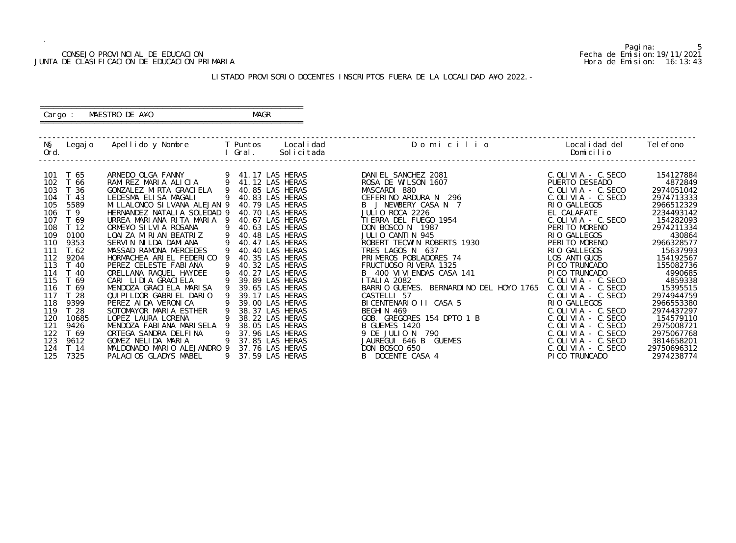CONSEJO PROVINCIAL DE EDUCACION
JUNTA DE CLASIFICACION DE EDUCACION PRIMARIA

Fecha de Emision: 19/11/2021
Hora de Emision: 16:13:43

LISTADO PROVISORIO DOCENTES INSCRIPTOS FUERA DE LA LOCALIDAD A¥O 2022.-

Cargo : MAESTRO DE A¥O    MAGR

| N§ Ord. | Legajo | Apellido y Nombre | T I | Puntos Gral. | Localidad Solicitada | Domicilio | Localidad del Domicilio | Telefono |
|---|---|---|---|---|---|---|---|---|
| 101 | T 65 | ARNEDO OLGA FANNY | 9 | 41.17 | LAS HERAS | DANIEL SANCHEZ 2081 | C.OLIVIA - C.SECO | 154127884 |
| 102 | T 66 | RAMIREZ MARIA ALICIA | 9 | 41.12 | LAS HERAS | ROSA DE WILSON 1607 | PUERTO DESEADO | 4872849 |
| 103 | T 36 | GONZALEZ MIRTA GRACIELA | 9 | 40.85 | LAS HERAS | MASCARDI 880 | C.OLIVIA - C.SECO | 2974051042 |
| 104 | T 43 | LEDESMA ELISA MAGALI | 9 | 40.83 | LAS HERAS | CEFERINO ARDURA N 296 | C.OLIVIA - C.SECO | 2974713333 |
| 105 | 5589 | MILLALONCO SILVANA ALEJAN | 9 | 40.79 | LAS HERAS | B J NEWBERY CASA N 7 | RIO GALLEGOS | 2966512329 |
| 106 | T 9 | HERNANDEZ NATALIA SOLEDAD | 9 | 40.70 | LAS HERAS | JULIO ROCA 2226 | EL CALAFATE | 2234493142 |
| 107 | T 69 | URREA MARIANA RITA MARIA | 9 | 40.67 | LAS HERAS | TIERRA DEL FUEGO 1954 | C.OLIVIA - C.SECO | 154282093 |
| 108 | T 12 | ORME¥O SILVIA ROSANA | 9 | 40.63 | LAS HERAS | DON BOSCO N 1987 | PERITO MORENO | 2974211334 |
| 109 | 0100 | LOAIZA MIRIAN BEATRIZ | 9 | 40.48 | LAS HERAS | JULIO CANTIN 945 | RIO GALLEGOS | 430864 |
| 110 | 9353 | SERVIN NILDA DAMIANA | 9 | 40.47 | LAS HERAS | ROBERT TECWIN ROBERTS 1930 | PERITO MORENO | 2966328577 |
| 111 | T.62 | MASSAD RAMONA MERCEDES | 9 | 40.40 | LAS HERAS | TRES LAGOS N 637 | RIO GALLEGOS | 15637993 |
| 112 | 9204 | HORMACHEA ARIEL FEDERICO | 9 | 40.35 | LAS HERAS | PRIMEROS POBLADORES 74 | LOS ANTIGUOS | 154192567 |
| 113 | T 40 | PEREZ CELESTE FABIANA | 9 | 40.32 | LAS HERAS | FRUCTUOSO RIVERA 1325 | PICO TRUNCADO | 155082736 |
| 114 | T 40 | ORELLANA RAQUEL HAYDEE | 9 | 40.27 | LAS HERAS | B 400 VIVIENDAS CASA 141 | PICO TRUNCADO | 4990685 |
| 115 | T 69 | CARI LIDIA GRACIELA | 9 | 39.89 | LAS HERAS | ITALIA 2082 | C.OLIVIA - C.SECO | 4859338 |
| 116 | T 69 | MENDOZA GRACIELA MARISA | 9 | 39.65 | LAS HERAS | BARRIO GUEMES. BERNARDINO DEL HOYO 1765 | C.OLIVIA - C.SECO | 15395515 |
| 117 | T 28 | QUIPILDOR GABRIEL DARIO | 9 | 39.17 | LAS HERAS | CASTELLI 57 | C.OLIVIA - C.SECO | 2974944759 |
| 118 | 9399 | PEREZ AIDA VERONICA | 9 | 39.00 | LAS HERAS | BICENTENARIO II CASA 5 | RIO GALLEGOS | 2966553380 |
| 119 | T 28 | SOTOMAYOR MARIA ESTHER | 9 | 38.37 | LAS HERAS | BEGHIN 469 | C.OLIVIA - C.SECO | 2974437297 |
| 120 | 10685 | LOPEZ LAURA LORENA | 9 | 38.22 | LAS HERAS | GOB. GREGORES 154 DPTO 1 B | C.OLIVIA - C.SECO | 154579110 |
| 121 | 9426 | MENDOZA FABIANA MARISELA | 9 | 38.05 | LAS HERAS | B GUEMES 1420 | C.OLIVIA - C.SECO | 2975008721 |
| 122 | T 69 | ORTEGA SANDRA DELFINA | 9 | 37.96 | LAS HERAS | 9 DE JULIO N 790 | C.OLIVIA - C.SECO | 2975067768 |
| 123 | 9612 | GOMEZ NELIDA MARIA | 9 | 37.85 | LAS HERAS | JAUREGUI 646 B GUEMES | C.OLIVIA - C.SECO | 3814658201 |
| 124 | T 14 | MALDONADO MARIO ALEJANDRO | 9 | 37.76 | LAS HERAS | DON BOSCO 650 | C.OLIVIA - C.SECO | 29750696312 |
| 125 | 7325 | PALACIOS GLADYS MABEL | 9 | 37.59 | LAS HERAS | B DOCENTE CASA 4 | PICO TRUNCADO | 2974238774 |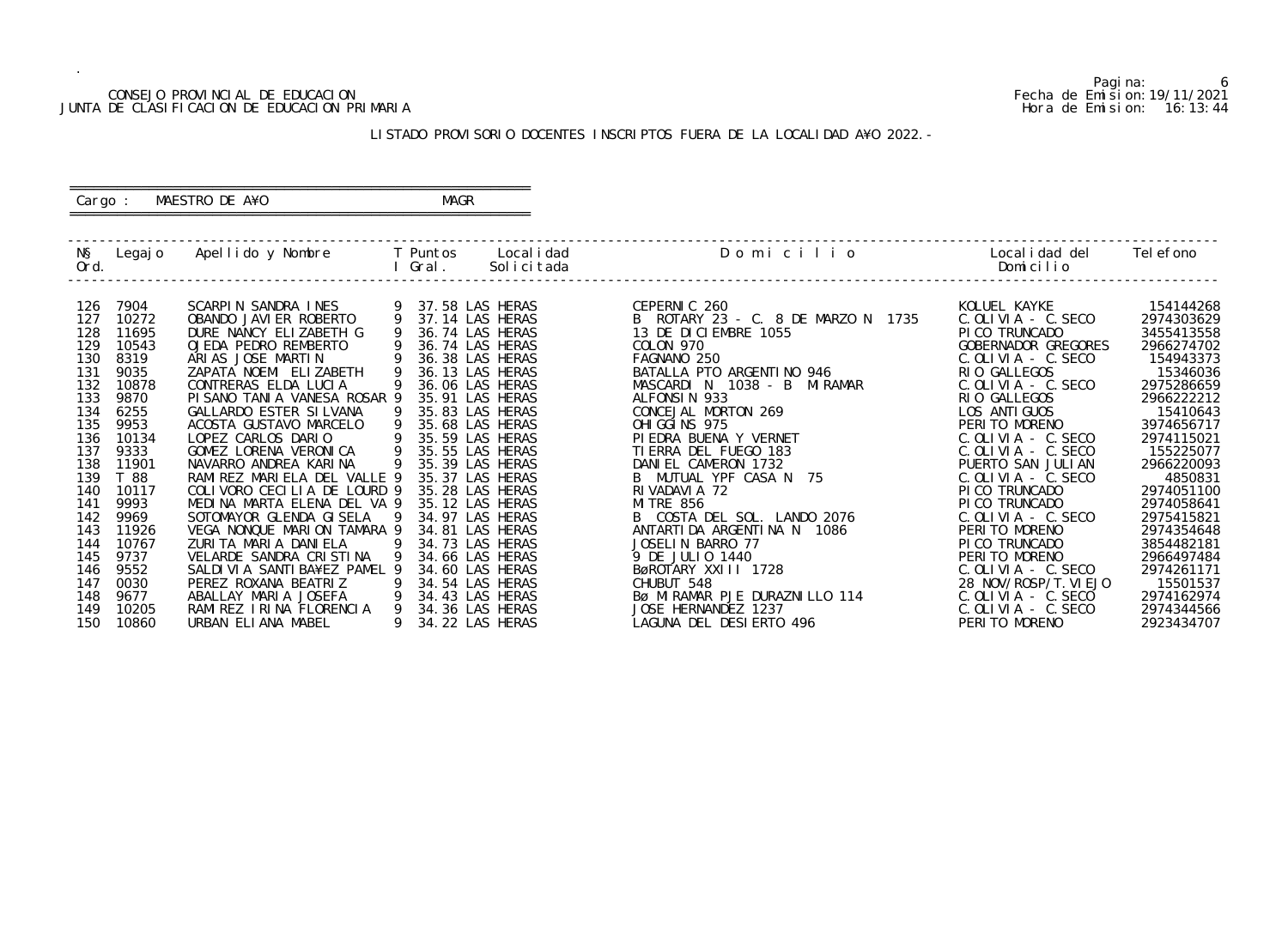CONSEJO PROVINCIAL DE EDUCACION
JUNTA DE CLASIFICACION DE EDUCACION PRIMARIA

Pagina: 6
Fecha de Emision: 19/11/2021
Hora de Emision: 16:13:44

LISTADO PROVISORIO DOCENTES INSCRIPTOS FUERA DE LA LOCALIDAD A¥O 2022.-

Cargo : MAESTRO DE A¥O MAGR

| N§ Ord. | Legajo | Apellido y Nombre | T I | Puntos Gral. | Localidad Solicitada | D o m i c i l i o | Localidad del Domicilio | Telefono |
|---|---|---|---|---|---|---|---|---|
| 126 | 7904 | SCARPIN SANDRA INES | 9 | 37.58 | LAS HERAS | CEPERNIC 260 | KOLUEL KAYKE | 154144268 |
| 127 | 10272 | OBANDO JAVIER ROBERTO | 9 | 37.14 | LAS HERAS | B ROTARY 23 - C. 8 DE MARZO N 1735 | C.OLIVIA - C.SECO | 2974303629 |
| 128 | 11695 | DURE NANCY ELIZABETH G | 9 | 36.74 | LAS HERAS | 13 DE DICIEMBRE 1055 | PICO TRUNCADO | 3455413558 |
| 129 | 10543 | OJEDA PEDRO REMBERTO | 9 | 36.74 | LAS HERAS | COLON 970 | GOBERNADOR GREGORES | 2966274702 |
| 130 | 8319 | ARIAS JOSE MARTIN | 9 | 36.38 | LAS HERAS | FAGNANO 250 | C.OLIVIA - C.SECO | 154943373 |
| 131 | 9035 | ZAPATA NOEMI ELIZABETH | 9 | 36.13 | LAS HERAS | BATALLA PTO ARGENTINO 946 | RIO GALLEGOS | 15346036 |
| 132 | 10878 | CONTRERAS ELDA LUCIA | 9 | 36.06 | LAS HERAS | MASCARDI N 1038 - B MIRAMAR | C.OLIVIA - C.SECO | 2975286659 |
| 133 | 9870 | PISANO TANIA VANESA ROSAR | 9 | 35.91 | LAS HERAS | ALFONSIN 933 | RIO GALLEGOS | 2966222212 |
| 134 | 6255 | GALLARDO ESTER SILVANA | 9 | 35.83 | LAS HERAS | CONCEJAL MORTON 269 | LOS ANTIGUOS | 15410643 |
| 135 | 9953 | ACOSTA GUSTAVO MARCELO | 9 | 35.68 | LAS HERAS | OHIGGINS 975 | PERITO MORENO | 3974656717 |
| 136 | 10134 | LOPEZ CARLOS DARIO | 9 | 35.59 | LAS HERAS | PIEDRA BUENA Y VERNET | C.OLIVIA - C.SECO | 2974115021 |
| 137 | 9333 | GOMEZ LORENA VERONICA | 9 | 35.55 | LAS HERAS | TIERRA DEL FUEGO 183 | C.OLIVIA - C.SECO | 155225077 |
| 138 | 11901 | NAVARRO ANDREA KARINA | 9 | 35.39 | LAS HERAS | DANIEL CAMERON 1732 | PUERTO SAN JULIAN | 2966220093 |
| 139 | T 88 | RAMIREZ MARIELA DEL VALLE | 9 | 35.37 | LAS HERAS | B MUTUAL YPF CASA N 75 | C.OLIVIA - C.SECO | 4850831 |
| 140 | 10117 | COLIVORO CECILIA DE LOURD | 9 | 35.28 | LAS HERAS | RIVADAVIA 72 | PICO TRUNCADO | 2974051100 |
| 141 | 9993 | MEDINA MARTA ELENA DEL VA | 9 | 35.12 | LAS HERAS | MITRE 856 | PICO TRUNCADO | 2974058641 |
| 142 | 9969 | SOTOMAYOR GLENDA GISELA | 9 | 34.97 | LAS HERAS | B COSTA DEL SOL. LANDO 2076 | C.OLIVIA - C.SECO | 2975415821 |
| 143 | 11926 | VEGA NONQUE MARION TAMARA | 9 | 34.81 | LAS HERAS | ANTARTIDA ARGENTINA N 1086 | PERITO MORENO | 2974354648 |
| 144 | 10767 | ZURITA MARIA DANIELA | 9 | 34.73 | LAS HERAS | JOSELIN BARRO 77 | PICO TRUNCADO | 3854482181 |
| 145 | 9737 | VELARDE SANDRA CRISTINA | 9 | 34.66 | LAS HERAS | 9 DE JULIO 1440 | PERITO MORENO | 2966497484 |
| 146 | 9552 | SALDIVIA SANTIBA¥EZ PAMEL | 9 | 34.60 | LAS HERAS | BøROTARY XXIII 1728 | C.OLIVIA - C.SECO | 2974261171 |
| 147 | 0030 | PEREZ ROXANA BEATRIZ | 9 | 34.54 | LAS HERAS | CHUBUT 548 | 28 NOV/ROSP/T.VIEJO | 15501537 |
| 148 | 9677 | ABALLAY MARIA JOSEFA | 9 | 34.43 | LAS HERAS | Bø MIRAMAR PJE DURAZNILLO 114 | C.OLIVIA - C.SECO | 2974162974 |
| 149 | 10205 | RAMIREZ IRINA FLORENCIA | 9 | 34.36 | LAS HERAS | JOSE HERNANDEZ 1237 | C.OLIVIA - C.SECO | 2974344566 |
| 150 | 10860 | URBAN ELIANA MABEL | 9 | 34.22 | LAS HERAS | LAGUNA DEL DESIERTO 496 | PERITO MORENO | 2923434707 |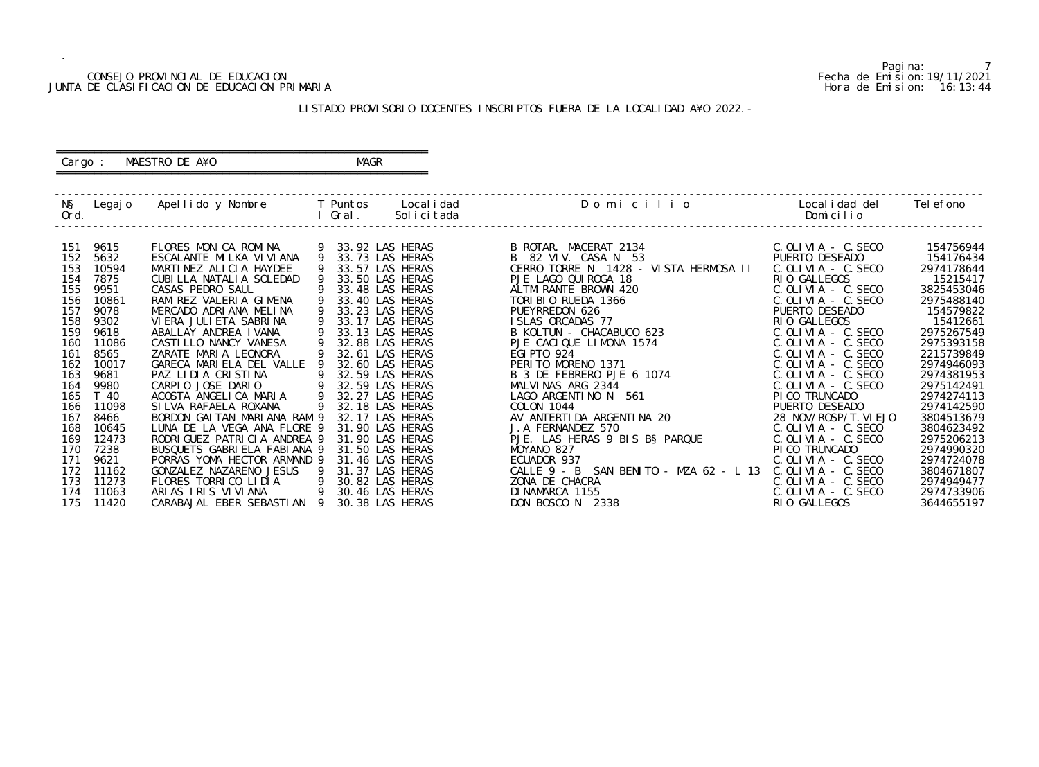CONSEJO PROVINCIAL DE EDUCACION
JUNTA DE CLASIFICACION DE EDUCACION PRIMARIA

Pagina: 7
Fecha de Emision: 19/11/2021
Hora de Emision: 16:13:44

LISTADO PROVISORIO DOCENTES INSCRIPTOS FUERA DE LA LOCALIDAD A¥O 2022.-

Cargo : MAESTRO DE A¥O MAGR

| N§ Ord. | Legajo | Apellido y Nombre | T I | Puntos Gral. | Localidad Solicitada | Domicilio | Localidad del Domicilio | Telefono |
|---|---|---|---|---|---|---|---|---|
| 151 | 9615 | FLORES MONICA ROMINA | 9 | 33.92 | LAS HERAS | B ROTAR. MACERAT 2134 | C.OLIVIA - C.SECO | 154756944 |
| 152 | 5632 | ESCALANTE MILKA VIVIANA | 9 | 33.73 | LAS HERAS | B 82 VIV. CASA N 53 | PUERTO DESEADO | 154176434 |
| 153 | 10594 | MARTINEZ ALICIA HAYDEE | 9 | 33.57 | LAS HERAS | CERRO TORRE N 1428 - VISTA HERMOSA II | C.OLIVIA - C.SECO | 2974178644 |
| 154 | 7875 | CUBILLA NATALIA SOLEDAD | 9 | 33.50 | LAS HERAS | PJE LAGO QUIROGA 18 | RIO GALLEGOS | 15215417 |
| 155 | 9951 | CASAS PEDRO SAUL | 9 | 33.48 | LAS HERAS | ALTMIRANTE BROWN 420 | C.OLIVIA - C.SECO | 3825453046 |
| 156 | 10861 | RAMIREZ VALERIA GIMENA | 9 | 33.40 | LAS HERAS | TORIBIO RUEDA 1366 | C.OLIVIA - C.SECO | 2975488140 |
| 157 | 9078 | MERCADO ADRIANA MELINA | 9 | 33.23 | LAS HERAS | PUEYRREDON 626 | PUERTO DESEADO | 154579822 |
| 158 | 9302 | VIERA JULIETA SABRINA | 9 | 33.17 | LAS HERAS | ISLAS ORCADAS 77 | RIO GALLEGOS | 15412661 |
| 159 | 9618 | ABALLAY ANDREA IVANA | 9 | 33.13 | LAS HERAS | B KOLTUN - CHACABUCO 623 | C.OLIVIA - C.SECO | 2975267549 |
| 160 | 11086 | CASTILLO NANCY VANESA | 9 | 32.88 | LAS HERAS | PJE CACIQUE LIMONA 1574 | C.OLIVIA - C.SECO | 2975393158 |
| 161 | 8565 | ZARATE MARIA LEONORA | 9 | 32.61 | LAS HERAS | EGIPTO 924 | C.OLIVIA - C.SECO | 2215739849 |
| 162 | 10017 | GARECA MARIELA DEL VALLE | 9 | 32.60 | LAS HERAS | PERITO MORENO 1371 | C.OLIVIA - C.SECO | 2974946093 |
| 163 | 9681 | PAZ LIDIA CRISTINA | 9 | 32.59 | LAS HERAS | B 3 DE FEBRERO PJE 6 1074 | C.OLIVIA - C.SECO | 2974381953 |
| 164 | 9980 | CARPIO JOSE DARIO | 9 | 32.59 | LAS HERAS | MALVINAS ARG 2344 | C.OLIVIA - C.SECO | 2975142491 |
| 165 | T 40 | ACOSTA ANGELICA MARIA | 9 | 32.27 | LAS HERAS | LAGO ARGENTINO N 561 | PICO TRUNCADO | 2974274113 |
| 166 | 11098 | SILVA RAFAELA ROXANA | 9 | 32.18 | LAS HERAS | COLON 1044 | PUERTO DESEADO | 2974142590 |
| 167 | 8466 | BORDON GAITAN MARIANA RAM | 9 | 32.17 | LAS HERAS | AV ANTERTIDA ARGENTINA 20 | 28 NOV/ROSP/T.VIEJO | 3804513679 |
| 168 | 10645 | LUNA DE LA VEGA ANA FLORE | 9 | 31.90 | LAS HERAS | J.A FERNANDEZ 570 | C.OLIVIA - C.SECO | 3804623492 |
| 169 | 12473 | RODRIGUEZ PATRICIA ANDREA | 9 | 31.90 | LAS HERAS | PJE. LAS HERAS 9 BIS B§ PARQUE | C.OLIVIA - C.SECO | 2975206213 |
| 170 | 7238 | BUSQUETS GABRIELA FABIANA | 9 | 31.50 | LAS HERAS | MOYANO 827 | PICO TRUNCADO | 2974990320 |
| 171 | 9621 | PORRAS YOMA HECTOR ARMAND | 9 | 31.46 | LAS HERAS | ECUADOR 937 | C.OLIVIA - C.SECO | 2974724078 |
| 172 | 11162 | GONZALEZ NAZARENO JESUS | 9 | 31.37 | LAS HERAS | CALLE 9 - B SAN BENITO - MZA 62 - L 13 | C.OLIVIA - C.SECO | 3804671807 |
| 173 | 11273 | FLORES TORRICO LIDIA | 9 | 30.82 | LAS HERAS | ZONA DE CHACRA | C.OLIVIA - C.SECO | 2974949477 |
| 174 | 11063 | ARIAS IRIS VIVIANA | 9 | 30.46 | LAS HERAS | DINAMARCA 1155 | C.OLIVIA - C.SECO | 2974733906 |
| 175 | 11420 | CARABAJAL EBER SEBASTIAN | 9 | 30.38 | LAS HERAS | DON BOSCO N 2338 | RIO GALLEGOS | 3644655197 |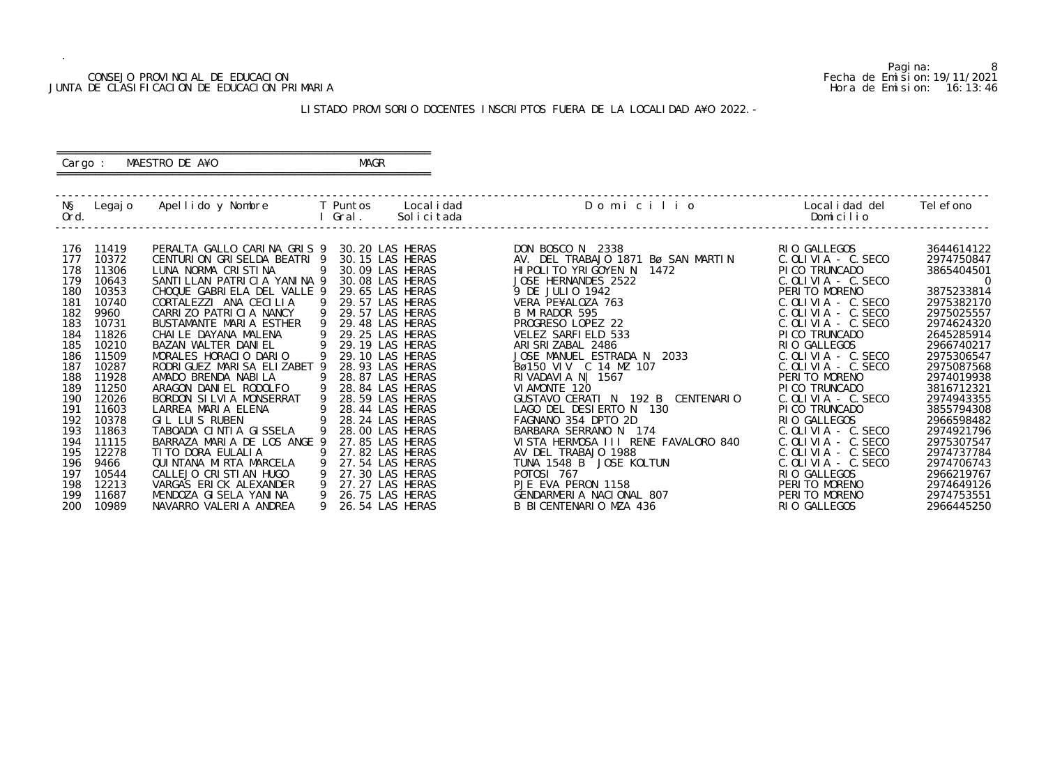CONSEJO PROVINCIAL DE EDUCACION
JUNTA DE CLASIFICACION DE EDUCACION PRIMARIA

Pagina: 8
Fecha de Emision: 19/11/2021
Hora de Emision: 16:13:46

LISTADO PROVISORIO DOCENTES INSCRIPTOS FUERA DE LA LOCALIDAD A¥O 2022.-

Cargo : MAESTRO DE A¥O MAGR

| N§ Ord. | Legajo | Apellido y Nombre | T I | Puntos Gral. | Localidad Solicitada | D o m i c i l i o | Localidad del Domicilio | Telefono |
|---|---|---|---|---|---|---|---|---|
| 176 | 11419 | PERALTA GALLO CARINA GRIS | 9 | 30.20 | LAS HERAS | DON BOSCO N 2338 | RIO GALLEGOS | 3644614122 |
| 177 | 10372 | CENTURION GRISELDA BEATRI | 9 | 30.15 | LAS HERAS | AV. DEL TRABAJO 1871 Bø SAN MARTIN | C.OLIVIA - C.SECO | 2974750847 |
| 178 | 11306 | LUNA NORMA CRISTINA | 9 | 30.09 | LAS HERAS | HIPOLITO YRIGOYEN N 1472 | PICO TRUNCADO | 3865404501 |
| 179 | 10643 | SANTILLAN PATRICIA YANINA | 9 | 30.08 | LAS HERAS | JOSE HERNANDES 2522 | C.OLIVIA - C.SECO | 0 |
| 180 | 10353 | CHOQUE GABRIELA DEL VALLE | 9 | 29.65 | LAS HERAS | 9 DE JULIO 1942 | PERITO MORENO | 3875233814 |
| 181 | 10740 | CORTALEZZI ANA CECILIA | 9 | 29.57 | LAS HERAS | VERA PE¥ALOZA 763 | C.OLIVIA - C.SECO | 2975382170 |
| 182 | 9960 | CARRIZO PATRICIA NANCY | 9 | 29.57 | LAS HERAS | B MIRADOR 595 | C.OLIVIA - C.SECO | 2975025557 |
| 183 | 10731 | BUSTAMANTE MARIA ESTHER | 9 | 29.48 | LAS HERAS | PROGRESO LOPEZ 22 | C.OLIVIA - C.SECO | 2974624320 |
| 184 | 11826 | CHAILE DAYANA MALENA | 9 | 29.25 | LAS HERAS | VELEZ SARFIELD 533 | PICO TRUNCADO | 2645285914 |
| 185 | 10210 | BAZAN WALTER DANIEL | 9 | 29.19 | LAS HERAS | ARISRIZABAL 2486 | RIO GALLEGOS | 2966740217 |
| 186 | 11509 | MORALES HORACIO DARIO | 9 | 29.10 | LAS HERAS | JOSE MANUEL ESTRADA N 2033 | C.OLIVIA - C.SECO | 2975306547 |
| 187 | 10287 | RODRIGUEZ MARISA ELIZABET | 9 | 28.93 | LAS HERAS | Bø150 VIV C 14 MZ 107 | C.OLIVIA - C.SECO | 2975087568 |
| 188 | 11928 | AMADO BRENDA NABILA | 9 | 28.87 | LAS HERAS | RIVADAVIA N| 1567 | PERITO MORENO | 2974019938 |
| 189 | 11250 | ARAGON DANIEL RODOLFO | 9 | 28.84 | LAS HERAS | VIAMONTE 120 | PICO TRUNCADO | 3816712321 |
| 190 | 12026 | BORDON SILVIA MONSERRAT | 9 | 28.59 | LAS HERAS | GUSTAVO CERATI N 192 B CENTENARIO | C.OLIVIA - C.SECO | 2974943355 |
| 191 | 11603 | LARREA MARIA ELENA | 9 | 28.44 | LAS HERAS | LAGO DEL DESIERTO N 130 | PICO TRUNCADO | 3855794308 |
| 192 | 10378 | GIL LUIS RUBEN | 9 | 28.24 | LAS HERAS | FAGNANO 354 DPTO 2D | RIO GALLEGOS | 2966598482 |
| 193 | 11863 | TABOADA CINTIA GISSELA | 9 | 28.00 | LAS HERAS | BARBARA SERRANO N 174 | C.OLIVIA - C.SECO | 2974921796 |
| 194 | 11115 | BARRAZA MARIA DE LOS ANGE | 9 | 27.85 | LAS HERAS | VISTA HERMOSA III RENE FAVALORO 840 | C.OLIVIA - C.SECO | 2975307547 |
| 195 | 12278 | TITO DORA EULALIA | 9 | 27.82 | LAS HERAS | AV DEL TRABAJO 1988 | C.OLIVIA - C.SECO | 2974737784 |
| 196 | 9466 | QUINTANA MIRTA MARCELA | 9 | 27.54 | LAS HERAS | TUNA 1548 B JOSE KOLTUN | C.OLIVIA - C.SECO | 2974706743 |
| 197 | 10544 | CALLEJO CRISTIAN HUGO | 9 | 27.30 | LAS HERAS | POTOSI 767 | RIO GALLEGOS | 2966219767 |
| 198 | 12213 | VARGAS ERICK ALEXANDER | 9 | 27.27 | LAS HERAS | PJE EVA PERON 1158 | PERITO MORENO | 2974649126 |
| 199 | 11687 | MENDOZA GISELA YANINA | 9 | 26.75 | LAS HERAS | GENDARMERIA NACIONAL 807 | PERITO MORENO | 2974753551 |
| 200 | 10989 | NAVARRO VALERIA ANDREA | 9 | 26.54 | LAS HERAS | B BICENTENARIO MZA 436 | RIO GALLEGOS | 2966445250 |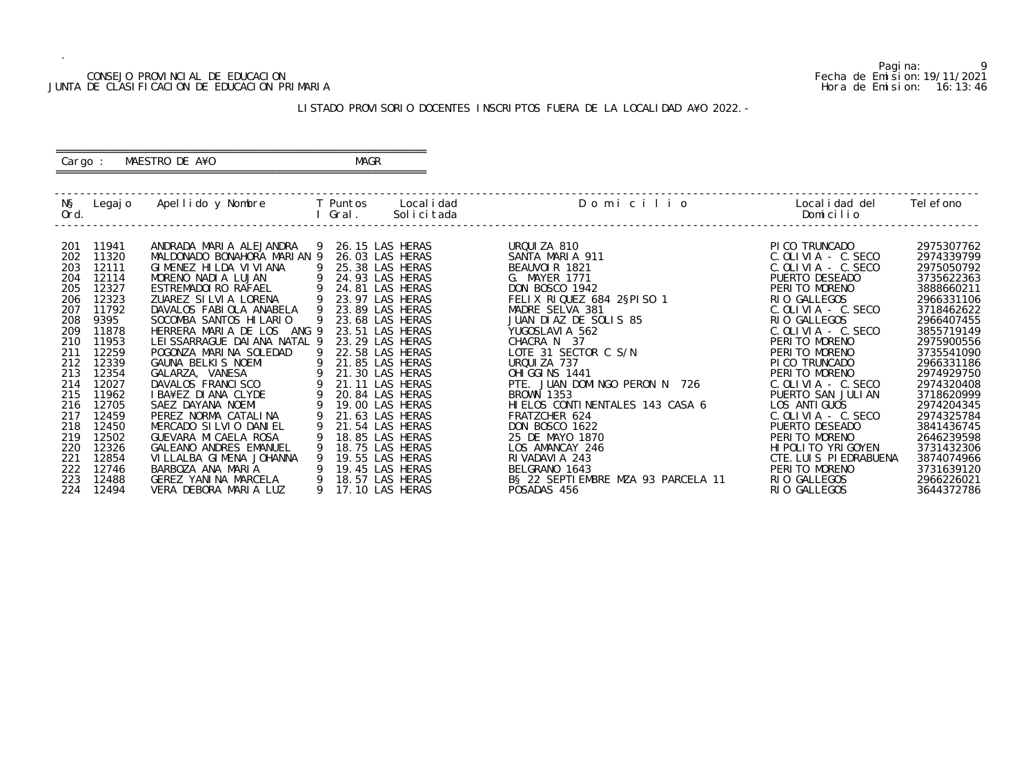CONSEJO PROVINCIAL DE EDUCACION
JUNTA DE CLASIFICACION DE EDUCACION PRIMARIA

Pagina: 9
Fecha de Emision: 19/11/2021
Hora de Emision: 16:13:46

LISTADO PROVISORIO DOCENTES INSCRIPTOS FUERA DE LA LOCALIDAD A¥O 2022.-

Cargo : MAESTRO DE A¥O MAGR

| N§ Ord. | Legajo | Apellido y Nombre | T I | Puntos Gral. | Localidad Solicitada | D o m i c i l i o | Localidad del Domicilio | Telefono |
|---|---|---|---|---|---|---|---|---|
| 201 | 11941 | ANDRADA MARIA ALEJANDRA | 9 | 26.15 | LAS HERAS | URQUIZA 810 | PICO TRUNCADO | 2975307762 |
| 202 | 11320 | MALDONADO BONAHORA MARIAN | 9 | 26.03 | LAS HERAS | SANTA MARIA 911 | C.OLIVIA - C.SECO | 2974339799 |
| 203 | 12111 | GIMENEZ HILDA VIVIANA | 9 | 25.38 | LAS HERAS | BEAUVOIR 1821 | C.OLIVIA - C.SECO | 2975050792 |
| 204 | 12114 | MORENO NADIA LUJAN | 9 | 24.93 | LAS HERAS | G. MAYER 1771 | PUERTO DESEADO | 3735622363 |
| 205 | 12327 | ESTREMADOIRO RAFAEL | 9 | 24.81 | LAS HERAS | DON BOSCO 1942 | PERITO MORENO | 3888660211 |
| 206 | 12323 | ZUAREZ SILVIA LORENA | 9 | 23.97 | LAS HERAS | FELIX RIQUEZ 684 2§PISO 1 | RIO GALLEGOS | 2966331106 |
| 207 | 11792 | DAVALOS FABIOLA ANABELA | 9 | 23.89 | LAS HERAS | MADRE SELVA 381 | C.OLIVIA - C.SECO | 3718462622 |
| 208 | 9395 | SOCOMBA SANTOS HILARIO | 9 | 23.68 | LAS HERAS | JUAN DIAZ DE SOLIS 85 | RIO GALLEGOS | 2966407455 |
| 209 | 11878 | HERRERA MARIA DE LOS ANG | 9 | 23.51 | LAS HERAS | YUGOSLAVIA 562 | C.OLIVIA - C.SECO | 3855719149 |
| 210 | 11953 | LEISSARRAGUE DAIANA NATAL | 9 | 23.29 | LAS HERAS | CHACRA N 37 | PERITO MORENO | 2975900556 |
| 211 | 12259 | POGONZA MARINA SOLEDAD | 9 | 22.58 | LAS HERAS | LOTE 31 SECTOR C S/N | PERITO MORENO | 3735541090 |
| 212 | 12339 | GAUNA BELKIS NOEMI | 9 | 21.85 | LAS HERAS | URQUIZA 737 | PICO TRUNCADO | 2966331186 |
| 213 | 12354 | GALARZA, VANESA | 9 | 21.30 | LAS HERAS | OHIGGINS 1441 | PERITO MORENO | 2974929750 |
| 214 | 12027 | DAVALOS FRANCISCO | 9 | 21.11 | LAS HERAS | PTE. JUAN DOMINGO PERON N 726 | C.OLIVIA - C.SECO | 2974320408 |
| 215 | 11962 | IBA¥EZ DIANA CLYDE | 9 | 20.84 | LAS HERAS | BROWN 1353 | PUERTO SAN JULIAN | 3718620999 |
| 216 | 12705 | SAEZ DAYANA NOEMI | 9 | 19.00 | LAS HERAS | HIELOS CONTINENTALES 143 CASA 6 | LOS ANTIGUOS | 2974204345 |
| 217 | 12459 | PEREZ NORMA CATALINA | 9 | 21.63 | LAS HERAS | FRATZCHER 624 | C.OLIVIA - C.SECO | 2974325784 |
| 218 | 12450 | MERCADO SILVIO DANIEL | 9 | 21.54 | LAS HERAS | DON BOSCO 1622 | PUERTO DESEADO | 3841436745 |
| 219 | 12502 | GUEVARA MICAELA ROSA | 9 | 18.85 | LAS HERAS | 25 DE MAYO 1870 | PERITO MORENO | 2646239598 |
| 220 | 12326 | GALEANO ANDRES EMANUEL | 9 | 18.75 | LAS HERAS | LOS AMANCAY 246 | HIPOLITO YRIGOYEN | 3731432306 |
| 221 | 12854 | VILLALBA GIMENA JOHANNA | 9 | 19.55 | LAS HERAS | RIVADAVIA 243 | CTE.LUIS PIEDRABUENA | 3874074966 |
| 222 | 12746 | BARBOZA ANA MARIA | 9 | 19.45 | LAS HERAS | BELGRANO 1643 | PERITO MORENO | 3731639120 |
| 223 | 12488 | GEREZ YANINA MARCELA | 9 | 18.57 | LAS HERAS | B§ 22 SEPTIEMBRE MZA 93 PARCELA 11 | RIO GALLEGOS | 2966226021 |
| 224 | 12494 | VERA DEBORA MARIA LUZ | 9 | 17.10 | LAS HERAS | POSADAS 456 | RIO GALLEGOS | 3644372786 |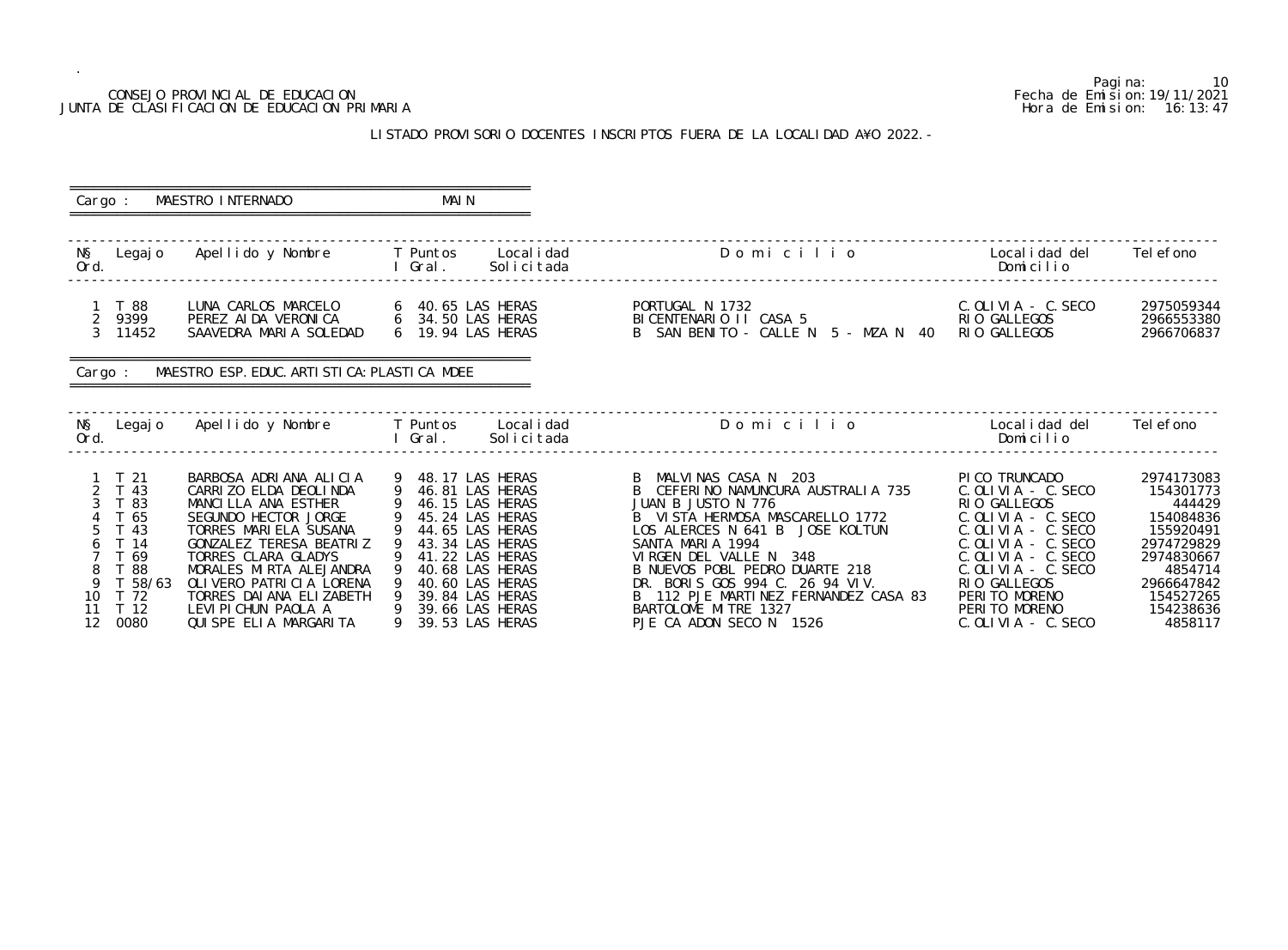CONSEJO PROVINCIAL DE EDUCACION
JUNTA DE CLASIFICACION DE EDUCACION PRIMARIA

Pagina: 10
Fecha de Emision: 19/11/2021
Hora de Emision: 16:13:47

LISTADO PROVISORIO DOCENTES INSCRIPTOS FUERA DE LA LOCALIDAD AÑO 2022.-

Cargo : MAESTRO INTERNADO MAIN

| Nº Ord. | Legajo | Apellido y Nombre | T I | Puntos Gral. | Localidad Solicitada | Domicilio | Localidad del Domicilio | Telefono |
|---|---|---|---|---|---|---|---|---|
| 1 | T 88 | LUNA CARLOS MARCELO | 6 | 40.65 | LAS HERAS | PORTUGAL N 1732 | C.OLIVIA - C.SECO | 2975059344 |
| 2 | 9399 | PEREZ AIDA VERONICA | 6 | 34.50 | LAS HERAS | BICENTENARIO II CASA 5 | RIO GALLEGOS | 2966553380 |
| 3 | 11452 | SAAVEDRA MARIA SOLEDAD | 6 | 19.94 | LAS HERAS | B SAN BENITO - CALLE N 5 - MZA N 40 | RIO GALLEGOS | 2966706837 |

Cargo : MAESTRO ESP.EDUC.ARTISTICA:PLASTICA MDEE

| Nº Ord. | Legajo | Apellido y Nombre | T I | Puntos Gral. | Localidad Solicitada | Domicilio | Localidad del Domicilio | Telefono |
|---|---|---|---|---|---|---|---|---|
| 1 | T 21 | BARBOSA ADRIANA ALICIA | 9 | 48.17 | LAS HERAS | B MALVINAS CASA N 203 | PICO TRUNCADO | 2974173083 |
| 2 | T 43 | CARRIZO ELDA DEOLINDA | 9 | 46.81 | LAS HERAS | B CEFERINO NAMUNCURA AUSTRALIA 735 | C.OLIVIA - C.SECO | 154301773 |
| 3 | T 83 | MANCILLA ANA ESTHER | 9 | 46.15 | LAS HERAS | JUAN B JUSTO N 776 | RIO GALLEGOS | 444429 |
| 4 | T 65 | SEGUNDO HECTOR JORGE | 9 | 45.24 | LAS HERAS | B VISTA HERMOSA MASCARELLO 1772 | C.OLIVIA - C.SECO | 154084836 |
| 5 | T 43 | TORRES MARIELA SUSANA | 9 | 44.65 | LAS HERAS | LOS ALERCES N 641 B JOSE KOLTUN | C.OLIVIA - C.SECO | 155920491 |
| 6 | T 14 | GONZALEZ TERESA BEATRIZ | 9 | 43.34 | LAS HERAS | SANTA MARIA 1994 | C.OLIVIA - C.SECO | 2974729829 |
| 7 | T 69 | TORRES CLARA GLADYS | 9 | 41.22 | LAS HERAS | VIRGEN DEL VALLE N 348 | C.OLIVIA - C.SECO | 2974830667 |
| 8 | T 88 | MORALES MIRTA ALEJANDRA | 9 | 40.68 | LAS HERAS | B NUEVOS POBL PEDRO DUARTE 218 | C.OLIVIA - C.SECO | 4854714 |
| 9 | T 58/63 | OLIVERO PATRICIA LORENA | 9 | 40.60 | LAS HERAS | DR. BORIS GOS 994 C. 26 94 VIV. | RIO GALLEGOS | 2966647842 |
| 10 | T 72 | TORRES DAIANA ELIZABETH | 9 | 39.84 | LAS HERAS | B 112 PJE MARTINEZ FERNANDEZ CASA 83 | PERITO MORENO | 154527265 |
| 11 | T 12 | LEVIPICHUN PAOLA A | 9 | 39.66 | LAS HERAS | BARTOLOME MITRE 1327 | PERITO MORENO | 154238636 |
| 12 | 0080 | QUISPE ELIA MARGARITA | 9 | 39.53 | LAS HERAS | PJE CA ADON SECO N 1526 | C.OLIVIA - C.SECO | 4858117 |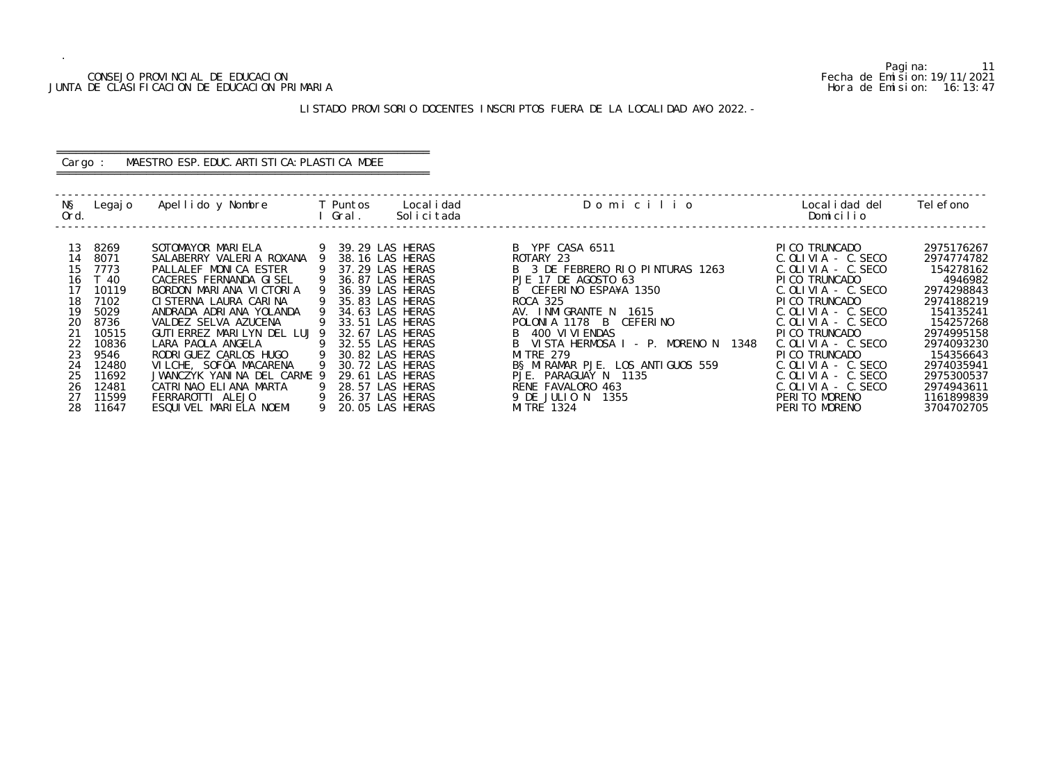CONSEJO PROVINCIAL DE EDUCACION
JUNTA DE CLASIFICACION DE EDUCACION PRIMARIA

Fecha de Emision:19/11/2021
Hora de Emision: 16:13:47

LISTADO PROVISORIO DOCENTES INSCRIPTOS FUERA DE LA LOCALIDAD A¥O 2022.-

Cargo : MAESTRO ESP. EDUC. ARTISTICA: PLASTICA MDEE

| N§ Ord. | Legajo | Apellido y Nombre | T I | Puntos Gral. | Localidad Solicitada | D o m i c i l i o | Localidad del Domicilio | Telefono |
|---|---|---|---|---|---|---|---|---|
| 13 | 8269 | SOTOMAYOR MARIELA | 9 | 39.29 | LAS HERAS | B YPF CASA 6511 | PICO TRUNCADO | 2975176267 |
| 14 | 8071 | SALABERRY VALERIA ROXANA | 9 | 38.16 | LAS HERAS | ROTARY 23 | C.OLIVIA - C.SECO | 2974774782 |
| 15 | 7773 | PALLALEF MONICA ESTER | 9 | 37.29 | LAS HERAS | B 3 DE FEBRERO RIO PINTURAS 1263 | C.OLIVIA - C.SECO | 154278162 |
| 16 | T 40 | CACERES FERNANDA GISEL | 9 | 36.87 | LAS HERAS | PJE 17 DE AGOSTO 63 | PICO TRUNCADO | 4946982 |
| 17 | 10119 | BORDON MARIANA VICTORIA | 9 | 36.39 | LAS HERAS | B CEFERINO ESPA¥A 1350 | C.OLIVIA - C.SECO | 2974298843 |
| 18 | 7102 | CISTERNA LAURA CARINA | 9 | 35.83 | LAS HERAS | ROCA 325 | PICO TRUNCADO | 2974188219 |
| 19 | 5029 | ANDRADA ADRIANA YOLANDA | 9 | 34.63 | LAS HERAS | AV. INMIGRANTE N 1615 | C.OLIVIA - C.SECO | 154135241 |
| 20 | 8736 | VALDEZ SELVA AZUCENA | 9 | 33.51 | LAS HERAS | POLONIA 1178 B CEFERINO | C.OLIVIA - C.SECO | 154257268 |
| 21 | 10515 | GUTIERREZ MARILYN DEL LUJ | 9 | 32.67 | LAS HERAS | B 400 VIVIENDAS | PICO TRUNCADO | 2974995158 |
| 22 | 10836 | LARA PAOLA ANGELA | 9 | 32.55 | LAS HERAS | B VISTA HERMOSA I - P. MORENO N 1348 | C.OLIVIA - C.SECO | 2974093230 |
| 23 | 9546 | RODRIGUEZ CARLOS HUGO | 9 | 30.82 | LAS HERAS | MITRE 279 | PICO TRUNCADO | 154356643 |
| 24 | 12480 | VILCHE, SOFÖA MACARENA | 9 | 30.72 | LAS HERAS | B§ MIRAMAR PJE. LOS ANTIGUOS 559 | C.OLIVIA - C.SECO | 2974035941 |
| 25 | 11692 | JWANCZYK YANINA DEL CARME | 9 | 29.61 | LAS HERAS | PJE. PARAGUAY N 1135 | C.OLIVIA - C.SECO | 2975300537 |
| 26 | 12481 | CATRINAO ELIANA MARTA | 9 | 28.57 | LAS HERAS | RENE FAVALORO 463 | C.OLIVIA - C.SECO | 2974943611 |
| 27 | 11599 | FERRAROTTI ALEJO | 9 | 26.37 | LAS HERAS | 9 DE JULIO N 1355 | PERITO MORENO | 1161899839 |
| 28 | 11647 | ESQUIVEL MARIELA NOEMI | 9 | 20.05 | LAS HERAS | MITRE 1324 | PERITO MORENO | 3704702705 |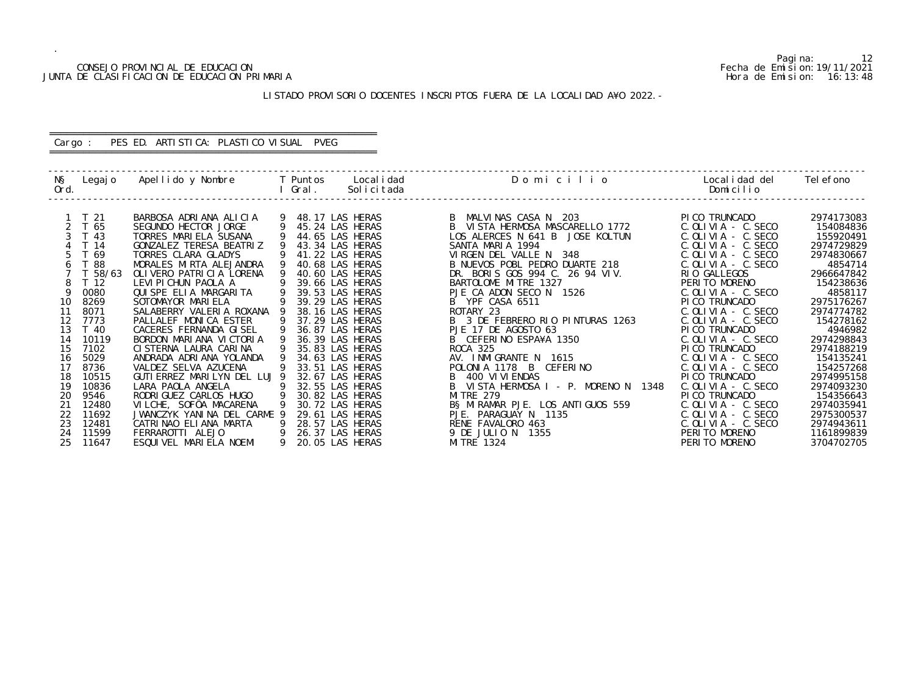CONSEJO PROVINCIAL DE EDUCACION
JUNTA DE CLASIFICACION DE EDUCACION PRIMARIA

Pagina: 12
Fecha de Emision: 19/11/2021
Hora de Emision: 16:13:48

LISTADO PROVISORIO DOCENTES INSCRIPTOS FUERA DE LA LOCALIDAD A¥O 2022.-

Cargo : PES ED. ARTISTICA: PLASTICO VISUAL PVEG

| N§ Ord. | Legajo | Apellido y Nombre | T I | Puntos Gral. | Localidad Solicitada | Domicilio | Localidad del Domicilio | Telefono |
|---|---|---|---|---|---|---|---|---|
| 1 | T 21 | BARBOSA ADRIANA ALICIA | 9 | 48.17 | LAS HERAS | B MALVINAS CASA N 203 | PICO TRUNCADO | 2974173083 |
| 2 | T 65 | SEGUNDO HECTOR JORGE | 9 | 45.24 | LAS HERAS | B VISTA HERMOSA MASCARELLO 1772 | C.OLIVIA - C.SECO | 154084836 |
| 3 | T 43 | TORRES MARIELA SUSANA | 9 | 44.65 | LAS HERAS | LOS ALERCES N 641 B JOSE KOLTUN | C.OLIVIA - C.SECO | 155920491 |
| 4 | T 14 | GONZALEZ TERESA BEATRIZ | 9 | 43.34 | LAS HERAS | SANTA MARIA 1994 | C.OLIVIA - C.SECO | 2974729829 |
| 5 | T 69 | TORRES CLARA GLADYS | 9 | 41.22 | LAS HERAS | VIRGEN DEL VALLE N 348 | C.OLIVIA - C.SECO | 2974830667 |
| 6 | T 88 | MORALES MIRTA ALEJANDRA | 9 | 40.68 | LAS HERAS | B NUEVOS POBL PEDRO DUARTE 218 | C.OLIVIA - C.SECO | 4854714 |
| 7 | T 58/63 | OLIVERO PATRICIA LORENA | 9 | 40.60 | LAS HERAS | DR. BORIS GOS 994 C. 26 94 VIV. | RIO GALLEGOS | 2966647842 |
| 8 | T 12 | LEVIPICHUN PAOLA A | 9 | 39.66 | LAS HERAS | BARTOLOME MITRE 1327 | PERITO MORENO | 154238636 |
| 9 | 0080 | QUISPE ELIA MARGARITA | 9 | 39.53 | LAS HERAS | PJE CA ADON SECO N 1526 | C.OLIVIA - C.SECO | 4858117 |
| 10 | 8269 | SOTOMAYOR MARIELA | 9 | 39.29 | LAS HERAS | B YPF CASA 6511 | PICO TRUNCADO | 2975176267 |
| 11 | 8071 | SALABERRY VALERIA ROXANA | 9 | 38.16 | LAS HERAS | ROTARY 23 | C.OLIVIA - C.SECO | 2974774782 |
| 12 | 7773 | PALLALEF MONICA ESTER | 9 | 37.29 | LAS HERAS | B 3 DE FEBRERO RIO PINTURAS 1263 | C.OLIVIA - C.SECO | 154278162 |
| 13 | T 40 | CACERES FERNANDA GISEL | 9 | 36.87 | LAS HERAS | PJE 17 DE AGOSTO 63 | PICO TRUNCADO | 4946982 |
| 14 | 10119 | BORDON MARIANA VICTORIA | 9 | 36.39 | LAS HERAS | B CEFERINO ESPA¥A 1350 | C.OLIVIA - C.SECO | 2974298843 |
| 15 | 7102 | CISTERNA LAURA CARINA | 9 | 35.83 | LAS HERAS | ROCA 325 | PICO TRUNCADO | 2974188219 |
| 16 | 5029 | ANDRADA ADRIANA YOLANDA | 9 | 34.63 | LAS HERAS | AV. INMIGRANTE N 1615 | C.OLIVIA - C.SECO | 154135241 |
| 17 | 8736 | VALDEZ SELVA AZUCENA | 9 | 33.51 | LAS HERAS | POLONIA 1178 B CEFERINO | C.OLIVIA - C.SECO | 154257268 |
| 18 | 10515 | GUTIERREZ MARILYN DEL LUJ | 9 | 32.67 | LAS HERAS | B 400 VIVIENDAS | PICO TRUNCADO | 2974995158 |
| 19 | 10836 | LARA PAOLA ANGELA | 9 | 32.55 | LAS HERAS | B VISTA HERMOSA I - P. MORENO N 1348 | C.OLIVIA - C.SECO | 2974093230 |
| 20 | 9546 | RODRIGUEZ CARLOS HUGO | 9 | 30.82 | LAS HERAS | MITRE 279 | PICO TRUNCADO | 154356643 |
| 21 | 12480 | VILCHE, SOFÖA MACARENA | 9 | 30.72 | LAS HERAS | B§ MIRAMAR PJE. LOS ANTIGUOS 559 | C.OLIVIA - C.SECO | 2974035941 |
| 22 | 11692 | JWANCZYK YANINA DEL CARME | 9 | 29.61 | LAS HERAS | PJE. PARAGUAY N 1135 | C.OLIVIA - C.SECO | 2975300537 |
| 23 | 12481 | CATRINAO ELIANA MARTA | 9 | 28.57 | LAS HERAS | RENE FAVALORO 463 | C.OLIVIA - C.SECO | 2974943611 |
| 24 | 11599 | FERRAROTTI ALEJO | 9 | 26.37 | LAS HERAS | 9 DE JULIO N 1355 | PERITO MORENO | 1161899839 |
| 25 | 11647 | ESQUIVEL MARIELA NOEMI | 9 | 20.05 | LAS HERAS | MITRE 1324 | PERITO MORENO | 3704702705 |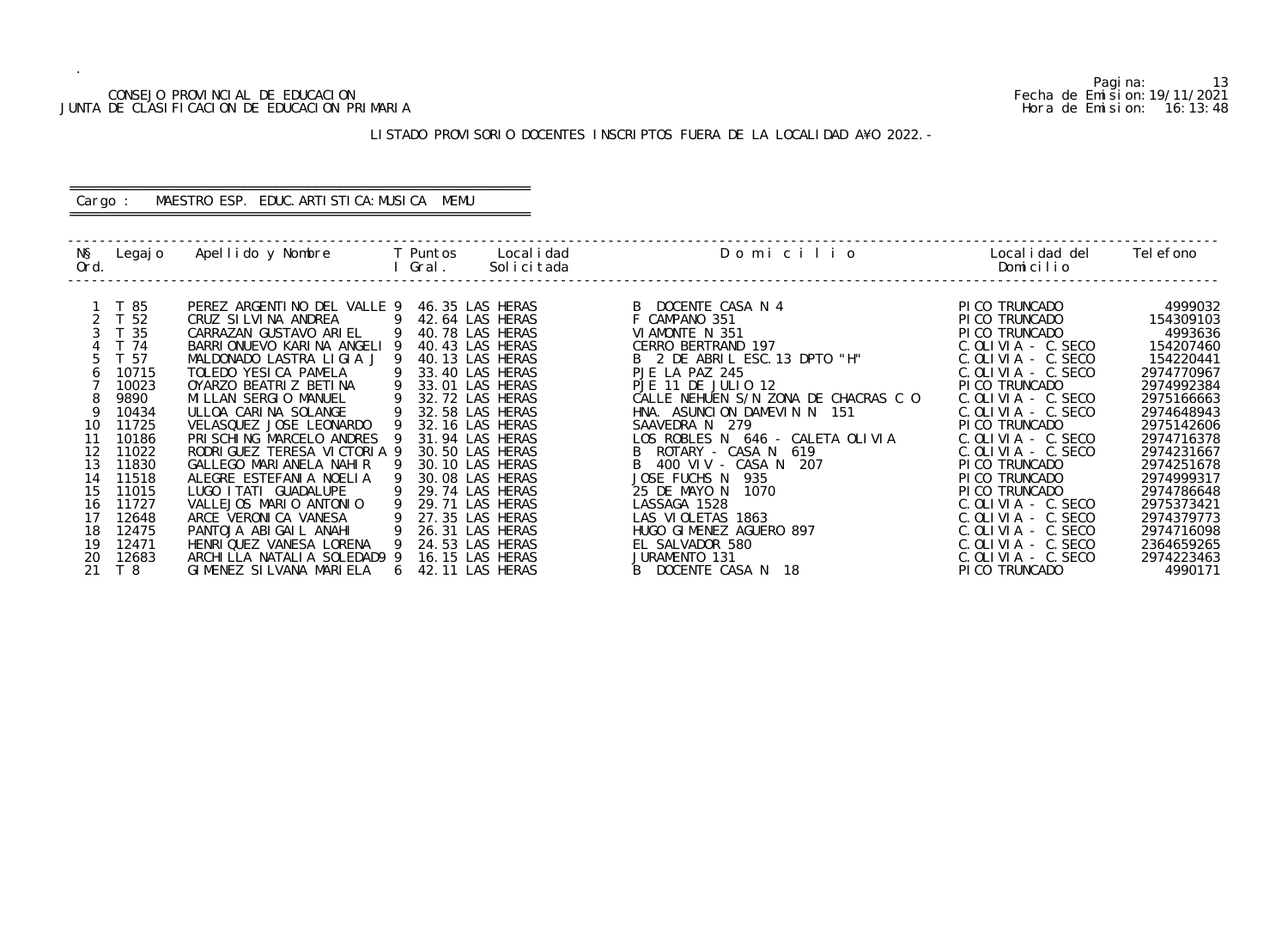CONSEJO PROVINCIAL DE EDUCACION
JUNTA DE CLASIFICACION DE EDUCACION PRIMARIA

Pagina: 13
Fecha de Emision: 19/11/2021
Hora de Emision: 16:13:48

LISTADO PROVISORIO DOCENTES INSCRIPTOS FUERA DE LA LOCALIDAD A¥O 2022.-

Cargo : MAESTRO ESP. EDUC.ARTISTICA:MUSICA MEMU

| N§ Ord. | Legajo | Apellido y Nombre | T I | Puntos Gral. | Localidad Solicitada | Domicilio | Localidad del Domicilio | Telefono |
|---|---|---|---|---|---|---|---|---|
| 1 | T 85 | PEREZ ARGENTINO DEL VALLE | 9 | 46.35 | LAS HERAS | B DOCENTE CASA N 4 | PICO TRUNCADO | 4999032 |
| 2 | T 52 | CRUZ SILVINA ANDREA | 9 | 42.64 | LAS HERAS | F CAMPANO 351 | PICO TRUNCADO | 154309103 |
| 3 | T 35 | CARRAZAN GUSTAVO ARIEL | 9 | 40.78 | LAS HERAS | VIAMONTE N 351 | PICO TRUNCADO | 4993636 |
| 4 | T 74 | BARRIONUEVO KARINA ANGELI | 9 | 40.43 | LAS HERAS | CERRO BERTRAND 197 | C.OLIVIA - C.SECO | 154207460 |
| 5 | T 57 | MALDONADO LASTRA LIGIA J | 9 | 40.13 | LAS HERAS | B 2 DE ABRIL ESC.13 DPTO "H" | C.OLIVIA - C.SECO | 154220441 |
| 6 | 10715 | TOLEDO YESICA PAMELA | 9 | 33.40 | LAS HERAS | PJE LA PAZ 245 | C.OLIVIA - C.SECO | 2974770967 |
| 7 | 10023 | OYARZO BEATRIZ BETINA | 9 | 33.01 | LAS HERAS | PJE 11 DE JULIO 12 | PICO TRUNCADO | 2974992384 |
| 8 | 9890 | MILLAN SERGIO MANUEL | 9 | 32.72 | LAS HERAS | CALLE NEHUEN S/N ZONA DE CHACRAS C O | C.OLIVIA - C.SECO | 2975166663 |
| 9 | 10434 | ULLOA CARINA SOLANGE | 9 | 32.58 | LAS HERAS | HNA. ASUNCION DAMEVIN N 151 | C.OLIVIA - C.SECO | 2974648943 |
| 10 | 11725 | VELASQUEZ JOSE LEONARDO | 9 | 32.16 | LAS HERAS | SAAVEDRA N 279 | PICO TRUNCADO | 2975142606 |
| 11 | 10186 | PRISCHING MARCELO ANDRES | 9 | 31.94 | LAS HERAS | LOS ROBLES N 646 - CALETA OLIVIA | C.OLIVIA - C.SECO | 2974716378 |
| 12 | 11022 | RODRIGUEZ TERESA VICTORIA | 9 | 30.50 | LAS HERAS | B ROTARY - CASA N 619 | C.OLIVIA - C.SECO | 2974231667 |
| 13 | 11830 | GALLEGO MARIANELA NAHIR | 9 | 30.10 | LAS HERAS | B 400 VIV - CASA N 207 | PICO TRUNCADO | 2974251678 |
| 14 | 11518 | ALEGRE ESTEFANIA NOELIA | 9 | 30.08 | LAS HERAS | JOSE FUCHS N 935 | PICO TRUNCADO | 2974999317 |
| 15 | 11015 | LUGO ITATI GUADALUPE | 9 | 29.74 | LAS HERAS | 25 DE MAYO N 1070 | PICO TRUNCADO | 2974786648 |
| 16 | 11727 | VALLEJOS MARIO ANTONIO | 9 | 29.71 | LAS HERAS | LASSAGA 1528 | C.OLIVIA - C.SECO | 2975373421 |
| 17 | 12648 | ARCE VERONICA VANESA | 9 | 27.35 | LAS HERAS | LAS VIOLETAS 1863 | C.OLIVIA - C.SECO | 2974379773 |
| 18 | 12475 | PANTOJA ABIGAIL ANAHI | 9 | 26.31 | LAS HERAS | HUGO GIMENEZ AGUERO 897 | C.OLIVIA - C.SECO | 2974716098 |
| 19 | 12471 | HENRIQUEZ VANESA LORENA | 9 | 24.53 | LAS HERAS | EL SALVADOR 580 | C.OLIVIA - C.SECO | 2364659265 |
| 20 | 12683 | ARCHILLA NATALIA SOLEDAD | 9 | 16.15 | LAS HERAS | JURAMENTO 131 | C.OLIVIA - C.SECO | 2974223463 |
| 21 | T 8 | GIMENEZ SILVANA MARIELA | 6 | 42.11 | LAS HERAS | B DOCENTE CASA N 18 | PICO TRUNCADO | 4990171 |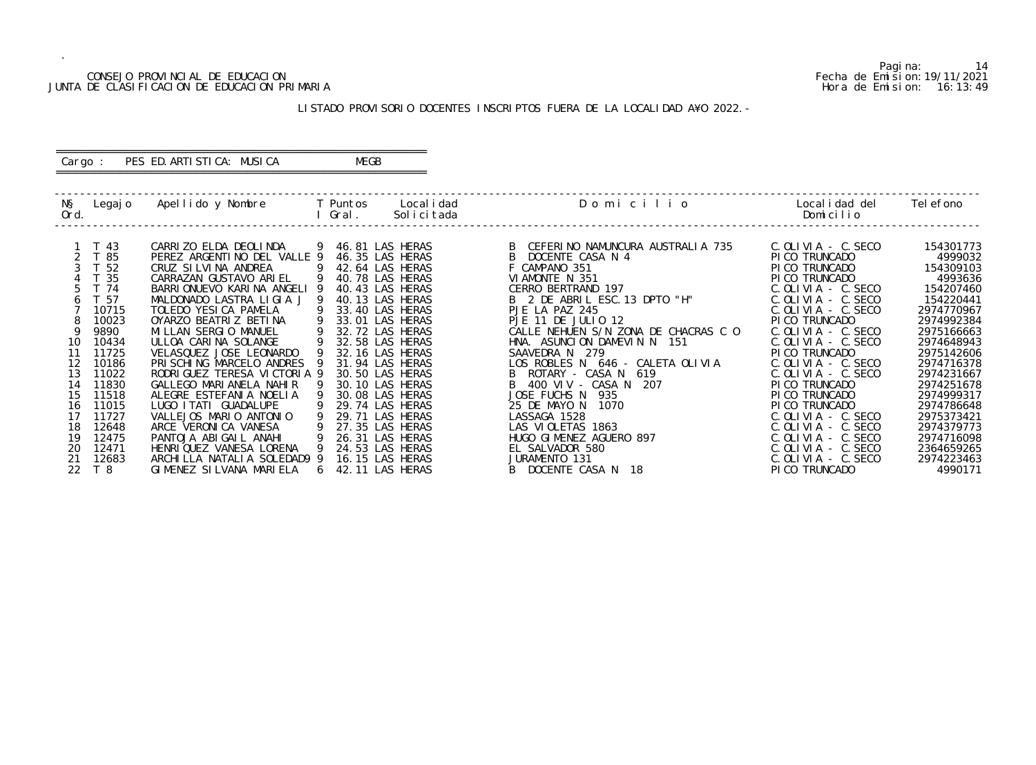CONSEJO PROVINCIAL DE EDUCACION
JUNTA DE CLASIFICACION DE EDUCACION PRIMARIA

Pagina: 14
Fecha de Emision: 19/11/2021
Hora de Emision: 16:13:49

LISTADO PROVISORIO DOCENTES INSCRIPTOS FUERA DE LA LOCALIDAD A¥O 2022.-

Cargo : PES ED.ARTISTICA: MUSICA MEGB

| N§ Ord. | Legajo | Apellido y Nombre | T I | Puntos Gral. | Localidad Solicitada | D o m i c i l i o | Localidad del Domicilio | Telefono |
|---|---|---|---|---|---|---|---|---|
| 1 | T 43 | CARRIZO ELDA DEOLINDA | 9 | 46.81 | LAS HERAS | B CEFERINO NAMUNCURA AUSTRALIA 735 | C.OLIVIA - C.SECO | 154301773 |
| 2 | T 85 | PEREZ ARGENTINO DEL VALLE | 9 | 46.35 | LAS HERAS | B DOCENTE CASA N 4 | PICO TRUNCADO | 4999032 |
| 3 | T 52 | CRUZ SILVINA ANDREA | 9 | 42.64 | LAS HERAS | F CAMPANO 351 | PICO TRUNCADO | 154309103 |
| 4 | T 35 | CARRAZAN GUSTAVO ARIEL | 9 | 40.78 | LAS HERAS | VIAMONTE N 351 | PICO TRUNCADO | 4993636 |
| 5 | T 74 | BARRIONUEVO KARINA ANGELI | 9 | 40.43 | LAS HERAS | CERRO BERTRAND 197 | C.OLIVIA - C.SECO | 154207460 |
| 6 | T 57 | MALDONADO LASTRA LIGIA J | 9 | 40.13 | LAS HERAS | B 2 DE ABRIL ESC.13 DPTO "H" | C.OLIVIA - C.SECO | 154220441 |
| 7 | 10715 | TOLEDO YESICA PAMELA | 9 | 33.40 | LAS HERAS | PJE LA PAZ 245 | C.OLIVIA - C.SECO | 2974770967 |
| 8 | 10023 | OYARZO BEATRIZ BETINA | 9 | 33.01 | LAS HERAS | PJE 11 DE JULIO 12 | PICO TRUNCADO | 2974992384 |
| 9 | 9890 | MILLAN SERGIO MANUEL | 9 | 32.72 | LAS HERAS | CALLE NEHUEN S/N ZONA DE CHACRAS C O | C.OLIVIA - C.SECO | 2975166663 |
| 10 | 10434 | ULLOA CARINA SOLANGE | 9 | 32.58 | LAS HERAS | HNA. ASUNCION DAMEVIN N 151 | C.OLIVIA - C.SECO | 2974648943 |
| 11 | 11725 | VELASQUEZ JOSE LEONARDO | 9 | 32.16 | LAS HERAS | SAAVEDRA N 279 | PICO TRUNCADO | 2975142606 |
| 12 | 10186 | PRISCHING MARCELO ANDRES | 9 | 31.94 | LAS HERAS | LOS ROBLES N 646 - CALETA OLIVIA | C.OLIVIA - C.SECO | 2974716378 |
| 13 | 11022 | RODRIGUEZ TERESA VICTORIA | 9 | 30.50 | LAS HERAS | B ROTARY - CASA N 619 | C.OLIVIA - C.SECO | 2974231667 |
| 14 | 11830 | GALLEGO MARIANELA NAHIR | 9 | 30.10 | LAS HERAS | B 400 VIV - CASA N 207 | PICO TRUNCADO | 2974251678 |
| 15 | 11518 | ALEGRE ESTEFANIA NOELIA | 9 | 30.08 | LAS HERAS | JOSE FUCHS N 935 | PICO TRUNCADO | 2974999317 |
| 16 | 11015 | LUGO ITATI GUADALUPE | 9 | 29.74 | LAS HERAS | 25 DE MAYO N 1070 | PICO TRUNCADO | 2974786648 |
| 17 | 11727 | VALLEJOS MARIO ANTONIO | 9 | 29.71 | LAS HERAS | LASSAGA 1528 | C.OLIVIA - C.SECO | 2975373421 |
| 18 | 12648 | ARCE VERONICA VANESA | 9 | 27.35 | LAS HERAS | LAS VIOLETAS 1863 | C.OLIVIA - C.SECO | 2974379773 |
| 19 | 12475 | PANTOJA ABIGAIL ANAHI | 9 | 26.31 | LAS HERAS | HUGO GIMENEZ AGUERO 897 | C.OLIVIA - C.SECO | 2974716098 |
| 20 | 12471 | HENRIQUEZ VANESA LORENA | 9 | 24.53 | LAS HERAS | EL SALVADOR 580 | C.OLIVIA - C.SECO | 2364659265 |
| 21 | 12683 | ARCHILLA NATALIA SOLEDAD | 9 | 16.15 | LAS HERAS | JURAMENTO 131 | C.OLIVIA - C.SECO | 2974223463 |
| 22 | T 8 | GIMENEZ SILVANA MARIELA | 6 | 42.11 | LAS HERAS | B DOCENTE CASA N 18 | PICO TRUNCADO | 4990171 |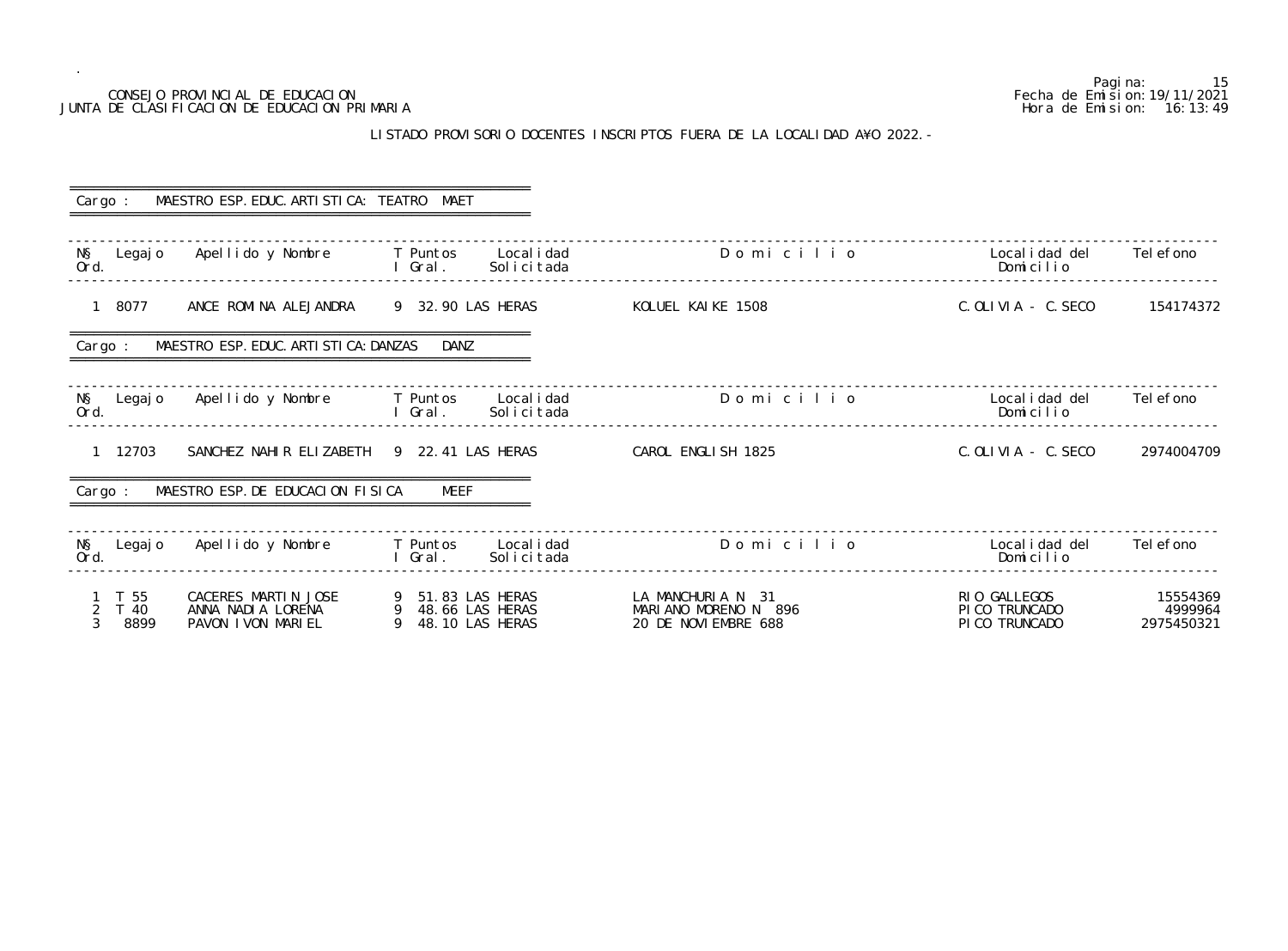CONSEJO PROVINCIAL DE EDUCACION
JUNTA DE CLASIFICACION DE EDUCACION PRIMARIA

Fecha de Emision:19/11/2021
Hora de Emision: 16:13:49

LISTADO PROVISORIO DOCENTES INSCRIPTOS FUERA DE LA LOCALIDAD A¥O 2022.-

Cargo : MAESTRO ESP.EDUC.ARTISTICA: TEATRO MAET

| N§ Ord. | Legajo | Apellido y Nombre | T I | Puntos Gral. | Localidad Solicitada | Domicilio | Localidad del Domicilio | Telefono |
|---|---|---|---|---|---|---|---|---|
| 1 | 8077 | ANCE ROMINA ALEJANDRA | 9 | 32.90 | LAS HERAS | KOLUEL KAIKE 1508 | C.OLIVIA - C.SECO | 154174372 |

Cargo : MAESTRO ESP.EDUC.ARTISTICA:DANZAS DANZ

| N§ Ord. | Legajo | Apellido y Nombre | T I | Puntos Gral. | Localidad Solicitada | Domicilio | Localidad del Domicilio | Telefono |
|---|---|---|---|---|---|---|---|---|
| 1 | 12703 | SANCHEZ NAHIR ELIZABETH | 9 | 22.41 | LAS HERAS | CAROL ENGLISH 1825 | C.OLIVIA - C.SECO | 2974004709 |

Cargo : MAESTRO ESP.DE EDUCACION FISICA MEEF

| N§ Ord. | Legajo | Apellido y Nombre | T I | Puntos Gral. | Localidad Solicitada | Domicilio | Localidad del Domicilio | Telefono |
|---|---|---|---|---|---|---|---|---|
| 1 | T 55 | CACERES MARTIN JOSE | 9 | 51.83 | LAS HERAS | LA MANCHURIA N 31 | RIO GALLEGOS | 15554369 |
| 2 | T 40 | ANNA NADIA LORENA | 9 | 48.66 | LAS HERAS | MARIANO MORENO N 896 | PICO TRUNCADO | 4999964 |
| 3 | 8899 | PAVON IVON MARIEL | 9 | 48.10 | LAS HERAS | 20 DE NOVIEMBRE 688 | PICO TRUNCADO | 2975450321 |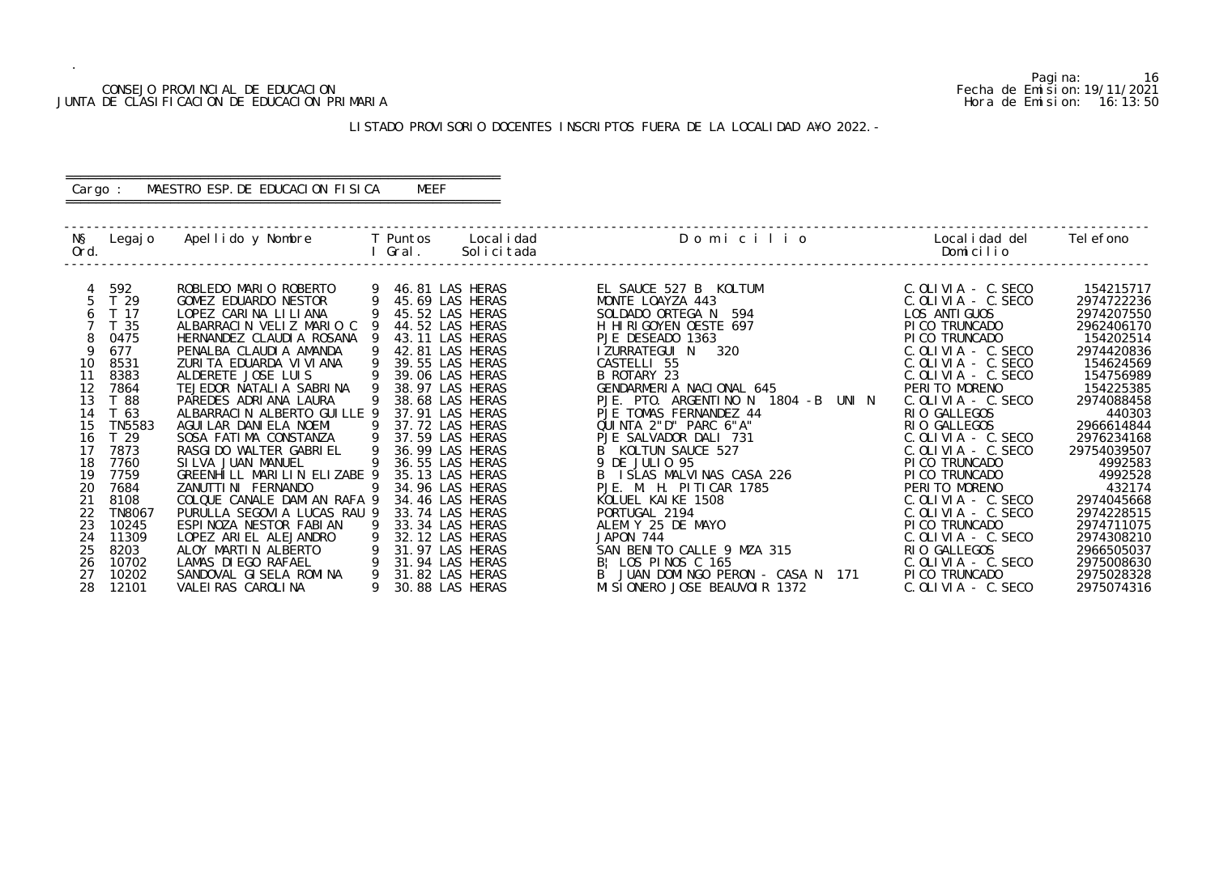CONSEJO PROVINCIAL DE EDUCACION
JUNTA DE CLASIFICACION DE EDUCACION PRIMARIA

Fecha de Emision: 19/11/2021
Hora de Emision: 16:13:50

LISTADO PROVISORIO DOCENTES INSCRIPTOS FUERA DE LA LOCALIDAD A¥O 2022.-

Cargo : MAESTRO ESP. DE EDUCACION FISICA MEEF

| N§ Ord. | Legajo | Apellido y Nombre | T I | Puntos Gral. | Localidad Solicitada | D o m i c i l i o | Localidad del Domicilio | Telefono |
|---|---|---|---|---|---|---|---|---|
| 4 | 592 | ROBLEDO MARIO ROBERTO | 9 | 46.81 | LAS HERAS | EL SAUCE 527 B KOLTUM | C.OLIVIA - C.SECO | 154215717 |
| 5 | T 29 | GOMEZ EDUARDO NESTOR | 9 | 45.69 | LAS HERAS | MONTE LOAYZA 443 | C.OLIVIA - C.SECO | 2974722236 |
| 6 | T 17 | LOPEZ CARINA LILIANA | 9 | 45.52 | LAS HERAS | SOLDADO ORTEGA N 594 | LOS ANTIGUOS | 2974207550 |
| 7 | T 35 | ALBARRACIN VELIZ MARIO C | 9 | 44.52 | LAS HERAS | H HIRIGOYEN OESTE 697 | PICO TRUNCADO | 2962406170 |
| 8 | 0475 | HERNANDEZ CLAUDIA ROSANA | 9 | 43.11 | LAS HERAS | PJE DESEADO 1363 | PICO TRUNCADO | 154202514 |
| 9 | 677 | PENALBA CLAUDIA AMANDA | 9 | 42.81 | LAS HERAS | IZURRATEGUI N 320 | C.OLIVIA - C.SECO | 2974420836 |
| 10 | 8531 | ZURITA EDUARDA VIVIANA | 9 | 39.55 | LAS HERAS | CASTELLI 55 | C.OLIVIA - C.SECO | 154624569 |
| 11 | 8383 | ALDERETE JOSE LUIS | 9 | 39.06 | LAS HERAS | B ROTARY 23 | C.OLIVIA - C.SECO | 154756989 |
| 12 | 7864 | TEJEDOR NATALIA SABRINA | 9 | 38.97 | LAS HERAS | GENDARMERIA NACIONAL 645 | PERITO MORENO | 154225385 |
| 13 | T 88 | PAREDES ADRIANA LAURA | 9 | 38.68 | LAS HERAS | PJE. PTO. ARGENTINO N 1804 -B UNI N | C.OLIVIA - C.SECO | 2974088458 |
| 14 | T 63 | ALBARRACIN ALBERTO GUILLE | 9 | 37.91 | LAS HERAS | PJE TOMAS FERNANDEZ 44 | RIO GALLEGOS | 440303 |
| 15 | TN5583 | AGUILAR DANIELA NOEMI | 9 | 37.72 | LAS HERAS | QUINTA 2"D" PARC 6"A" | RIO GALLEGOS | 2966614844 |
| 16 | T 29 | SOSA FATIMA CONSTANZA | 9 | 37.59 | LAS HERAS | PJE SALVADOR DALI 731 | C.OLIVIA - C.SECO | 2976234168 |
| 17 | 7873 | RASGIDO WALTER GABRIEL | 9 | 36.99 | LAS HERAS | B KOLTUN SAUCE 527 | C.OLIVIA - C.SECO | 29754039507 |
| 18 | 7760 | SILVA JUAN MANUEL | 9 | 36.55 | LAS HERAS | 9 DE JULIO 95 | PICO TRUNCADO | 4992583 |
| 19 | 7759 | GREENHILL MARILIN ELIZABE | 9 | 35.13 | LAS HERAS | B ISLAS MALVINAS CASA 226 | PICO TRUNCADO | 4992528 |
| 20 | 7684 | ZANUTTINI FERNANDO | 9 | 34.96 | LAS HERAS | PJE. M. H. PITICAR 1785 | PERITO MORENO | 432174 |
| 21 | 8108 | COLQUE CANALE DAMIAN RAFA | 9 | 34.46 | LAS HERAS | KOLUEL KAIKE 1508 | C.OLIVIA - C.SECO | 2974045668 |
| 22 | TN8067 | PURULLA SEGOVIA LUCAS RAU | 9 | 33.74 | LAS HERAS | PORTUGAL 2194 | C.OLIVIA - C.SECO | 2974228515 |
| 23 | 10245 | ESPINOZA NESTOR FABIAN | 9 | 33.34 | LAS HERAS | ALEM Y 25 DE MAYO | PICO TRUNCADO | 2974711075 |
| 24 | 11309 | LOPEZ ARIEL ALEJANDRO | 9 | 32.12 | LAS HERAS | JAPON 744 | C.OLIVIA - C.SECO | 2974308210 |
| 25 | 8203 | ALOY MARTIN ALBERTO | 9 | 31.97 | LAS HERAS | SAN BENITO CALLE 9 MZA 315 | RIO GALLEGOS | 2966505037 |
| 26 | 10702 | LAMAS DIEGO RAFAEL | 9 | 31.94 | LAS HERAS | B¦ LOS PINOS C 165 | C.OLIVIA - C.SECO | 2975008630 |
| 27 | 10202 | SANDOVAL GISELA ROMINA | 9 | 31.82 | LAS HERAS | B JUAN DOMINGO PERON - CASA N 171 | PICO TRUNCADO | 2975028328 |
| 28 | 12101 | VALEIRAS CAROLINA | 9 | 30.88 | LAS HERAS | MISIONERO JOSE BEAUVOIR 1372 | C.OLIVIA - C.SECO | 2975074316 |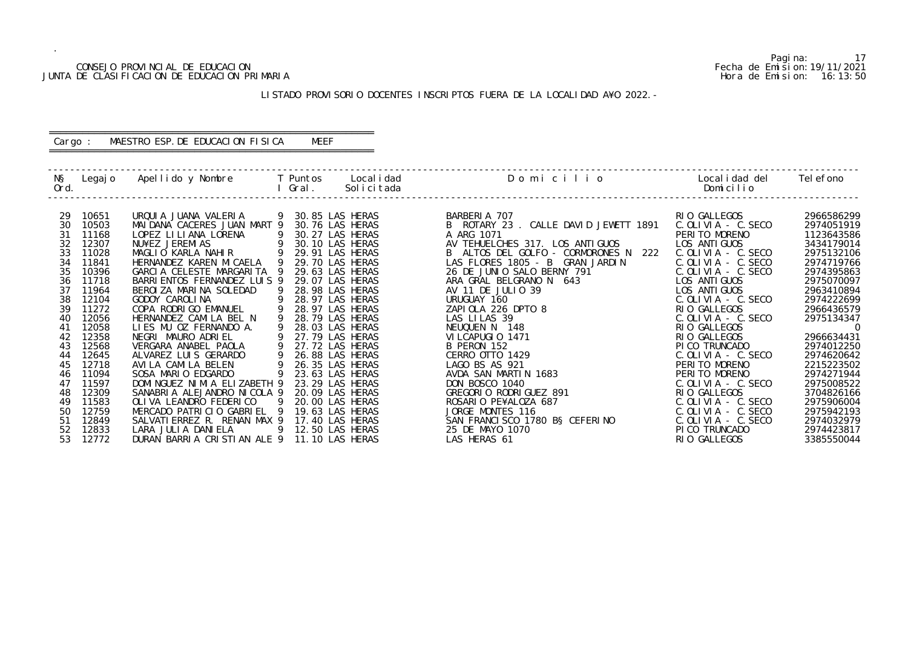CONSEJO PROVINCIAL DE EDUCACION
JUNTA DE CLASIFICACION DE EDUCACION PRIMARIA

Fecha de Emision: 19/11/2021
Hora de Emision: 16:13:50

LISTADO PROVISORIO DOCENTES INSCRIPTOS FUERA DE LA LOCALIDAD A¥O 2022.-

Cargo : MAESTRO ESP. DE EDUCACION FISICA MEEF

| N§ Ord. | Legajo | Apellido y Nombre | T I | Puntos Gral. | Localidad Solicitada | Domicilio | Localidad del Domicilio | Telefono |
|---|---|---|---|---|---|---|---|---|
| 29 | 10651 | URQUIA JUANA VALERIA | 9 | 30.85 | LAS HERAS | BARBERIA 707 | RIO GALLEGOS | 2966586299 |
| 30 | 10503 | MAIDANA CACERES JUAN MART | 9 | 30.76 | LAS HERAS | B ROTARY 23 . CALLE DAVID JEWETT 1891 | C.OLIVIA - C.SECO | 2974051919 |
| 31 | 11168 | LOPEZ LILIANA LORENA | 9 | 30.27 | LAS HERAS | A ARG 1071 | PERITO MORENO | 1123643586 |
| 32 | 12307 | NU¥EZ JEREMIAS | 9 | 30.10 | LAS HERAS | AV TEHUELCHES 317. LOS ANTIGUOS | LOS ANTIGUOS | 3434179014 |
| 33 | 11028 | MAGLIO KARLA NAHIR | 9 | 29.91 | LAS HERAS | B ALTOS DEL GOLFO - CORMORONES N 222 | C.OLIVIA - C.SECO | 2975132106 |
| 34 | 11841 | HERNANDEZ KAREN MICAELA | 9 | 29.70 | LAS HERAS | LAS FLORES 1805 - B GRAN JARDIN | C.OLIVIA - C.SECO | 2974719766 |
| 35 | 10396 | GARCIA CELESTE MARGARITA | 9 | 29.63 | LAS HERAS | 26 DE JUNIO SALO BERNY 791 | C.OLIVIA - C.SECO | 2974395863 |
| 36 | 11718 | BARRIENTOS FERNANDEZ LUIS | 9 | 29.07 | LAS HERAS | ARA GRAL BELGRANO N 643 | LOS ANTIGUOS | 2975070097 |
| 37 | 11964 | BEROIZA MARINA SOLEDAD | 9 | 28.98 | LAS HERAS | AV 11 DE JULIO 39 | LOS ANTIGUOS | 2963410894 |
| 38 | 12104 | GODOY CAROLINA | 9 | 28.97 | LAS HERAS | URUGUAY 160 | C.OLIVIA - C.SECO | 2974222699 |
| 39 | 11272 | COPA RODRIGO EMANUEL | 9 | 28.97 | LAS HERAS | ZAPIOLA 226 DPTO 8 | RIO GALLEGOS | 2966436579 |
| 40 | 12056 | HERNANDEZ CAMILA BEL N | 9 | 28.79 | LAS HERAS | LAS LILAS 39 | C.OLIVIA - C.SECO | 2975134347 |
| 41 | 12058 | LIES MU OZ FERNANDO A. | 9 | 28.03 | LAS HERAS | NEUQUEN N 148 | RIO GALLEGOS | 0 |
| 42 | 12358 | NEGRI MAURO ADRIEL | 9 | 27.79 | LAS HERAS | VILCAPUGIO 1471 | RIO GALLEGOS | 2966634431 |
| 43 | 12568 | VERGARA ANABEL PAOLA | 9 | 27.72 | LAS HERAS | B PERON 152 | PICO TRUNCADO | 2974012250 |
| 44 | 12645 | ALVAREZ LUIS GERARDO | 9 | 26.88 | LAS HERAS | CERRO OTTO 1429 | C.OLIVIA - C.SECO | 2974620642 |
| 45 | 12718 | AVILA CAMILA BELEN | 9 | 26.35 | LAS HERAS | LAGO BS AS 921 | PERITO MORENO | 2215223502 |
| 46 | 11094 | SOSA MARIO EDGARDO | 9 | 23.63 | LAS HERAS | AVDA SAN MARTIN 1683 | PERITO MORENO | 2974271944 |
| 47 | 11597 | DOMINGUEZ NIMIA ELIZABETH | 9 | 23.29 | LAS HERAS | DON BOSCO 1040 | C.OLIVIA - C.SECO | 2975008522 |
| 48 | 12309 | SANABRIA ALEJANDRO NICOLA | 9 | 20.09 | LAS HERAS | GREGORIO RODRIGUEZ 891 | RIO GALLEGOS | 3704826166 |
| 49 | 11583 | OLIVA LEANDRO FEDERICO | 9 | 20.00 | LAS HERAS | ROSARIO PE¥ALOZA 687 | C.OLIVIA - C.SECO | 2975906004 |
| 50 | 12759 | MERCADO PATRICIO GABRIEL | 9 | 19.63 | LAS HERAS | JORGE MONTES 116 | C.OLIVIA - C.SECO | 2975942193 |
| 51 | 12849 | SALVATIERREZ R. RENAN MAX | 9 | 17.40 | LAS HERAS | SAN FRANCISCO 1780 B§ CEFERINO | C.OLIVIA - C.SECO | 2974032979 |
| 52 | 12833 | LARA JULIA DANIELA | 9 | 12.50 | LAS HERAS | 25 DE MAYO 1070 | PICO TRUNCADO | 2974423817 |
| 53 | 12772 | DURAN BARRIA CRISTIAN ALE | 9 | 11.10 | LAS HERAS | LAS HERAS 61 | RIO GALLEGOS | 3385550044 |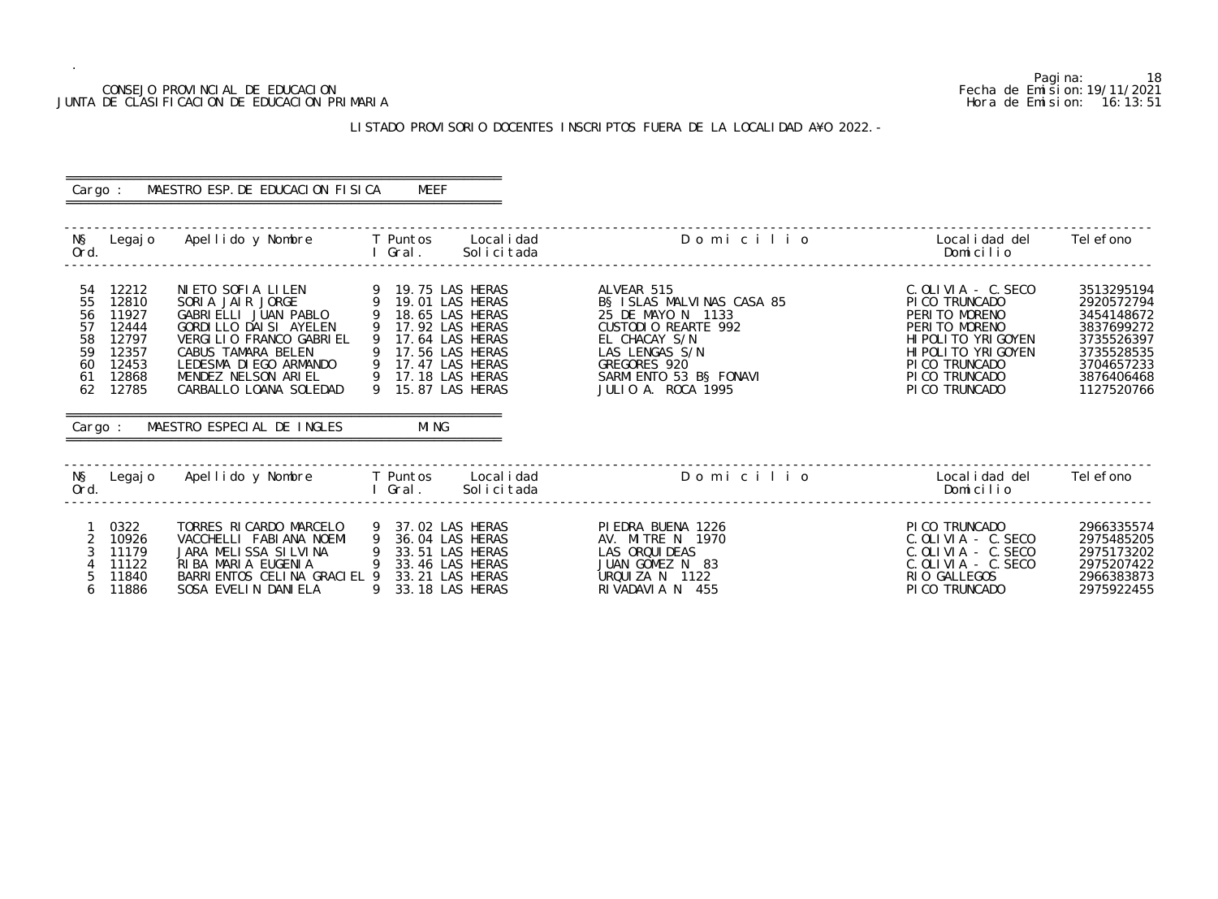CONSEJO PROVINCIAL DE EDUCACION
JUNTA DE CLASIFICACION DE EDUCACION PRIMARIA

Fecha de Emision: 19/11/2021
Hora de Emision: 16:13:51

## LISTADO PROVISORIO DOCENTES INSCRIPTOS FUERA DE LA LOCALIDAD A¥O 2022.-

### Cargo : MAESTRO ESP.DE EDUCACION FISICA MEEF

| N§ Ord. | Legajo | Apellido y Nombre | T I | Puntos Gral. | Localidad Solicitada | Domicilio | Localidad del Domicilio | Telefono |
|---|---|---|---|---|---|---|---|---|
| 54 | 12212 | NIETO SOFIA LILEN | 9 | 19.75 | LAS HERAS | ALVEAR 515 | C.OLIVIA - C.SECO | 3513295194 |
| 55 | 12810 | SORIA JAIR JORGE | 9 | 19.01 | LAS HERAS | B§ ISLAS MALVINAS CASA 85 | PICO TRUNCADO | 2920572794 |
| 56 | 11927 | GABRIELLI JUAN PABLO | 9 | 18.65 | LAS HERAS | 25 DE MAYO N 1133 | PERITO MORENO | 3454148672 |
| 57 | 12444 | GORDILLO DAISI AYELEN | 9 | 17.92 | LAS HERAS | CUSTODIO REARTE 992 | PERITO MORENO | 3837699272 |
| 58 | 12797 | VERGILIO FRANCO GABRIEL | 9 | 17.64 | LAS HERAS | EL CHACAY S/N | HIPOLITO YRIGOYEN | 3735526397 |
| 59 | 12357 | CABUS TAMARA BELEN | 9 | 17.56 | LAS HERAS | LAS LENGAS S/N | HIPOLITO YRIGOYEN | 3735528535 |
| 60 | 12453 | LEDESMA DIEGO ARMANDO | 9 | 17.47 | LAS HERAS | GREGORES 920 | PICO TRUNCADO | 3704657233 |
| 61 | 12868 | MENDEZ NELSON ARIEL | 9 | 17.18 | LAS HERAS | SARMIENTO 53 B§ FONAVI | PICO TRUNCADO | 3876406468 |
| 62 | 12785 | CARBALLO LOANA SOLEDAD | 9 | 15.87 | LAS HERAS | JULIO A. ROCA 1995 | PICO TRUNCADO | 1127520766 |

### Cargo : MAESTRO ESPECIAL DE INGLES MING

| N§ Ord. | Legajo | Apellido y Nombre | T I | Puntos Gral. | Localidad Solicitada | Domicilio | Localidad del Domicilio | Telefono |
|---|---|---|---|---|---|---|---|---|
| 1 | 0322 | TORRES RICARDO MARCELO | 9 | 37.02 | LAS HERAS | PIEDRA BUENA 1226 | PICO TRUNCADO | 2966335574 |
| 2 | 10926 | VACCHELLI FABIANA NOEMI | 9 | 36.04 | LAS HERAS | AV. MITRE N 1970 | C.OLIVIA - C.SECO | 2975485205 |
| 3 | 11179 | JARA MELISSA SILVINA | 9 | 33.51 | LAS HERAS | LAS ORQUIDEAS | C.OLIVIA - C.SECO | 2975173202 |
| 4 | 11122 | RIBA MARIA EUGENIA | 9 | 33.46 | LAS HERAS | JUAN GOMEZ N 83 | C.OLIVIA - C.SECO | 2975207422 |
| 5 | 11840 | BARRIENTOS CELINA GRACIEL | 9 | 33.21 | LAS HERAS | URQUIZA N 1122 | RIO GALLEGOS | 2966383873 |
| 6 | 11886 | SOSA EVELIN DANIELA | 9 | 33.18 | LAS HERAS | RIVADAVIA N 455 | PICO TRUNCADO | 2975922455 |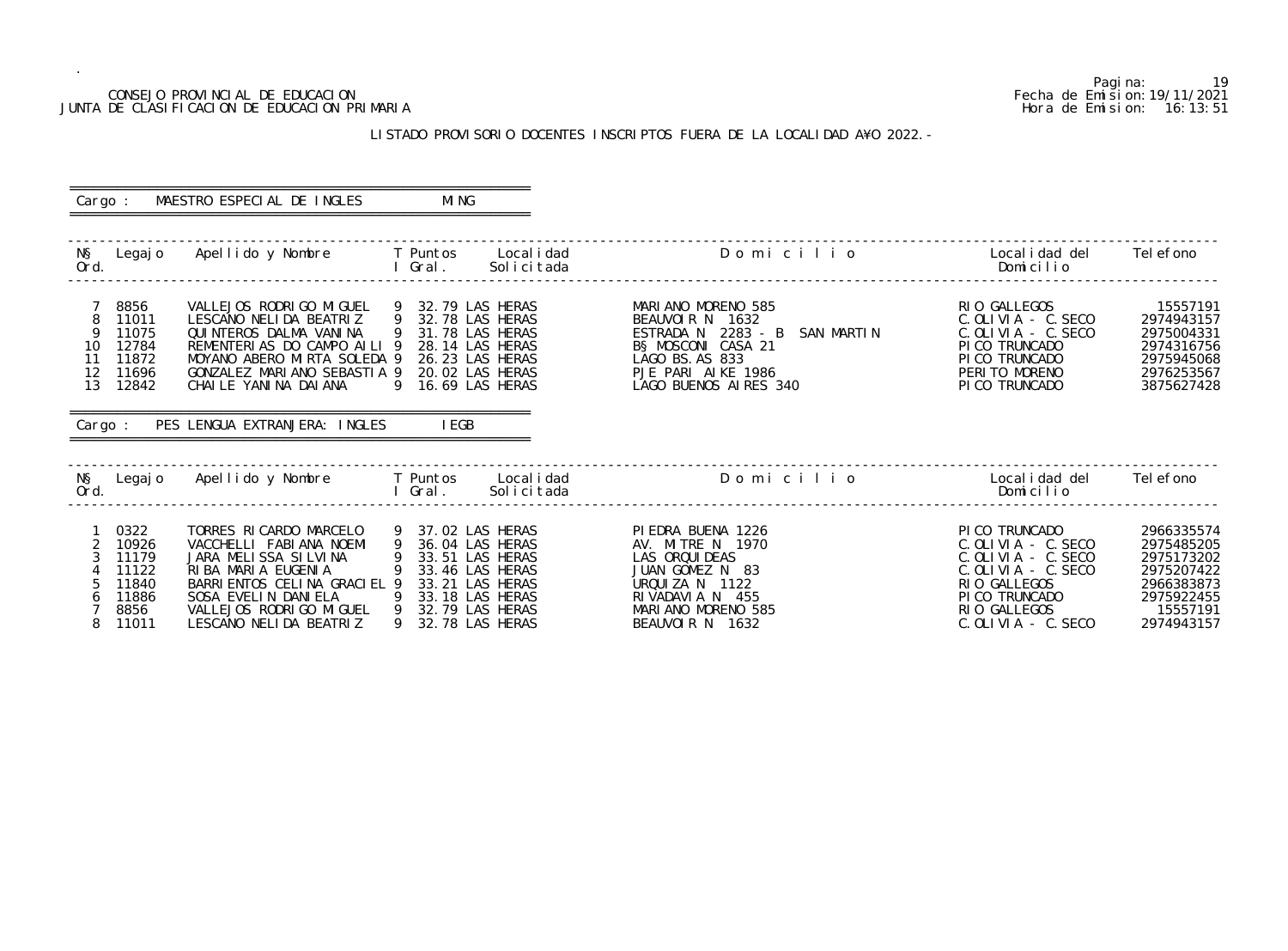CONSEJO PROVINCIAL DE EDUCACION
JUNTA DE CLASIFICACION DE EDUCACION PRIMARIA

Fecha de Emision: 19/11/2021
Hora de Emision: 16:13:51

LISTADO PROVISORIO DOCENTES INSCRIPTOS FUERA DE LA LOCALIDAD A¥O 2022.-

Cargo : MAESTRO ESPECIAL DE INGLES MING

| N§ Ord. | Legajo | Apellido y Nombre | T I | Puntos Gral. | Localidad Solicitada | Domicilio | Localidad del Domicilio | Telefono |
|---|---|---|---|---|---|---|---|---|
| 7 | 8856 | VALLEJOS RODRIGO MIGUEL | 9 | 32.79 | LAS HERAS | MARIANO MORENO 585 | RIO GALLEGOS | 15557191 |
| 8 | 11011 | LESCANO NELIDA BEATRIZ | 9 | 32.78 | LAS HERAS | BEAUVOIR N 1632 | C.OLIVIA - C.SECO | 2974943157 |
| 9 | 11075 | QUINTEROS DALMA VANINA | 9 | 31.78 | LAS HERAS | ESTRADA N 2283 - B SAN MARTIN | C.OLIVIA - C.SECO | 2975004331 |
| 10 | 12784 | REMENTERIAS DO CAMPO AILI | 9 | 28.14 | LAS HERAS | B§ MOSCONI CASA 21 | PICO TRUNCADO | 2974316756 |
| 11 | 11872 | MOYANO ABERO MIRTA SOLEDA | 9 | 26.23 | LAS HERAS | LAGO BS.AS 833 | PICO TRUNCADO | 2975945068 |
| 12 | 11696 | GONZALEZ MARIANO SEBASTIA | 9 | 20.02 | LAS HERAS | PJE PARI AIKE 1986 | PERITO MORENO | 2976253567 |
| 13 | 12842 | CHAILE YANINA DAIANA | 9 | 16.69 | LAS HERAS | LAGO BUENOS AIRES 340 | PICO TRUNCADO | 3875627428 |

Cargo : PES LENGUA EXTRANJERA: INGLES IEGB

| N§ Ord. | Legajo | Apellido y Nombre | T I | Puntos Gral. | Localidad Solicitada | Domicilio | Localidad del Domicilio | Telefono |
|---|---|---|---|---|---|---|---|---|
| 1 | 0322 | TORRES RICARDO MARCELO | 9 | 37.02 | LAS HERAS | PIEDRA BUENA 1226 | PICO TRUNCADO | 2966335574 |
| 2 | 10926 | VACCHELLI FABIANA NOEMI | 9 | 36.04 | LAS HERAS | AV. MITRE N 1970 | C.OLIVIA - C.SECO | 2975485205 |
| 3 | 11179 | JARA MELISSA SILVINA | 9 | 33.51 | LAS HERAS | LAS ORQUIDEAS | C.OLIVIA - C.SECO | 2975173202 |
| 4 | 11122 | RIBA MARIA EUGENIA | 9 | 33.46 | LAS HERAS | JUAN GOMEZ N 83 | C.OLIVIA - C.SECO | 2975207422 |
| 5 | 11840 | BARRIENTOS CELINA GRACIEL | 9 | 33.21 | LAS HERAS | URQUIZA N 1122 | RIO GALLEGOS | 2966383873 |
| 6 | 11886 | SOSA EVELIN DANIELA | 9 | 33.18 | LAS HERAS | RIVADAVIA N 455 | PICO TRUNCADO | 2975922455 |
| 7 | 8856 | VALLEJOS RODRIGO MIGUEL | 9 | 32.79 | LAS HERAS | MARIANO MORENO 585 | RIO GALLEGOS | 15557191 |
| 8 | 11011 | LESCANO NELIDA BEATRIZ | 9 | 32.78 | LAS HERAS | BEAUVOIR N 1632 | C.OLIVIA - C.SECO | 2974943157 |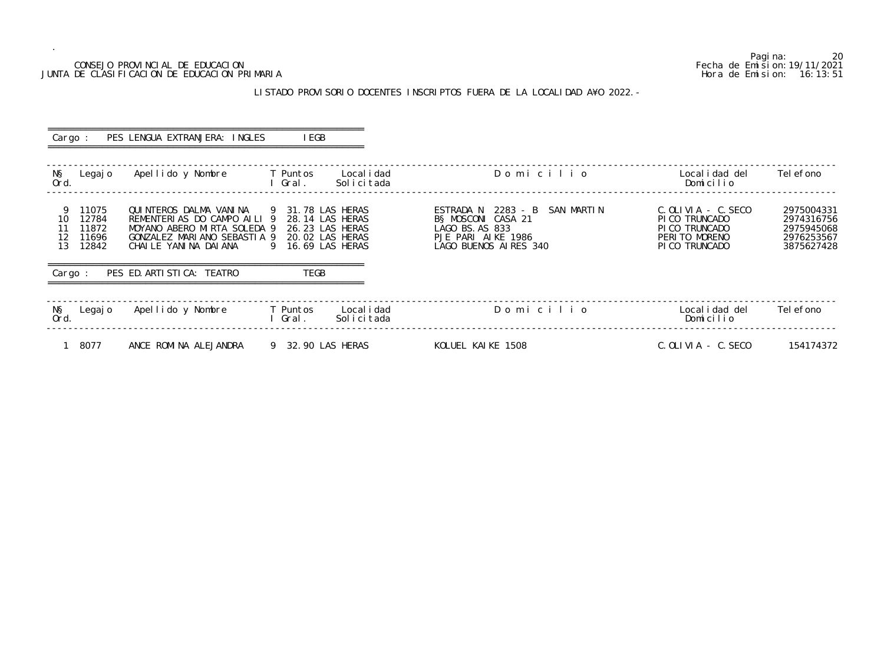CONSEJO PROVINCIAL DE EDUCACION
JUNTA DE CLASIFICACION DE EDUCACION PRIMARIA

Fecha de Emision: 19/11/2021
Hora de Emision: 16:13:51

## LISTADO PROVISORIO DOCENTES INSCRIPTOS FUERA DE LA LOCALIDAD A¥O 2022.-

Cargo : PES LENGUA EXTRANJERA: INGLES IEGB

| N§ Ord. | Legajo | Apellido y Nombre | T I | Puntos Gral. | Localidad Solicitada | D o m i c i l i o | Localidad del Domicilio | Telefono |
|---|---|---|---|---|---|---|---|---|
| 9 | 11075 | QUINTEROS DALMA VANINA | 9 | 31.78 | LAS HERAS | ESTRADA N 2283 - B SAN MARTIN | C.OLIVIA - C.SECO | 2975004331 |
| 10 | 12784 | REMENTERIAS DO CAMPO AILI | 9 | 28.14 | LAS HERAS | B§ MOSCONI CASA 21 | PICO TRUNCADO | 2974316756 |
| 11 | 11872 | MOYANO ABERO MIRTA SOLEDA | 9 | 26.23 | LAS HERAS | LAGO BS.AS 833 | PICO TRUNCADO | 2975945068 |
| 12 | 11696 | GONZALEZ MARIANO SEBASTIA | 9 | 20.02 | LAS HERAS | PJE PARI AIKE 1986 | PERITO MORENO | 2976253567 |
| 13 | 12842 | CHAILE YANINA DAIANA | 9 | 16.69 | LAS HERAS | LAGO BUENOS AIRES 340 | PICO TRUNCADO | 3875627428 |

Cargo : PES ED.ARTISTICA: TEATRO TEGB

| N§ Ord. | Legajo | Apellido y Nombre | T I | Puntos Gral. | Localidad Solicitada | D o m i c i l i o | Localidad del Domicilio | Telefono |
|---|---|---|---|---|---|---|---|---|
| 1 | 8077 | ANCE ROMINA ALEJANDRA | 9 | 32.90 | LAS HERAS | KOLUEL KAIKE 1508 | C.OLIVIA - C.SECO | 154174372 |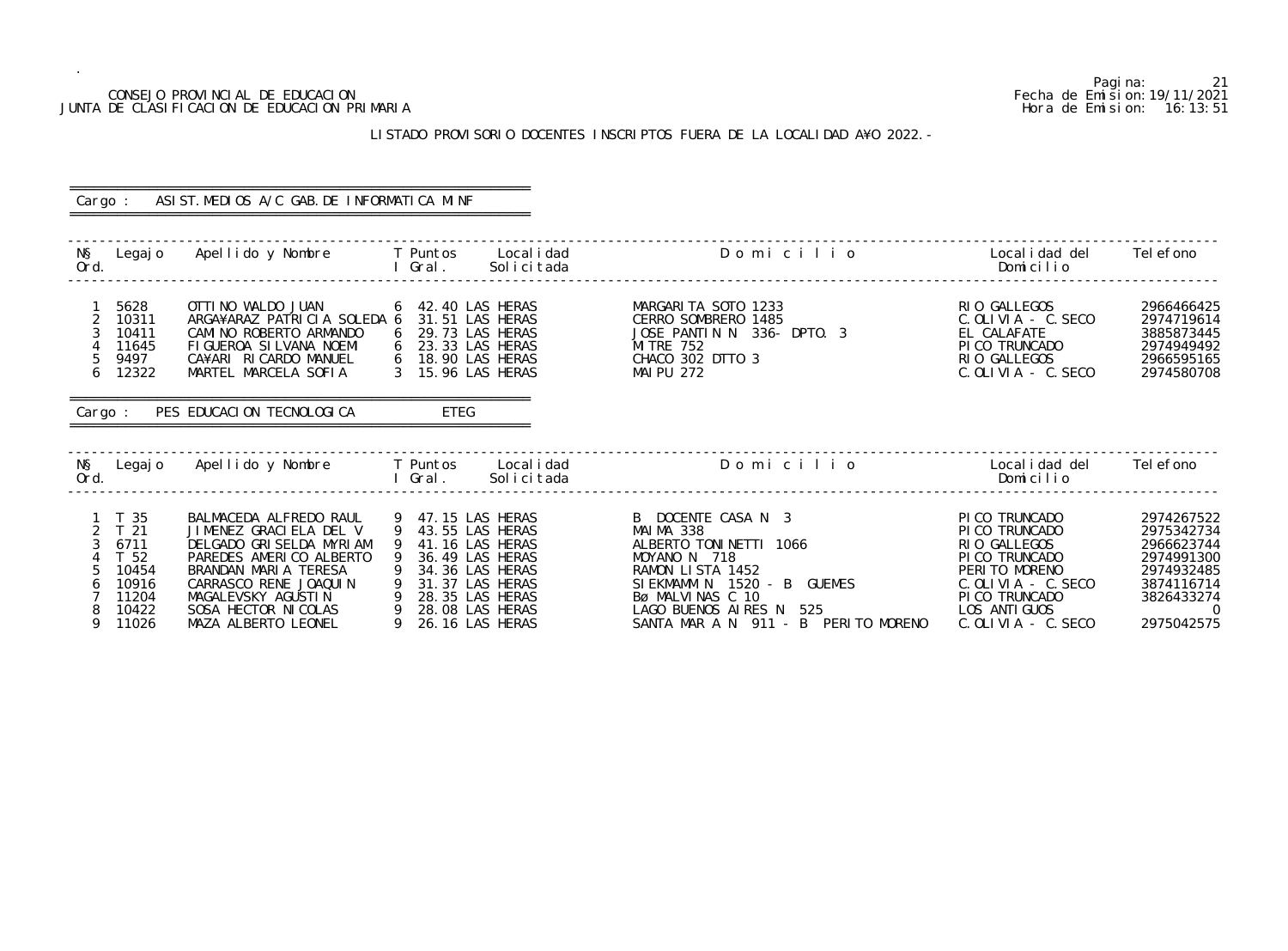CONSEJO PROVINCIAL DE EDUCACION
JUNTA DE CLASIFICACION DE EDUCACION PRIMARIA

Fecha de Emision: 19/11/2021
Hora de Emision: 16:13:51

LISTADO PROVISORIO DOCENTES INSCRIPTOS FUERA DE LA LOCALIDAD A¥O 2022.-

Cargo : ASIST.MEDIOS A/C GAB.DE INFORMATICA MINF

| N§ Ord. | Legajo | Apellido y Nombre | T I | Puntos Gral. | Localidad Solicitada | Domicilio | Localidad del Domicilio | Telefono |
|---|---|---|---|---|---|---|---|---|
| 1 | 5628 | OTTINO WALDO JUAN | 6 | 42.40 | LAS HERAS | MARGARITA SOTO 1233 | RIO GALLEGOS | 2966466425 |
| 2 | 10311 | ARGA¥ARAZ PATRICIA SOLEDA | 6 | 31.51 | LAS HERAS | CERRO SOMBRERO 1485 | C.OLIVIA - C.SECO | 2974719614 |
| 3 | 10411 | CAMINO ROBERTO ARMANDO | 6 | 29.73 | LAS HERAS | JOSE PANTIN N 336- DPTO. 3 | EL CALAFATE | 3885873445 |
| 4 | 11645 | FIGUEROA SILVANA NOEMI | 6 | 23.33 | LAS HERAS | MITRE 752 | PICO TRUNCADO | 2974949492 |
| 5 | 9497 | CA¥ARI RICARDO MANUEL | 6 | 18.90 | LAS HERAS | CHACO 302 DTTO 3 | RIO GALLEGOS | 2966595165 |
| 6 | 12322 | MARTEL MARCELA SOFIA | 3 | 15.96 | LAS HERAS | MAIPU 272 | C.OLIVIA - C.SECO | 2974580708 |

Cargo : PES EDUCACION TECNOLOGICA ETEG

| N§ Ord. | Legajo | Apellido y Nombre | T I | Puntos Gral. | Localidad Solicitada | Domicilio | Localidad del Domicilio | Telefono |
|---|---|---|---|---|---|---|---|---|
| 1 | T 35 | BALMACEDA ALFREDO RAUL | 9 | 47.15 | LAS HERAS | B DOCENTE CASA N 3 | PICO TRUNCADO | 2974267522 |
| 2 | T 21 | JIMENEZ GRACIELA DEL V | 9 | 43.55 | LAS HERAS | MAIMA 338 | PICO TRUNCADO | 2975342734 |
| 3 | 6711 | DELGADO GRISELDA MYRIAM | 9 | 41.16 | LAS HERAS | ALBERTO TONINETTI 1066 | RIO GALLEGOS | 2966623744 |
| 4 | T 52 | PAREDES AMERICO ALBERTO | 9 | 36.49 | LAS HERAS | MOYANO N 718 | PICO TRUNCADO | 2974991300 |
| 5 | 10454 | BRANDAN MARIA TERESA | 9 | 34.36 | LAS HERAS | RAMON LISTA 1452 | PERITO MORENO | 2974932485 |
| 6 | 10916 | CARRASCO RENE JOAQUIN | 9 | 31.37 | LAS HERAS | SIEKMAMM N 1520 - B GUEMES | C.OLIVIA - C.SECO | 3874116714 |
| 7 | 11204 | MAGALEVSKY AGUSTIN | 9 | 28.35 | LAS HERAS | Bø MALVINAS C 10 | PICO TRUNCADO | 3826433274 |
| 8 | 10422 | SOSA HECTOR NICOLAS | 9 | 28.08 | LAS HERAS | LAGO BUENOS AIRES N 525 | LOS ANTIGUOS | 0 |
| 9 | 11026 | MAZA ALBERTO LEONEL | 9 | 26.16 | LAS HERAS | SANTA MAR A N 911 - B PERITO MORENO | C.OLIVIA - C.SECO | 2975042575 |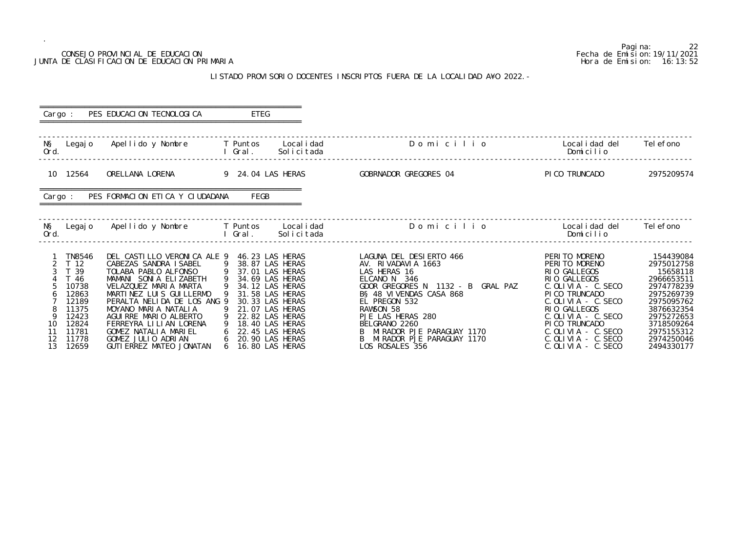CONSEJO PROVINCIAL DE EDUCACION
JUNTA DE CLASIFICACION DE EDUCACION PRIMARIA

Pagina: 22
Fecha de Emision: 19/11/2021
Hora de Emision: 16:13:52

LISTADO PROVISORIO DOCENTES INSCRIPTOS FUERA DE LA LOCALIDAD A¥O 2022.-

Cargo : PES EDUCACION TECNOLOGICA ETEG

| N§ Ord. | Legajo | Apellido y Nombre | T I | Puntos Gral. | Localidad Solicitada | Domicilio | Localidad del Domicilio | Telefono |
|---|---|---|---|---|---|---|---|---|
| 10 | 12564 | ORELLANA LORENA | 9 | 24.04 | LAS HERAS | GOBRNADOR GREGORES 04 | PICO TRUNCADO | 2975209574 |

Cargo : PES FORMACION ETICA Y CIUDADANA FEGB

| N§ Ord. | Legajo | Apellido y Nombre | T I | Puntos Gral. | Localidad Solicitada | Domicilio | Localidad del Domicilio | Telefono |
|---|---|---|---|---|---|---|---|---|
| 1 | TN8546 | DEL CASTILLO VERONICA ALE | 9 | 46.23 | LAS HERAS | LAGUNA DEL DESIERTO 466 | PERITO MORENO | 154439084 |
| 2 | T 12 | CABEZAS SANDRA ISABEL | 9 | 38.87 | LAS HERAS | AV. RIVADAVIA 1663 | PERITO MORENO | 2975012758 |
| 3 | T 39 | TOLABA PABLO ALFONSO | 9 | 37.01 | LAS HERAS | LAS HERAS 16 | RIO GALLEGOS | 15658118 |
| 4 | T 46 | MAMANI SONIA ELIZABETH | 9 | 34.69 | LAS HERAS | ELCANO N 346 | RIO GALLEGOS | 2966653511 |
| 5 | 10738 | VELAZQUEZ MARIA MARTA | 9 | 34.12 | LAS HERAS | GDOR GREGORES N 1132 - B GRAL PAZ | C.OLIVIA - C.SECO | 2974778239 |
| 6 | 12863 | MARTINEZ LUIS GUILLERMO | 9 | 31.58 | LAS HERAS | B§ 48 VIVENDAS CASA 868 | PICO TRUNCADO | 2975269739 |
| 7 | 12189 | PERALTA NELIDA DE LOS ANG | 9 | 30.33 | LAS HERAS | EL PREGON 532 | C.OLIVIA - C.SECO | 2975095762 |
| 8 | 11375 | MOYANO MARIA NATALIA | 9 | 21.07 | LAS HERAS | RAWSON 58 | RIO GALLEGOS | 3876632354 |
| 9 | 12423 | AGUIRRE MARIO ALBERTO | 9 | 22.82 | LAS HERAS | PJE LAS HERAS 280 | C.OLIVIA - C.SECO | 2975272653 |
| 10 | 12824 | FERREYRA LILIAN LORENA | 9 | 18.40 | LAS HERAS | BELGRANO 2260 | PICO TRUNCADO | 3718509264 |
| 11 | 11781 | GOMEZ NATALIA MARIEL | 6 | 22.45 | LAS HERAS | B MIRADOR PJE PARAGUAY 1170 | C.OLIVIA - C.SECO | 2975155312 |
| 12 | 11778 | GOMEZ JULIO ADRIAN | 6 | 20.90 | LAS HERAS | B MIRADOR PJE PARAGUAY 1170 | C.OLIVIA - C.SECO | 2974250046 |
| 13 | 12659 | GUTIERREZ MATEO JONATAN | 6 | 16.80 | LAS HERAS | LOS ROSALES 356 | C.OLIVIA - C.SECO | 2494330177 |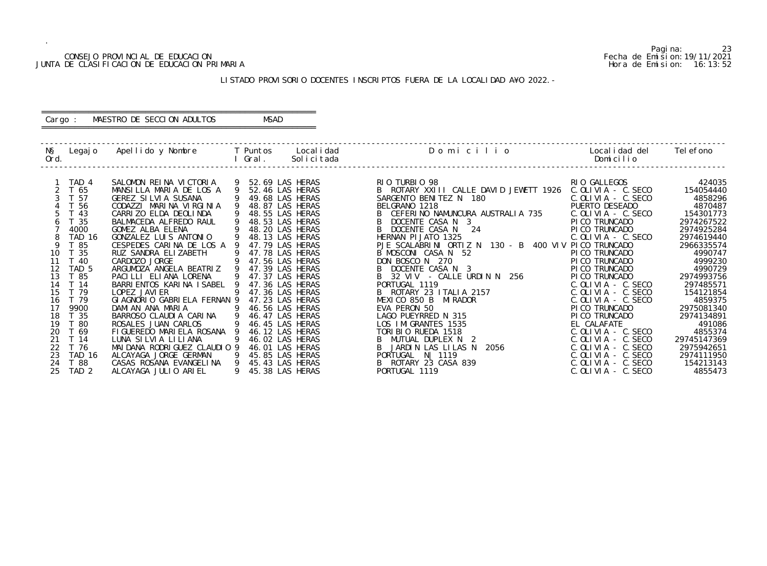CONSEJO PROVINCIAL DE EDUCACION
JUNTA DE CLASIFICACION DE EDUCACION PRIMARIA

Fecha de Emision: 19/11/2021
Hora de Emision: 16:13:52

LISTADO PROVISORIO DOCENTES INSCRIPTOS FUERA DE LA LOCALIDAD A¥O 2022.-

Cargo : MAESTRO DE SECCION ADULTOS MSAD

| N§ Ord. | Legajo | Apellido y Nombre | T I | Puntos Gral. | Localidad Solicitada | Domicilio | Localidad del Domicilio | Telefono |
|---|---|---|---|---|---|---|---|---|
| 1 | TAD 4 | SALOMON REINA VICTORIA | 9 | 52.69 | LAS HERAS | RIO TURBIO 98 | RIO GALLEGOS | 424035 |
| 2 | T 65 | MANSILLA MARIA DE LOS A | 9 | 52.46 | LAS HERAS | B ROTARY XXIII CALLE DAVID JEWETT 1926 | C.OLIVIA - C.SECO | 154054440 |
| 3 | T 57 | GEREZ SILVIA SUSANA | 9 | 49.68 | LAS HERAS | SARGENTO BENITEZ N 180 | C.OLIVIA - C.SECO | 4858296 |
| 4 | T 56 | CODAZZI MARINA VIRGINIA | 9 | 48.87 | LAS HERAS | BELGRANO 1218 | PUERTO DESEADO | 4870487 |
| 5 | T 43 | CARRIZO ELDA DEOLINDA | 9 | 48.55 | LAS HERAS | B CEFERINO NAMUNCURA AUSTRALIA 735 | C.OLIVIA - C.SECO | 154301773 |
| 6 | T 35 | BALMACEDA ALFREDO RAUL | 9 | 48.53 | LAS HERAS | B DOCENTE CASA N 3 | PICO TRUNCADO | 2974267522 |
| 7 | 4000 | GOMEZ ALBA ELENA | 9 | 48.20 | LAS HERAS | B DOCENTE CASA N 24 | PICO TRUNCADO | 2974925284 |
| 8 | TAD 16 | GONZALEZ LUIS ANTONIO | 9 | 48.13 | LAS HERAS | HERNAN PIJATO 1325 | C.OLIVIA - C.SECO | 2974619440 |
| 9 | T 85 | CESPEDES CARINA DE LOS A | 9 | 47.79 | LAS HERAS | PJE SCALABRINI ORTIZ N 130 - B 400 VIV | PICO TRUNCADO | 2966335574 |
| 10 | T 35 | RUZ SANDRA ELIZABETH | 9 | 47.78 | LAS HERAS | B MOSCONI CASA N 52 | PICO TRUNCADO | 4990747 |
| 11 | T 40 | CARDOZO JORGE | 9 | 47.56 | LAS HERAS | DON BOSCO N 270 | PICO TRUNCADO | 4999230 |
| 12 | TAD 5 | ARGUMOZA ANGELA BEATRIZ | 9 | 47.39 | LAS HERAS | B DOCENTE CASA N 3 | PICO TRUNCADO | 4990729 |
| 13 | T 85 | PACILLI ELIANA LORENA | 9 | 47.37 | LAS HERAS | B 32 VIV - CALLE URDIN N 256 | PICO TRUNCADO | 2974993756 |
| 14 | T 14 | BARRIENTOS KARINA ISABEL | 9 | 47.36 | LAS HERAS | PORTUGAL 1119 | C.OLIVIA - C.SECO | 297485571 |
| 15 | T 79 | LOPEZ JAVIER | 9 | 47.36 | LAS HERAS | B ROTARY 23 ITALIA 2157 | C.OLIVIA - C.SECO | 154121854 |
| 16 | T 79 | GIAGNORIO GABRIELA FERNAN | 9 | 47.23 | LAS HERAS | MEXICO 850 B MIRADOR | C.OLIVIA - C.SECO | 4859375 |
| 17 | 9900 | DAMIAN ANA MARIA | 9 | 46.56 | LAS HERAS | EVA PERON 50 | PICO TRUNCADO | 2975081340 |
| 18 | T 35 | BARROSO CLAUDIA CARINA | 9 | 46.47 | LAS HERAS | LAGO PUEYRRED N 315 | PICO TRUNCADO | 2974134891 |
| 19 | T 80 | ROSALES JUAN CARLOS | 9 | 46.45 | LAS HERAS | LOS IMIGRANTES 1535 | EL CALAFATE | 491086 |
| 20 | T 69 | FIGUEREDO MARIELA ROSANA | 9 | 46.12 | LAS HERAS | TORIBIO RUEDA 1518 | C.OLIVIA - C.SECO | 4855374 |
| 21 | T 14 | LUNA SILVIA LILIANA | 9 | 46.02 | LAS HERAS | B MUTUAL DUPLEX N 2 | C.OLIVIA - C.SECO | 29745147369 |
| 22 | T 76 | MAIDANA RODRIGUEZ CLAUDIO | 9 | 46.01 | LAS HERAS | B JARDIN LAS LILAS N 2056 | C.OLIVIA - C.SECO | 2975942651 |
| 23 | TAD 16 | ALCAYAGA JORGE GERMAN | 9 | 45.85 | LAS HERAS | PORTUGAL N| 1119 | C.OLIVIA - C.SECO | 2974111950 |
| 24 | T 88 | CASAS ROSANA EVANGELINA | 9 | 45.43 | LAS HERAS | B ROTARY 23 CASA 839 | C.OLIVIA - C.SECO | 154213143 |
| 25 | TAD 2 | ALCAYAGA JULIO ARIEL | 9 | 45.38 | LAS HERAS | PORTUGAL 1119 | C.OLIVIA - C.SECO | 4855473 |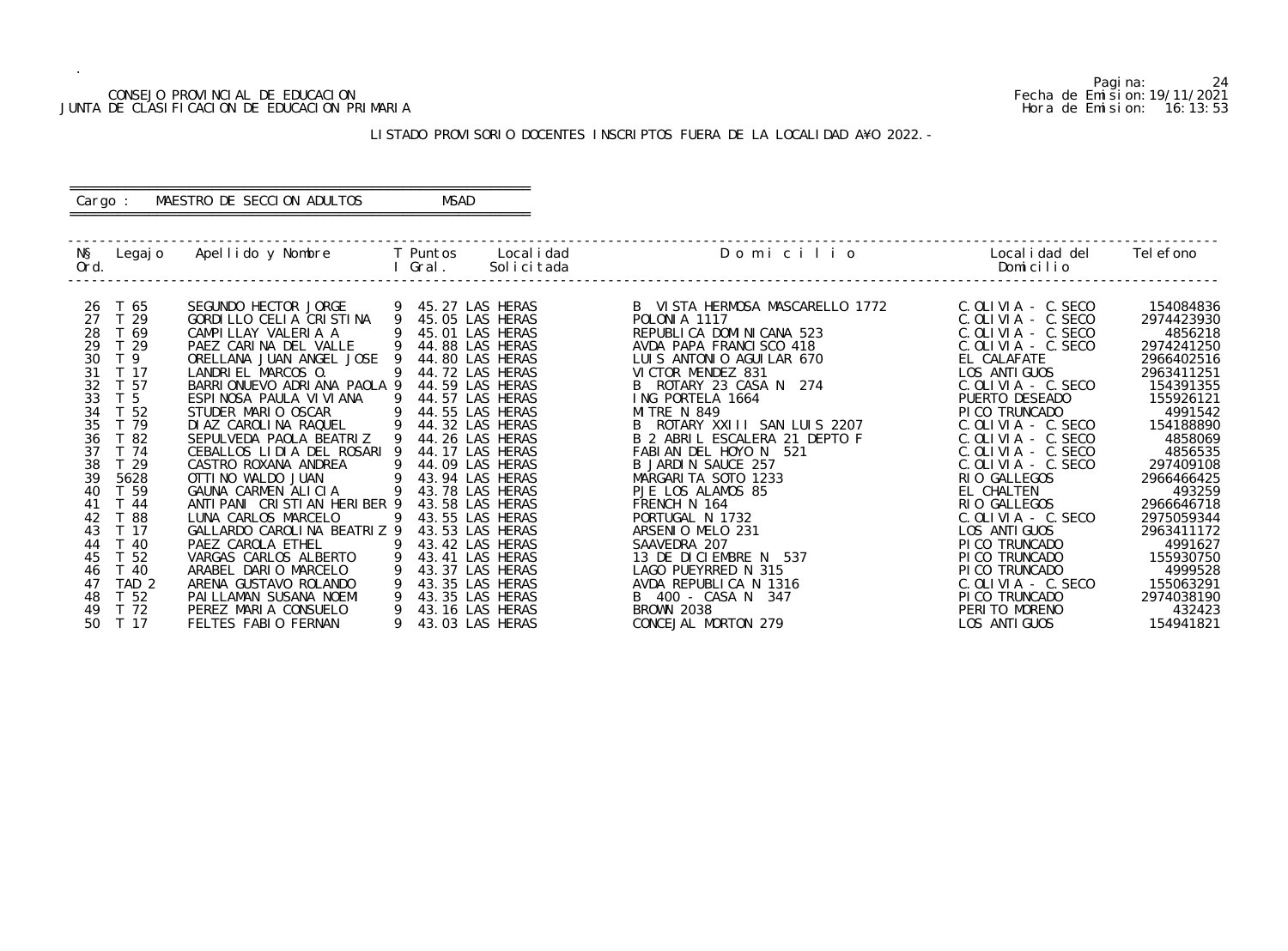CONSEJO PROVINCIAL DE EDUCACION
JUNTA DE CLASIFICACION DE EDUCACION PRIMARIA

Pagina: 24
Fecha de Emision: 19/11/2021
Hora de Emision: 16:13:53

LISTADO PROVISORIO DOCENTES INSCRIPTOS FUERA DE LA LOCALIDAD AÑO 2022.-

Cargo : MAESTRO DE SECCION ADULTOS MSAD

| Nº Ord. | Legajo | Apellido y Nombre | T I | Puntos Gral. | Localidad Solicitada | Domicilio | Localidad del Domicilio | Telefono |
|---|---|---|---|---|---|---|---|---|
| 26 | T 65 | SEGUNDO HECTOR JORGE | 9 | 45.27 | LAS HERAS | B VISTA HERMOSA MASCARELLO 1772 | C.OLIVIA - C.SECO | 154084836 |
| 27 | T 29 | GORDILLO CELIA CRISTINA | 9 | 45.05 | LAS HERAS | POLONIA 1117 | C.OLIVIA - C.SECO | 2974423930 |
| 28 | T 69 | CAMPILLAY VALERIA A | 9 | 45.01 | LAS HERAS | REPUBLICA DOMINICANA 523 | C.OLIVIA - C.SECO | 4856218 |
| 29 | T 29 | PAEZ CARINA DEL VALLE | 9 | 44.88 | LAS HERAS | AVDA PAPA FRANCISCO 418 | C.OLIVIA - C.SECO | 2974241250 |
| 30 | T 9 | ORELLANA JUAN ANGEL JOSE | 9 | 44.80 | LAS HERAS | LUIS ANTONIO AGUILAR 670 | EL CALAFATE | 2966402516 |
| 31 | T 17 | LANDRIEL MARCOS O. | 9 | 44.72 | LAS HERAS | VICTOR MENDEZ 831 | LOS ANTIGUOS | 2963411251 |
| 32 | T 57 | BARRIONUEVO ADRIANA PAOLA | 9 | 44.59 | LAS HERAS | B ROTARY 23 CASA N 274 | C.OLIVIA - C.SECO | 154391355 |
| 33 | T 5 | ESPINOSA PAULA VIVIANA | 9 | 44.57 | LAS HERAS | ING PORTELA 1664 | PUERTO DESEADO | 155926121 |
| 34 | T 52 | STUDER MARIO OSCAR | 9 | 44.55 | LAS HERAS | MITRE N 849 | PICO TRUNCADO | 4991542 |
| 35 | T 79 | DIAZ CAROLINA RAQUEL | 9 | 44.32 | LAS HERAS | B ROTARY XXIII SAN LUIS 2207 | C.OLIVIA - C.SECO | 154188890 |
| 36 | T 82 | SEPULVEDA PAOLA BEATRIZ | 9 | 44.26 | LAS HERAS | B 2 ABRIL ESCALERA 21 DEPTO F | C.OLIVIA - C.SECO | 4858069 |
| 37 | T 74 | CEBALLOS LIDIA DEL ROSARI | 9 | 44.17 | LAS HERAS | FABIAN DEL HOYO N 521 | C.OLIVIA - C.SECO | 4856535 |
| 38 | T 29 | CASTRO ROXANA ANDREA | 9 | 44.09 | LAS HERAS | B JARDIN SAUCE 257 | C.OLIVIA - C.SECO | 297409108 |
| 39 | 5628 | OTTINO WALDO JUAN | 9 | 43.94 | LAS HERAS | MARGARITA SOTO 1233 | RIO GALLEGOS | 2966466425 |
| 40 | T 59 | GAUNA CARMEN ALICIA | 9 | 43.78 | LAS HERAS | PJE LOS ALAMOS 85 | EL CHALTEN | 493259 |
| 41 | T 44 | ANTIPANI CRISTIAN HERIBER | 9 | 43.58 | LAS HERAS | FRENCH N 164 | RIO GALLEGOS | 2966646718 |
| 42 | T 88 | LUNA CARLOS MARCELO | 9 | 43.55 | LAS HERAS | PORTUGAL N 1732 | C.OLIVIA - C.SECO | 2975059344 |
| 43 | T 17 | GALLARDO CAROLINA BEATRIZ | 9 | 43.53 | LAS HERAS | ARSENIO MELO 231 | LOS ANTIGUOS | 2963411172 |
| 44 | T 40 | PAEZ CAROLA ETHEL | 9 | 43.42 | LAS HERAS | SAAVEDRA 207 | PICO TRUNCADO | 4991627 |
| 45 | T 52 | VARGAS CARLOS ALBERTO | 9 | 43.41 | LAS HERAS | 13 DE DICIEMBRE N 537 | PICO TRUNCADO | 155930750 |
| 46 | T 40 | ARABEL DARIO MARCELO | 9 | 43.37 | LAS HERAS | LAGO PUEYRRED N 315 | PICO TRUNCADO | 4999528 |
| 47 | TAD 2 | ARENA GUSTAVO ROLANDO | 9 | 43.35 | LAS HERAS | AVDA REPUBLICA N 1316 | C.OLIVIA - C.SECO | 155063291 |
| 48 | T 52 | PAILLAMAN SUSANA NOEMI | 9 | 43.35 | LAS HERAS | B 400 - CASA N 347 | PICO TRUNCADO | 2974038190 |
| 49 | T 72 | PEREZ MARIA CONSUELO | 9 | 43.16 | LAS HERAS | BROWN 2038 | PERITO MORENO | 432423 |
| 50 | T 17 | FELTES FABIO FERNAN | 9 | 43.03 | LAS HERAS | CONCEJAL MORTON 279 | LOS ANTIGUOS | 154941821 |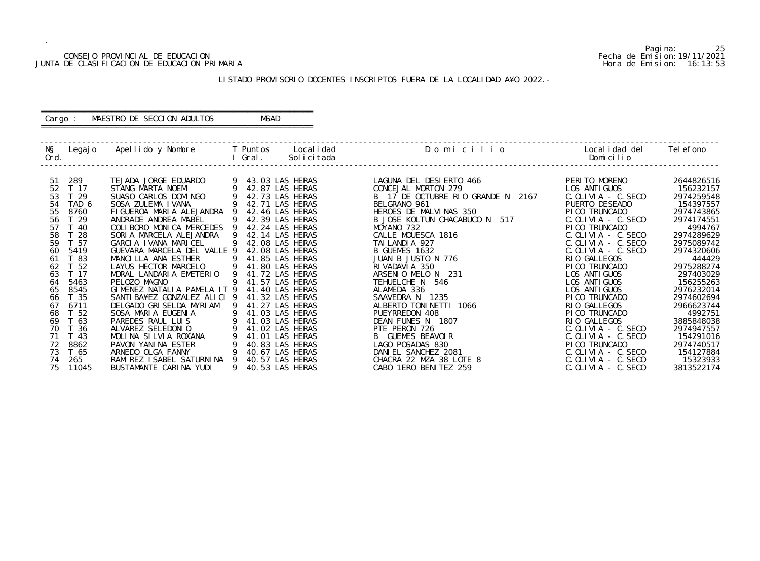CONSEJO PROVINCIAL DE EDUCACION
JUNTA DE CLASIFICACION DE EDUCACION PRIMARIA

Pagina: 25
Fecha de Emision: 19/11/2021
Hora de Emision: 16:13:53

LISTADO PROVISORIO DOCENTES INSCRIPTOS FUERA DE LA LOCALIDAD A¥O 2022.-

Cargo : MAESTRO DE SECCION ADULTOS MSAD

| N§ Ord. | Legajo | Apellido y Nombre | T I | Puntos Gral. | Localidad Solicitada | D o m i c i l i o | Localidad del Domicilio | Telefono |
|---|---|---|---|---|---|---|---|---|
| 51 | 289 | TEJADA JORGE EDUARDO | 9 | 43.03 | LAS HERAS | LAGUNA DEL DESIERTO 466 | PERITO MORENO | 2644826516 |
| 52 | T 17 | STANG MARTA NOEMI | 9 | 42.87 | LAS HERAS | CONCEJAL MORTON 279 | LOS ANTIGUOS | 156232157 |
| 53 | T 29 | SUASO CARLOS DOMINGO | 9 | 42.73 | LAS HERAS | B 17 DE OCTUBRE RIO GRANDE N 2167 | C.OLIVIA - C.SECO | 2974259548 |
| 54 | TAD 6 | SOSA ZULEMA IVANA | 9 | 42.71 | LAS HERAS | BELGRANO 961 | PUERTO DESEADO | 154397557 |
| 55 | 8760 | FIGUEROA MARIA ALEJANDRA | 9 | 42.46 | LAS HERAS | HEROES DE MALVINAS 350 | PICO TRUNCADO | 2974743865 |
| 56 | T 29 | ANDRADE ANDREA MABEL | 9 | 42.39 | LAS HERAS | B JOSE KOLTUN CHACABUCO N 517 | C.OLIVIA - C.SECO | 2974174551 |
| 57 | T 40 | COLIBORO MONICA MERCEDES | 9 | 42.24 | LAS HERAS | MOYANO 732 | PICO TRUNCADO | 4994767 |
| 58 | T 28 | SORIA MARCELA ALEJANDRA | 9 | 42.14 | LAS HERAS | CALLE MOUESCA 1816 | C.OLIVIA - C.SECO | 2974289629 |
| 59 | T 57 | GARCIA IVANA MARICEL | 9 | 42.08 | LAS HERAS | TAILANDIA 927 | C.OLIVIA - C.SECO | 2975089742 |
| 60 | 5419 | GUEVARA MARCELA DEL VALLE | 9 | 42.08 | LAS HERAS | B GUEMES 1632 | C.OLIVIA - C.SECO | 2974320606 |
| 61 | T 83 | MANCILLA ANA ESTHER | 9 | 41.85 | LAS HERAS | JUAN B JUSTO N 776 | RIO GALLEGOS | 444429 |
| 62 | T 52 | LAYUS HECTOR MARCELO | 9 | 41.80 | LAS HERAS | RIVADAVIA 350 | PICO TRUNCADO | 2975288274 |
| 63 | T 17 | MORAL LANDARIA EMETERIO | 9 | 41.72 | LAS HERAS | ARSENIO MELO N 231 | LOS ANTIGUOS | 297403029 |
| 64 | 5463 | PELOZO MAGNO | 9 | 41.57 | LAS HERAS | TEHUELCHE N 546 | LOS ANTIGUOS | 156255263 |
| 65 | 8545 | GIMENEZ NATALIA PAMELA IT | 9 | 41.40 | LAS HERAS | ALAMEDA 336 | LOS ANTIGUOS | 2976232014 |
| 66 | T 35 | SANTIBA¥EZ GONZALEZ ALICI | 9 | 41.32 | LAS HERAS | SAAVEDRA N 1235 | PICO TRUNCADO | 2974602694 |
| 67 | 6711 | DELGADO GRISELDA MYRIAM | 9 | 41.27 | LAS HERAS | ALBERTO TONINETTI 1066 | RIO GALLEGOS | 2966623744 |
| 68 | T 52 | SOSA MARIA EUGENIA | 9 | 41.03 | LAS HERAS | PUEYRREDON 408 | PICO TRUNCADO | 4992751 |
| 69 | T 63 | PAREDES RAUL LUIS | 9 | 41.03 | LAS HERAS | DEAN FUNES N 1807 | RIO GALLEGOS | 3885848038 |
| 70 | T 36 | ALVAREZ SELEDONIO | 9 | 41.02 | LAS HERAS | PTE PERON 726 | C.OLIVIA - C.SECO | 2974947557 |
| 71 | T 43 | MOLINA SILVIA ROXANA | 9 | 41.01 | LAS HERAS | B GUEMES BEAVOIR | C.OLIVIA - C.SECO | 154291016 |
| 72 | 8862 | PAVON YANINA ESTER | 9 | 40.83 | LAS HERAS | LAGO POSADAS 830 | PICO TRUNCADO | 2974740517 |
| 73 | T 65 | ARNEDO OLGA FANNY | 9 | 40.67 | LAS HERAS | DANIEL SANCHEZ 2081 | C.OLIVIA - C.SECO | 154127884 |
| 74 | 265 | RAMIREZ ISABEL SATURNINA | 9 | 40.57 | LAS HERAS | CHACRA 22 MZA 38 LOTE 8 | C.OLIVIA - C.SECO | 15323933 |
| 75 | 11045 | BUSTAMANTE CARINA YUDI | 9 | 40.53 | LAS HERAS | CABO 1ERO BENITEZ 259 | C.OLIVIA - C.SECO | 3813522174 |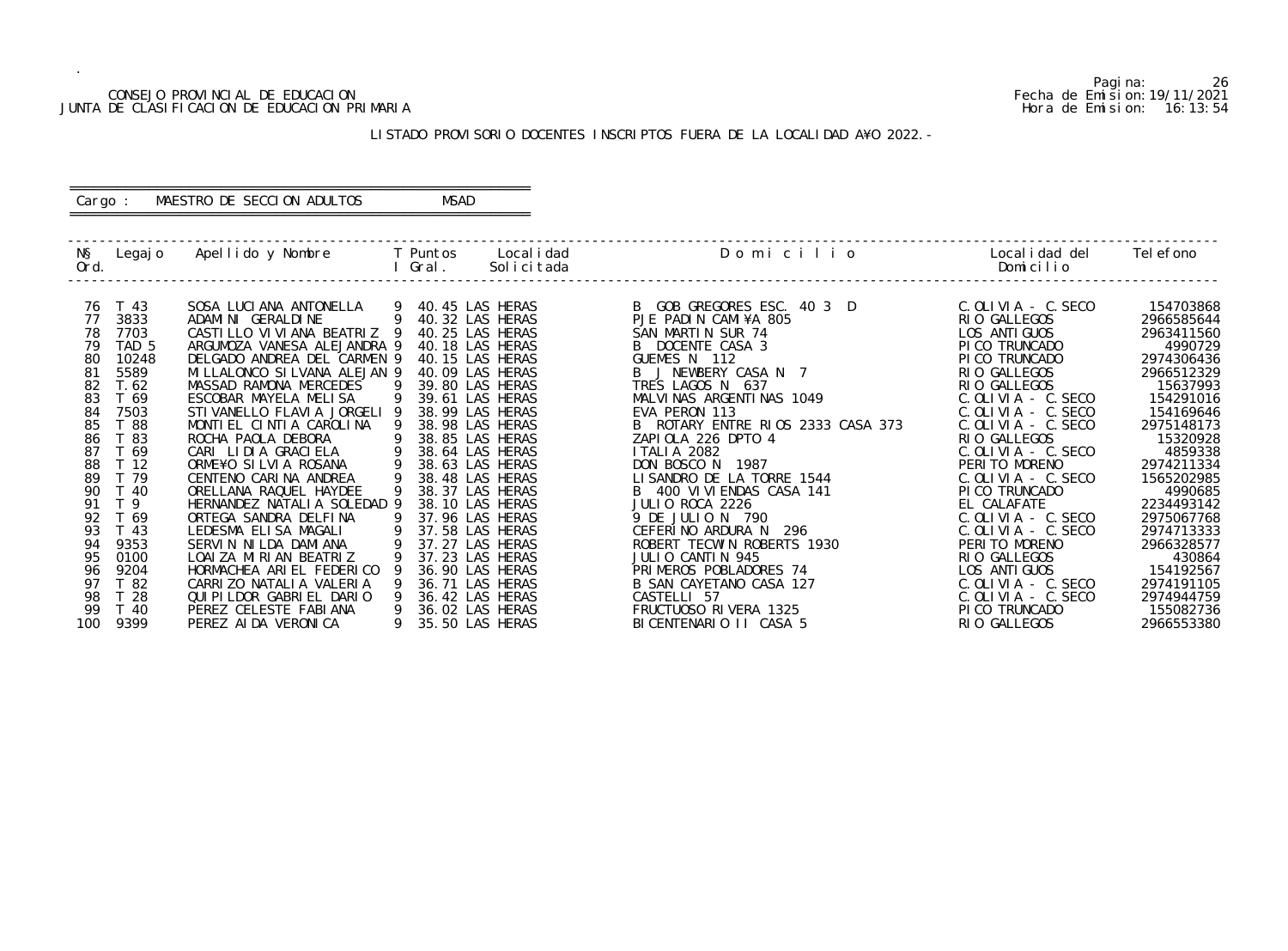CONSEJO PROVINCIAL DE EDUCACION
JUNTA DE CLASIFICACION DE EDUCACION PRIMARIA

Pagina: 26
Fecha de Emision: 19/11/2021
Hora de Emision: 16:13:54

LISTADO PROVISORIO DOCENTES INSCRIPTOS FUERA DE LA LOCALIDAD A¥O 2022.-

Cargo : MAESTRO DE SECCION ADULTOS MSAD

| N§ Ord. | Legajo | Apellido y Nombre | T I | Puntos Gral. | Localidad Solicitada | D o m i c i l i o | Localidad del Domicilio | Telefono |
|---|---|---|---|---|---|---|---|---|
| 76 | T 43 | SOSA LUCIANA ANTONELLA | 9 | 40.45 | LAS HERAS | B GOB GREGORES ESC. 40 3 D | C.OLIVIA - C.SECO | 154703868 |
| 77 | 3833 | ADAMINI GERALDINE | 9 | 40.32 | LAS HERAS | PJE PADIN CAMI¥A 805 | RIO GALLEGOS | 2966585644 |
| 78 | 7703 | CASTILLO VIVIANA BEATRIZ | 9 | 40.25 | LAS HERAS | SAN MARTIN SUR 74 | LOS ANTIGUOS | 2963411560 |
| 79 | TAD 5 | ARGUMOZA VANESA ALEJANDRA | 9 | 40.18 | LAS HERAS | B DOCENTE CASA 3 | PICO TRUNCADO | 4990729 |
| 80 | 10248 | DELGADO ANDREA DEL CARMEN | 9 | 40.15 | LAS HERAS | GUEMES N 112 | PICO TRUNCADO | 2974306436 |
| 81 | 5589 | MILLALONCO SILVANA ALEJAN | 9 | 40.09 | LAS HERAS | B J NEWBERY CASA N 7 | RIO GALLEGOS | 2966512329 |
| 82 | T.62 | MASSAD RAMONA MERCEDES | 9 | 39.80 | LAS HERAS | TRES LAGOS N 637 | RIO GALLEGOS | 15637993 |
| 83 | T 69 | ESCOBAR MAYELA MELISA | 9 | 39.61 | LAS HERAS | MALVINAS ARGENTINAS 1049 | C.OLIVIA - C.SECO | 154291016 |
| 84 | 7503 | STIVANELLO FLAVIA JORGELI | 9 | 38.99 | LAS HERAS | EVA PERON 113 | C.OLIVIA - C.SECO | 154169646 |
| 85 | T 88 | MONTIEL CINTIA CAROLINA | 9 | 38.98 | LAS HERAS | B ROTARY ENTRE RIOS 2333 CASA 373 | C.OLIVIA - C.SECO | 2975148173 |
| 86 | T 83 | ROCHA PAOLA DEBORA | 9 | 38.85 | LAS HERAS | ZAPIOLA 226 DPTO 4 | RIO GALLEGOS | 15320928 |
| 87 | T 69 | CARI LIDIA GRACIELA | 9 | 38.64 | LAS HERAS | ITALIA 2082 | C.OLIVIA - C.SECO | 4859338 |
| 88 | T 12 | ORME¥O SILVIA ROSANA | 9 | 38.63 | LAS HERAS | DON BOSCO N 1987 | PERITO MORENO | 2974211334 |
| 89 | T 79 | CENTENO CARINA ANDREA | 9 | 38.48 | LAS HERAS | LISANDRO DE LA TORRE 1544 | C.OLIVIA - C.SECO | 1565202985 |
| 90 | T 40 | ORELLANA RAQUEL HAYDEE | 9 | 38.37 | LAS HERAS | B 400 VIVIENDAS CASA 141 | PICO TRUNCADO | 4990685 |
| 91 | T 9 | HERNANDEZ NATALIA SOLEDAD | 9 | 38.10 | LAS HERAS | JULIO ROCA 2226 | EL CALAFATE | 2234493142 |
| 92 | T 69 | ORTEGA SANDRA DELFINA | 9 | 37.96 | LAS HERAS | 9 DE JULIO N 790 | C.OLIVIA - C.SECO | 2975067768 |
| 93 | T 43 | LEDESMA ELISA MAGALI | 9 | 37.58 | LAS HERAS | CEFERINO ARDURA N 296 | C.OLIVIA - C.SECO | 2974713333 |
| 94 | 9353 | SERVIN NILDA DAMIANA | 9 | 37.27 | LAS HERAS | ROBERT TECWIN ROBERTS 1930 | PERITO MORENO | 2966328577 |
| 95 | 0100 | LOAIZA MIRIAN BEATRIZ | 9 | 37.23 | LAS HERAS | JULIO CANTIN 945 | RIO GALLEGOS | 430864 |
| 96 | 9204 | HORMACHEA ARIEL FEDERICO | 9 | 36.90 | LAS HERAS | PRIMEROS POBLADORES 74 | LOS ANTIGUOS | 154192567 |
| 97 | T 82 | CARRIZO NATALIA VALERIA | 9 | 36.71 | LAS HERAS | B SAN CAYETANO CASA 127 | C.OLIVIA - C.SECO | 2974191105 |
| 98 | T 28 | QUIPILDOR GABRIEL DARIO | 9 | 36.42 | LAS HERAS | CASTELLI 57 | C.OLIVIA - C.SECO | 2974944759 |
| 99 | T 40 | PEREZ CELESTE FABIANA | 9 | 36.02 | LAS HERAS | FRUCTUOSO RIVERA 1325 | PICO TRUNCADO | 155082736 |
| 100 | 9399 | PEREZ AIDA VERONICA | 9 | 35.50 | LAS HERAS | BICENTENARIO II CASA 5 | RIO GALLEGOS | 2966553380 |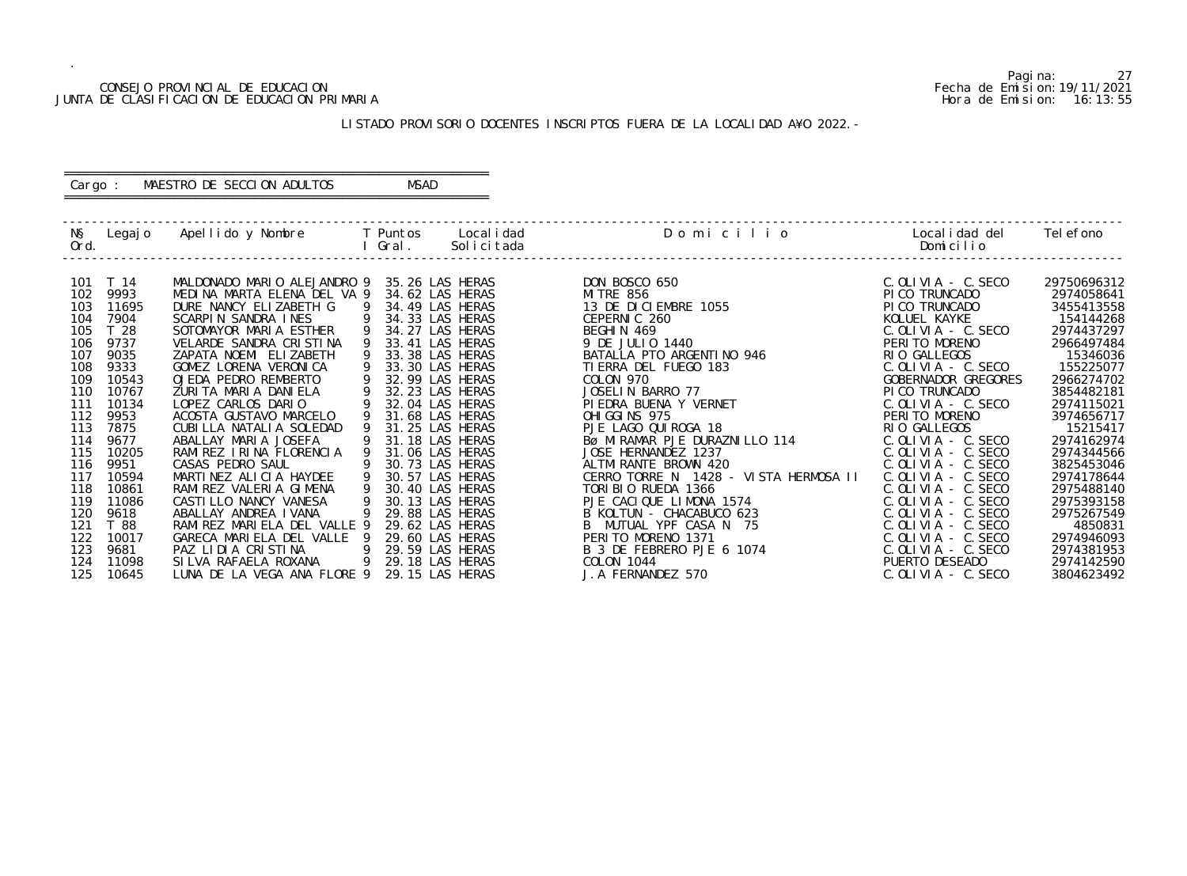CONSEJO PROVINCIAL DE EDUCACION
JUNTA DE CLASIFICACION DE EDUCACION PRIMARIA

Fecha de Emision: 19/11/2021
Hora de Emision: 16:13:55

LISTADO PROVISORIO DOCENTES INSCRIPTOS FUERA DE LA LOCALIDAD A¥O 2022.-

Cargo : MAESTRO DE SECCION ADULTOS MSAD

| Nº Ord. | Legajo | Apellido y Nombre | T I | Puntos Gral. | Localidad Solicitada | Domicilio | Localidad del Domicilio | Telefono |
|---|---|---|---|---|---|---|---|---|
| 101 | T 14 | MALDONADO MARIO ALEJANDRO | 9 | 35.26 | LAS HERAS | DON BOSCO 650 | C.OLIVIA - C.SECO | 29750696312 |
| 102 | 9993 | MEDINA MARTA ELENA DEL VA | 9 | 34.62 | LAS HERAS | MITRE 856 | PICO TRUNCADO | 2974058641 |
| 103 | 11695 | DURE NANCY ELIZABETH G | 9 | 34.49 | LAS HERAS | 13 DE DICIEMBRE 1055 | PICO TRUNCADO | 3455413558 |
| 104 | 7904 | SCARPIN SANDRA INES | 9 | 34.33 | LAS HERAS | CEPERNIC 260 | KOLUEL KAYKE | 154144268 |
| 105 | T 28 | SOTOMAYOR MARIA ESTHER | 9 | 34.27 | LAS HERAS | BEGHIN 469 | C.OLIVIA - C.SECO | 2974437297 |
| 106 | 9737 | VELARDE SANDRA CRISTINA | 9 | 33.41 | LAS HERAS | 9 DE JULIO 1440 | PERITO MORENO | 2966497484 |
| 107 | 9035 | ZAPATA NOEMI ELIZABETH | 9 | 33.38 | LAS HERAS | BATALLA PTO ARGENTINO 946 | RIO GALLEGOS | 15346036 |
| 108 | 9333 | GOMEZ LORENA VERONICA | 9 | 33.30 | LAS HERAS | TIERRA DEL FUEGO 183 | C.OLIVIA - C.SECO | 155225077 |
| 109 | 10543 | OJEDA PEDRO REMBERTO | 9 | 32.99 | LAS HERAS | COLON 970 | GOBERNADOR GREGORES | 2966274702 |
| 110 | 10767 | ZURITA MARIA DANIELA | 9 | 32.23 | LAS HERAS | JOSELIN BARRO 77 | PICO TRUNCADO | 3854482181 |
| 111 | 10134 | LOPEZ CARLOS DARIO | 9 | 32.04 | LAS HERAS | PIEDRA BUENA Y VERNET | C.OLIVIA - C.SECO | 2974115021 |
| 112 | 9953 | ACOSTA GUSTAVO MARCELO | 9 | 31.68 | LAS HERAS | OHIGGINS 975 | PERITO MORENO | 3974656717 |
| 113 | 7875 | CUBILLA NATALIA SOLEDAD | 9 | 31.25 | LAS HERAS | PJE LAGO QUIROGA 18 | RIO GALLEGOS | 15215417 |
| 114 | 9677 | ABALLAY MARIA JOSEFA | 9 | 31.18 | LAS HERAS | Bø MIRAMAR PJE DURAZNILLO 114 | C.OLIVIA - C.SECO | 2974162974 |
| 115 | 10205 | RAMIREZ IRINA FLORENCIA | 9 | 31.06 | LAS HERAS | JOSE HERNANDEZ 1237 | C.OLIVIA - C.SECO | 2974344566 |
| 116 | 9951 | CASAS PEDRO SAUL | 9 | 30.73 | LAS HERAS | ALTMIRANTE BROWN 420 | C.OLIVIA - C.SECO | 3825453046 |
| 117 | 10594 | MARTINEZ ALICIA HAYDEE | 9 | 30.57 | LAS HERAS | CERRO TORRE N 1428 - VISTA HERMOSA II | C.OLIVIA - C.SECO | 2974178644 |
| 118 | 10861 | RAMIREZ VALERIA GIMENA | 9 | 30.40 | LAS HERAS | TORIBIO RUEDA 1366 | C.OLIVIA - C.SECO | 2975488140 |
| 119 | 11086 | CASTILLO NANCY VANESA | 9 | 30.13 | LAS HERAS | PJE CACIQUE LIMONA 1574 | C.OLIVIA - C.SECO | 2975393158 |
| 120 | 9618 | ABALLAY ANDREA IVANA | 9 | 29.88 | LAS HERAS | B KOLTUN - CHACABUCO 623 | C.OLIVIA - C.SECO | 2975267549 |
| 121 | T 88 | RAMIREZ MARIELA DEL VALLE | 9 | 29.62 | LAS HERAS | B MUTUAL YPF CASA N 75 | C.OLIVIA - C.SECO | 4850831 |
| 122 | 10017 | GARECA MARIELA DEL VALLE | 9 | 29.60 | LAS HERAS | PERITO MORENO 1371 | C.OLIVIA - C.SECO | 2974946093 |
| 123 | 9681 | PAZ LIDIA CRISTINA | 9 | 29.59 | LAS HERAS | B 3 DE FEBRERO PJE 6 1074 | C.OLIVIA - C.SECO | 2974381953 |
| 124 | 11098 | SILVA RAFAELA ROXANA | 9 | 29.18 | LAS HERAS | COLON 1044 | PUERTO DESEADO | 2974142590 |
| 125 | 10645 | LUNA DE LA VEGA ANA FLORE | 9 | 29.15 | LAS HERAS | J.A FERNANDEZ 570 | C.OLIVIA - C.SECO | 3804623492 |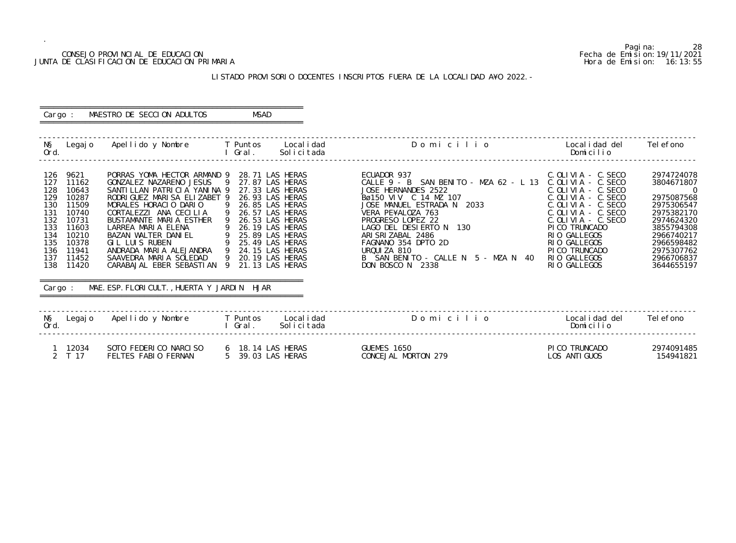CONSEJO PROVINCIAL DE EDUCACION
JUNTA DE CLASIFICACION DE EDUCACION PRIMARIA

Pagina: 28
Fecha de Emision: 19/11/2021
Hora de Emision: 16:13:55

LISTADO PROVISORIO DOCENTES INSCRIPTOS FUERA DE LA LOCALIDAD A¥O 2022.-

Cargo : MAESTRO DE SECCION ADULTOS MSAD

| N§ Ord. | Legajo | Apellido y Nombre | T I | Puntos Gral. | Localidad Solicitada | D o m i c i l i o | Localidad del Domicilio | Telefono |
|---|---|---|---|---|---|---|---|---|
| 126 | 9621 | PORRAS YOMA HECTOR ARMAND | 9 | 28.71 | LAS HERAS | ECUADOR 937 | C.OLIVIA - C.SECO | 2974724078 |
| 127 | 11162 | GONZALEZ NAZARENO JESUS | 9 | 27.87 | LAS HERAS | CALLE 9 - B SAN BENITO - MZA 62 - L 13 | C.OLIVIA - C.SECO | 3804671807 |
| 128 | 10643 | SANTILLAN PATRICIA YANINA | 9 | 27.33 | LAS HERAS | JOSE HERNANDES 2522 | C.OLIVIA - C.SECO | 0 |
| 129 | 10287 | RODRIGUEZ MARISA ELIZABET | 9 | 26.93 | LAS HERAS | Bø150 VIV C 14 MZ 107 | C.OLIVIA - C.SECO | 2975087568 |
| 130 | 11509 | MORALES HORACIO DARIO | 9 | 26.85 | LAS HERAS | JOSE MANUEL ESTRADA N 2033 | C.OLIVIA - C.SECO | 2975306547 |
| 131 | 10740 | CORTALEZZI ANA CECILIA | 9 | 26.57 | LAS HERAS | VERA PE¥ALOZA 763 | C.OLIVIA - C.SECO | 2975382170 |
| 132 | 10731 | BUSTAMANTE MARIA ESTHER | 9 | 26.53 | LAS HERAS | PROGRESO LOPEZ 22 | C.OLIVIA - C.SECO | 2974624320 |
| 133 | 11603 | LARREA MARIA ELENA | 9 | 26.19 | LAS HERAS | LAGO DEL DESIERTO N 130 | PICO TRUNCADO | 3855794308 |
| 134 | 10210 | BAZAN WALTER DANIEL | 9 | 25.89 | LAS HERAS | ARISRIZABAL 2486 | RIO GALLEGOS | 2966740217 |
| 135 | 10378 | GIL LUIS RUBEN | 9 | 25.49 | LAS HERAS | FAGNANO 354 DPTO 2D | RIO GALLEGOS | 2966598482 |
| 136 | 11941 | ANDRADA MARIA ALEJANDRA | 9 | 24.15 | LAS HERAS | URQUIZA 810 | PICO TRUNCADO | 2975307762 |
| 137 | 11452 | SAAVEDRA MARIA SOLEDAD | 9 | 20.19 | LAS HERAS | B SAN BENITO - CALLE N 5 - MZA N 40 | RIO GALLEGOS | 2966706837 |
| 138 | 11420 | CARABAJAL EBER SEBASTIAN | 9 | 21.13 | LAS HERAS | DON BOSCO N 2338 | RIO GALLEGOS | 3644655197 |

Cargo : MAE.ESP.FLORICULT.,HUERTA Y JARDIN HJAR

| N§ Ord. | Legajo | Apellido y Nombre | T I | Puntos Gral. | Localidad Solicitada | D o m i c i l i o | Localidad del Domicilio | Telefono |
|---|---|---|---|---|---|---|---|---|
| 1 | 12034 | SOTO FEDERICO NARCISO | 6 | 18.14 | LAS HERAS | GUEMES 1650 | PICO TRUNCADO | 2974091485 |
| 2 | T 17 | FELTES FABIO FERNAN | 5 | 39.03 | LAS HERAS | CONCEJAL MORTON 279 | LOS ANTIGUOS | 154941821 |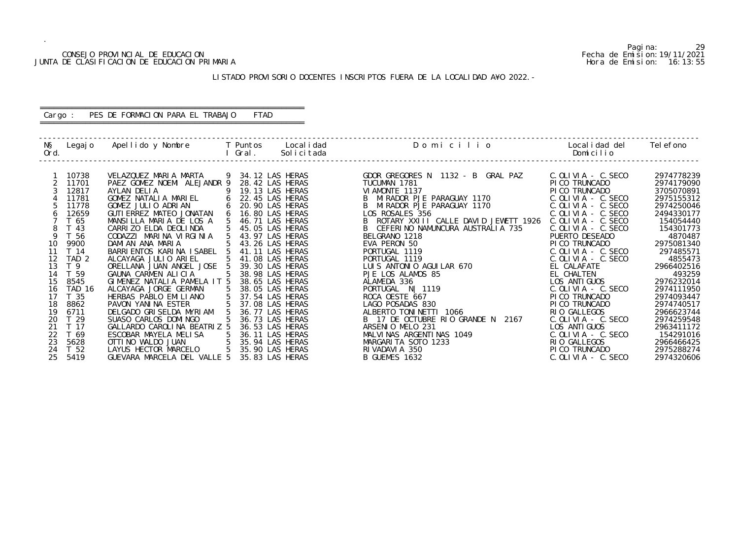CONSEJO PROVINCIAL DE EDUCACION
JUNTA DE CLASIFICACION DE EDUCACION PRIMARIA

Pagina: 29
Fecha de Emision: 19/11/2021
Hora de Emision: 16:13:55

LISTADO PROVISORIO DOCENTES INSCRIPTOS FUERA DE LA LOCALIDAD A¥O 2022.-

Cargo : PES DE FORMACION PARA EL TRABAJO FTAD

| Nº Ord. | Legajo | Apellido y Nombre | T I | Puntos Gral. | Localidad Solicitada | Domicilio | Localidad del Domicilio | Telefono |
|---|---|---|---|---|---|---|---|---|
| 1 | 10738 | VELAZQUEZ MARIA MARTA | 9 | 34.12 | LAS HERAS | GDOR GREGORES N 1132 - B GRAL PAZ | C.OLIVIA - C.SECO | 2974778239 |
| 2 | 11701 | PAEZ GOMEZ NOEMI ALEJANDR | 9 | 28.42 | LAS HERAS | TUCUMAN 1781 | PICO TRUNCADO | 2974179090 |
| 3 | 12817 | AYLAN DELIA | 9 | 19.13 | LAS HERAS | VIAMONTE 1137 | PICO TRUNCADO | 3705070891 |
| 4 | 11781 | GOMEZ NATALIA MARIEL | 6 | 22.45 | LAS HERAS | B MIRADOR PJE PARAGUAY 1170 | C.OLIVIA - C.SECO | 2975155312 |
| 5 | 11778 | GOMEZ JULIO ADRIAN | 6 | 20.90 | LAS HERAS | B MIRADOR PJE PARAGUAY 1170 | C.OLIVIA - C.SECO | 2974250046 |
| 6 | 12659 | GUTIERREZ MATEO JONATAN | 6 | 16.80 | LAS HERAS | LOS ROSALES 356 | C.OLIVIA - C.SECO | 2494330177 |
| 7 | T 65 | MANSILLA MARIA DE LOS A | 5 | 46.71 | LAS HERAS | B ROTARY XXIII CALLE DAVID JEWETT 1926 | C.OLIVIA - C.SECO | 154054440 |
| 8 | T 43 | CARRIZO ELDA DEOLINDA | 5 | 45.05 | LAS HERAS | B CEFERINO NAMUNCURA AUSTRALIA 735 | C.OLIVIA - C.SECO | 154301773 |
| 9 | T 56 | CODAZZI MARINA VIRGINIA | 5 | 43.97 | LAS HERAS | BELGRANO 1218 | PUERTO DESEADO | 4870487 |
| 10 | 9900 | DAMIAN ANA MARIA | 5 | 43.26 | LAS HERAS | EVA PERON 50 | PICO TRUNCADO | 2975081340 |
| 11 | T 14 | BARRIENTOS KARINA ISABEL | 5 | 41.11 | LAS HERAS | PORTUGAL 1119 | C.OLIVIA - C.SECO | 297485571 |
| 12 | TAD 2 | ALCAYAGA JULIO ARIEL | 5 | 41.08 | LAS HERAS | PORTUGAL 1119 | C.OLIVIA - C.SECO | 4855473 |
| 13 | T 9 | ORELLANA JUAN ANGEL JOSE | 5 | 39.30 | LAS HERAS | LUIS ANTONIO AGUILAR 670 | EL CALAFATE | 2966402516 |
| 14 | T 59 | GAUNA CARMEN ALICIA | 5 | 38.98 | LAS HERAS | PJE LOS ALAMOS 85 | EL CHALTEN | 493259 |
| 15 | 8545 | GIMENEZ NATALIA PAMELA IT | 5 | 38.65 | LAS HERAS | ALAMEDA 336 | LOS ANTIGUOS | 2976232014 |
| 16 | TAD 16 | ALCAYAGA JORGE GERMAN | 5 | 38.05 | LAS HERAS | PORTUGAL N| 1119 | C.OLIVIA - C.SECO | 2974111950 |
| 17 | T 35 | HERBAS PABLO EMILIANO | 5 | 37.54 | LAS HERAS | ROCA OESTE 667 | PICO TRUNCADO | 2974093447 |
| 18 | 8862 | PAVON YANINA ESTER | 5 | 37.08 | LAS HERAS | LAGO POSADAS 830 | PICO TRUNCADO | 2974740517 |
| 19 | 6711 | DELGADO GRISELDA MYRIAM | 5 | 36.77 | LAS HERAS | ALBERTO TONINETTI 1066 | RIO GALLEGOS | 2966623744 |
| 20 | T 29 | SUASO CARLOS DOMINGO | 5 | 36.73 | LAS HERAS | B 17 DE OCTUBRE RIO GRANDE N 2167 | C.OLIVIA - C.SECO | 2974259548 |
| 21 | T 17 | GALLARDO CAROLINA BEATRIZ | 5 | 36.53 | LAS HERAS | ARSENIO MELO 231 | LOS ANTIGUOS | 2963411172 |
| 22 | T 69 | ESCOBAR MAYELA MELISA | 5 | 36.11 | LAS HERAS | MALVINAS ARGENTINAS 1049 | C.OLIVIA - C.SECO | 154291016 |
| 23 | 5628 | OTTINO WALDO JUAN | 5 | 35.94 | LAS HERAS | MARGARITA SOTO 1233 | RIO GALLEGOS | 2966466425 |
| 24 | T 52 | LAYUS HECTOR MARCELO | 5 | 35.90 | LAS HERAS | RIVADAVIA 350 | PICO TRUNCADO | 2975288274 |
| 25 | 5419 | GUEVARA MARCELA DEL VALLE | 5 | 35.83 | LAS HERAS | B GUEMES 1632 | C.OLIVIA - C.SECO | 2974320606 |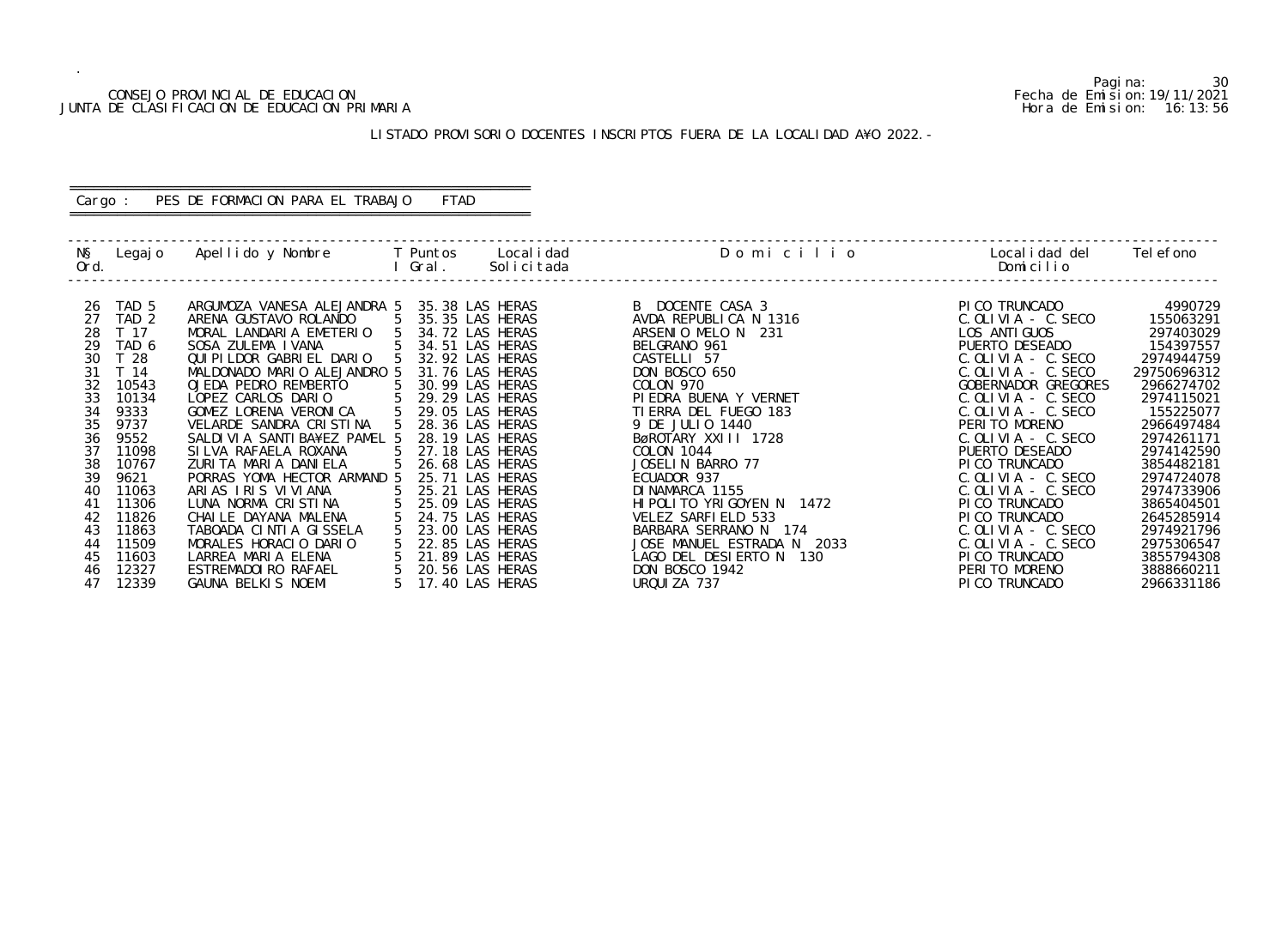CONSEJO PROVINCIAL DE EDUCACION
JUNTA DE CLASIFICACION DE EDUCACION PRIMARIA

Pagina: 30
Fecha de Emision: 19/11/2021
Hora de Emision: 16:13:56

LISTADO PROVISORIO DOCENTES INSCRIPTOS FUERA DE LA LOCALIDAD A¥O 2022.-

Cargo : PES DE FORMACION PARA EL TRABAJO FTAD

| N§ Ord. | Legajo | Apellido y Nombre | T I | Puntos Gral. | Localidad Solicitada | D o m i c i l i o | Localidad del Domicilio | Telefono |
|---|---|---|---|---|---|---|---|---|
| 26 | TAD 5 | ARGUMOZA VANESA ALEJANDRA | 5 | 35.38 | LAS HERAS | B DOCENTE CASA 3 | PICO TRUNCADO | 4990729 |
| 27 | TAD 2 | ARENA GUSTAVO ROLANDO | 5 | 35.35 | LAS HERAS | AVDA REPUBLICA N 1316 | C.OLIVIA - C.SECO | 155063291 |
| 28 | T 17 | MORAL LANDARIA EMETERIO | 5 | 34.72 | LAS HERAS | ARSENIO MELO N 231 | LOS ANTIGUOS | 297403029 |
| 29 | TAD 6 | SOSA ZULEMA IVANA | 5 | 34.51 | LAS HERAS | BELGRANO 961 | PUERTO DESEADO | 154397557 |
| 30 | T 28 | QUIPILDOR GABRIEL DARIO | 5 | 32.92 | LAS HERAS | CASTELLI 57 | C.OLIVIA - C.SECO | 2974944759 |
| 31 | T 14 | MALDONADO MARIO ALEJANDRO | 5 | 31.76 | LAS HERAS | DON BOSCO 650 | C.OLIVIA - C.SECO | 29750696312 |
| 32 | 10543 | OJEDA PEDRO REMBERTO | 5 | 30.99 | LAS HERAS | COLON 970 | GOBERNADOR GREGORES | 2966274702 |
| 33 | 10134 | LOPEZ CARLOS DARIO | 5 | 29.29 | LAS HERAS | PIEDRA BUENA Y VERNET | C.OLIVIA - C.SECO | 2974115021 |
| 34 | 9333 | GOMEZ LORENA VERONICA | 5 | 29.05 | LAS HERAS | TIERRA DEL FUEGO 183 | C.OLIVIA - C.SECO | 155225077 |
| 35 | 9737 | VELARDE SANDRA CRISTINA | 5 | 28.36 | LAS HERAS | 9 DE JULIO 1440 | PERITO MORENO | 2966497484 |
| 36 | 9552 | SALDIVIA SANTIBA¥EZ PAMEL | 5 | 28.19 | LAS HERAS | BøROTARY XXIII 1728 | C.OLIVIA - C.SECO | 2974261171 |
| 37 | 11098 | SILVA RAFAELA ROXANA | 5 | 27.18 | LAS HERAS | COLON 1044 | PUERTO DESEADO | 2974142590 |
| 38 | 10767 | ZURITA MARIA DANIELA | 5 | 26.68 | LAS HERAS | JOSELIN BARRO 77 | PICO TRUNCADO | 3854482181 |
| 39 | 9621 | PORRAS YOMA HECTOR ARMAND | 5 | 25.71 | LAS HERAS | ECUADOR 937 | C.OLIVIA - C.SECO | 2974724078 |
| 40 | 11063 | ARIAS IRIS VIVIANA | 5 | 25.21 | LAS HERAS | DINAMARCA 1155 | C.OLIVIA - C.SECO | 2974733906 |
| 41 | 11306 | LUNA NORMA CRISTINA | 5 | 25.09 | LAS HERAS | HIPOLITO YRIGOYEN N 1472 | PICO TRUNCADO | 3865404501 |
| 42 | 11826 | CHAILE DAYANA MALENA | 5 | 24.75 | LAS HERAS | VELEZ SARFIELD 533 | PICO TRUNCADO | 2645285914 |
| 43 | 11863 | TABOADA CINTIA GISSELA | 5 | 23.00 | LAS HERAS | BARBARA SERRANO N 174 | C.OLIVIA - C.SECO | 2974921796 |
| 44 | 11509 | MORALES HORACIO DARIO | 5 | 22.85 | LAS HERAS | JOSE MANUEL ESTRADA N 2033 | C.OLIVIA - C.SECO | 2975306547 |
| 45 | 11603 | LARREA MARIA ELENA | 5 | 21.89 | LAS HERAS | LAGO DEL DESIERTO N 130 | PICO TRUNCADO | 3855794308 |
| 46 | 12327 | ESTREMADOIRO RAFAEL | 5 | 20.56 | LAS HERAS | DON BOSCO 1942 | PERITO MORENO | 3888660211 |
| 47 | 12339 | GAUNA BELKIS NOEMI | 5 | 17.40 | LAS HERAS | URQUIZA 737 | PICO TRUNCADO | 2966331186 |